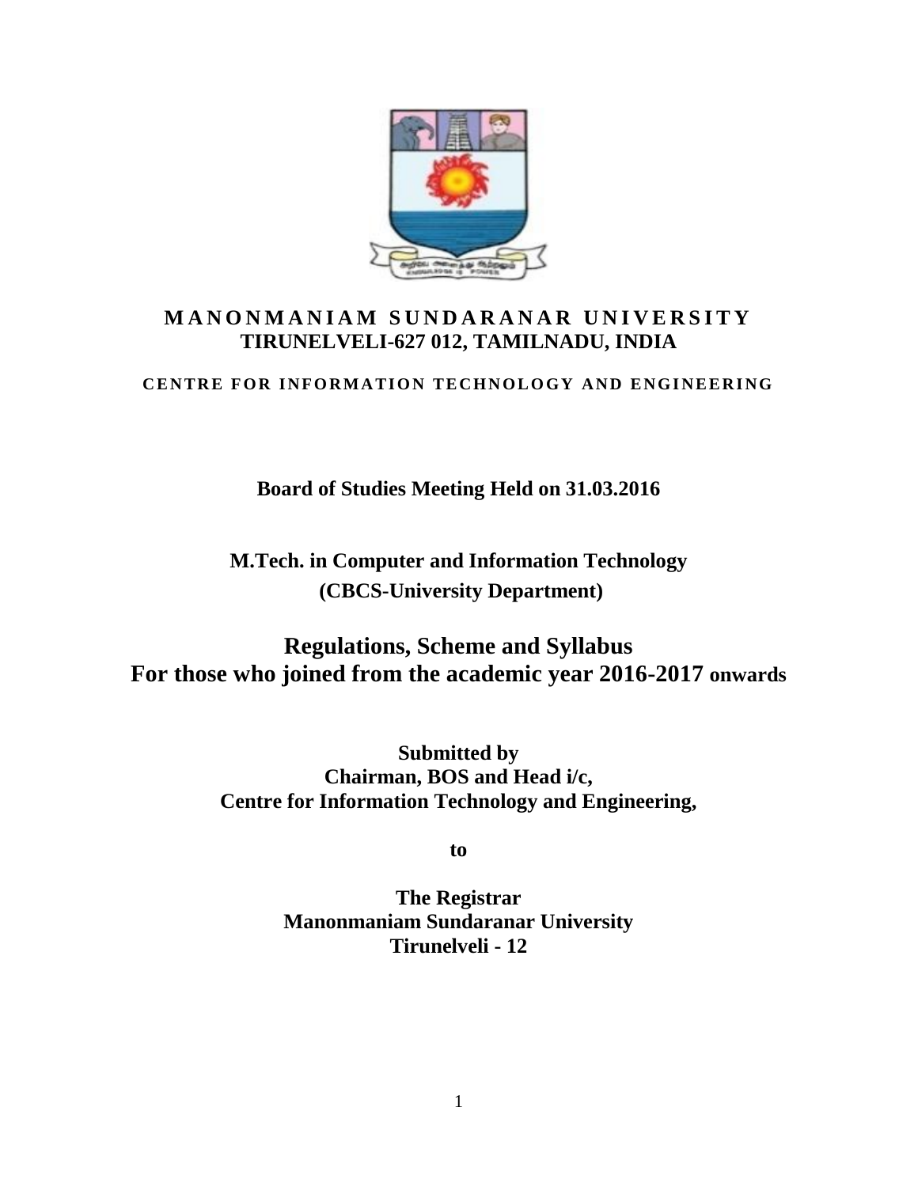# MANONMANIAM SUNDARANAR UNIVERSITY

**TIRUNELVELI-627 012, TAMILNADU, INDIA**

**CENTRE FOR INFORMATION TECHNOLOGY AND ENGINEERING**

**Board of Studies Meeting Held on 31.03.2016**

## M.Tech. in Computer and Information Technology

**(CBCS-University Department)**

## Regulations, Scheme and Syllabus

## For those who joined from the academic year 2016-2017 onwards

**Submitted by**
**Chairman, BOS and Head i/c,**
**Centre for Information Technology and Engineering,**

**to**

**The Registrar**
**Manonmaniam Sundaranar University**
**Tirunelveli - 12**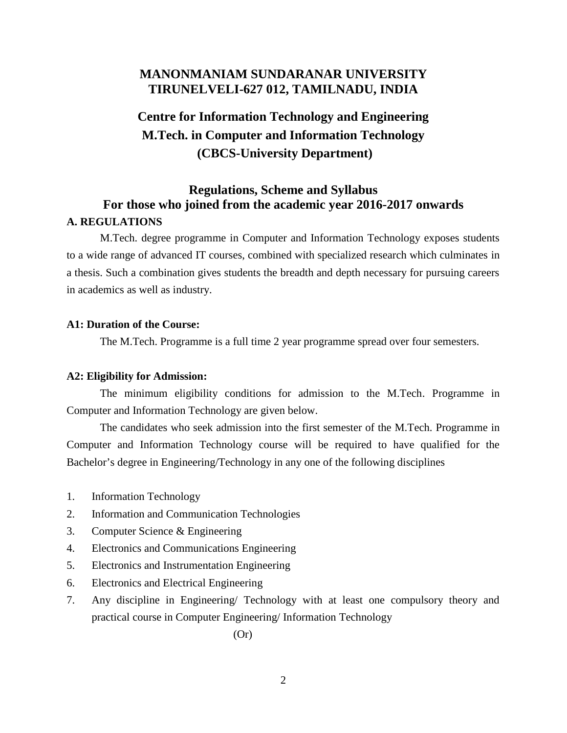# MANONMANIAM SUNDARANAR UNIVERSITY
# TIRUNELVELI-627 012, TAMILNADU, INDIA

## Centre for Information Technology and Engineering
## M.Tech. in Computer and Information Technology
## (CBCS-University Department)

## Regulations, Scheme and Syllabus
## For those who joined from the academic year 2016-2017 onwards

### A. REGULATIONS

M.Tech. degree programme in Computer and Information Technology exposes students to a wide range of advanced IT courses, combined with specialized research which culminates in a thesis. Such a combination gives students the breadth and depth necessary for pursuing careers in academics as well as industry.

### A1: Duration of the Course:

The M.Tech. Programme is a full time 2 year programme spread over four semesters.

### A2: Eligibility for Admission:

The minimum eligibility conditions for admission to the M.Tech. Programme in Computer and Information Technology are given below.

The candidates who seek admission into the first semester of the M.Tech. Programme in Computer and Information Technology course will be required to have qualified for the Bachelor's degree in Engineering/Technology in any one of the following disciplines

1. Information Technology
2. Information and Communication Technologies
3. Computer Science & Engineering
4. Electronics and Communications Engineering
5. Electronics and Instrumentation Engineering
6. Electronics and Electrical Engineering
7. Any discipline in Engineering/ Technology with at least one compulsory theory and practical course in Computer Engineering/ Information Technology

(Or)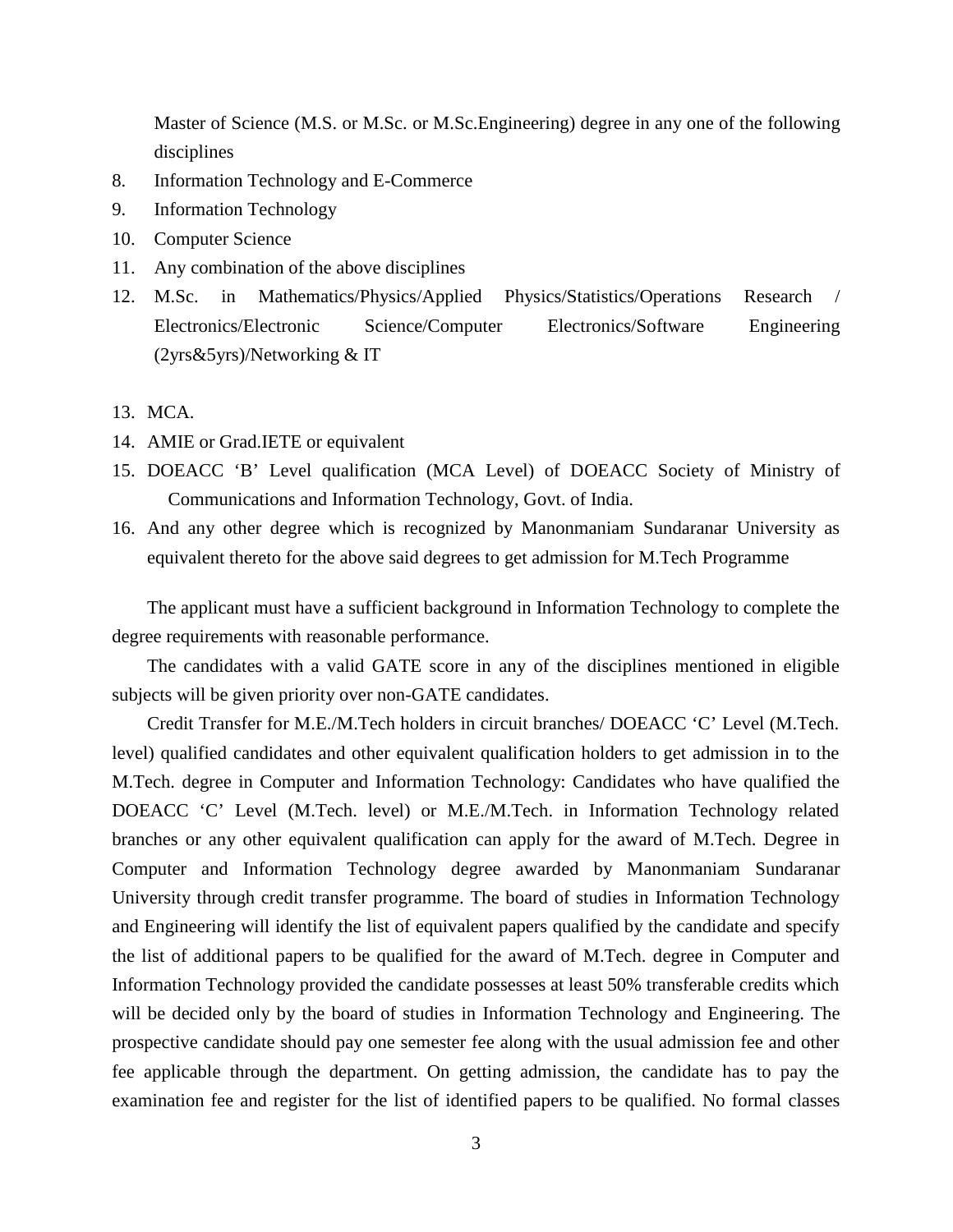Master of Science (M.S. or M.Sc. or M.Sc.Engineering) degree in any one of the following disciplines

8. Information Technology and E-Commerce
9. Information Technology
10. Computer Science
11. Any combination of the above disciplines
12. M.Sc. in Mathematics/Physics/Applied Physics/Statistics/Operations Research / Electronics/Electronic Science/Computer Electronics/Software Engineering (2yrs&5yrs)/Networking & IT
13. MCA.
14. AMIE or Grad.IETE or equivalent
15. DOEACC 'B' Level qualification (MCA Level) of DOEACC Society of Ministry of Communications and Information Technology, Govt. of India.
16. And any other degree which is recognized by Manonmaniam Sundaranar University as equivalent thereto for the above said degrees to get admission for M.Tech Programme

The applicant must have a sufficient background in Information Technology to complete the degree requirements with reasonable performance.

The candidates with a valid GATE score in any of the disciplines mentioned in eligible subjects will be given priority over non-GATE candidates.

Credit Transfer for M.E./M.Tech holders in circuit branches/ DOEACC 'C' Level (M.Tech. level) qualified candidates and other equivalent qualification holders to get admission in to the M.Tech. degree in Computer and Information Technology: Candidates who have qualified the DOEACC 'C' Level (M.Tech. level) or M.E./M.Tech. in Information Technology related branches or any other equivalent qualification can apply for the award of M.Tech. Degree in Computer and Information Technology degree awarded by Manonmaniam Sundaranar University through credit transfer programme. The board of studies in Information Technology and Engineering will identify the list of equivalent papers qualified by the candidate and specify the list of additional papers to be qualified for the award of M.Tech. degree in Computer and Information Technology provided the candidate possesses at least 50% transferable credits which will be decided only by the board of studies in Information Technology and Engineering. The prospective candidate should pay one semester fee along with the usual admission fee and other fee applicable through the department. On getting admission, the candidate has to pay the examination fee and register for the list of identified papers to be qualified. No formal classes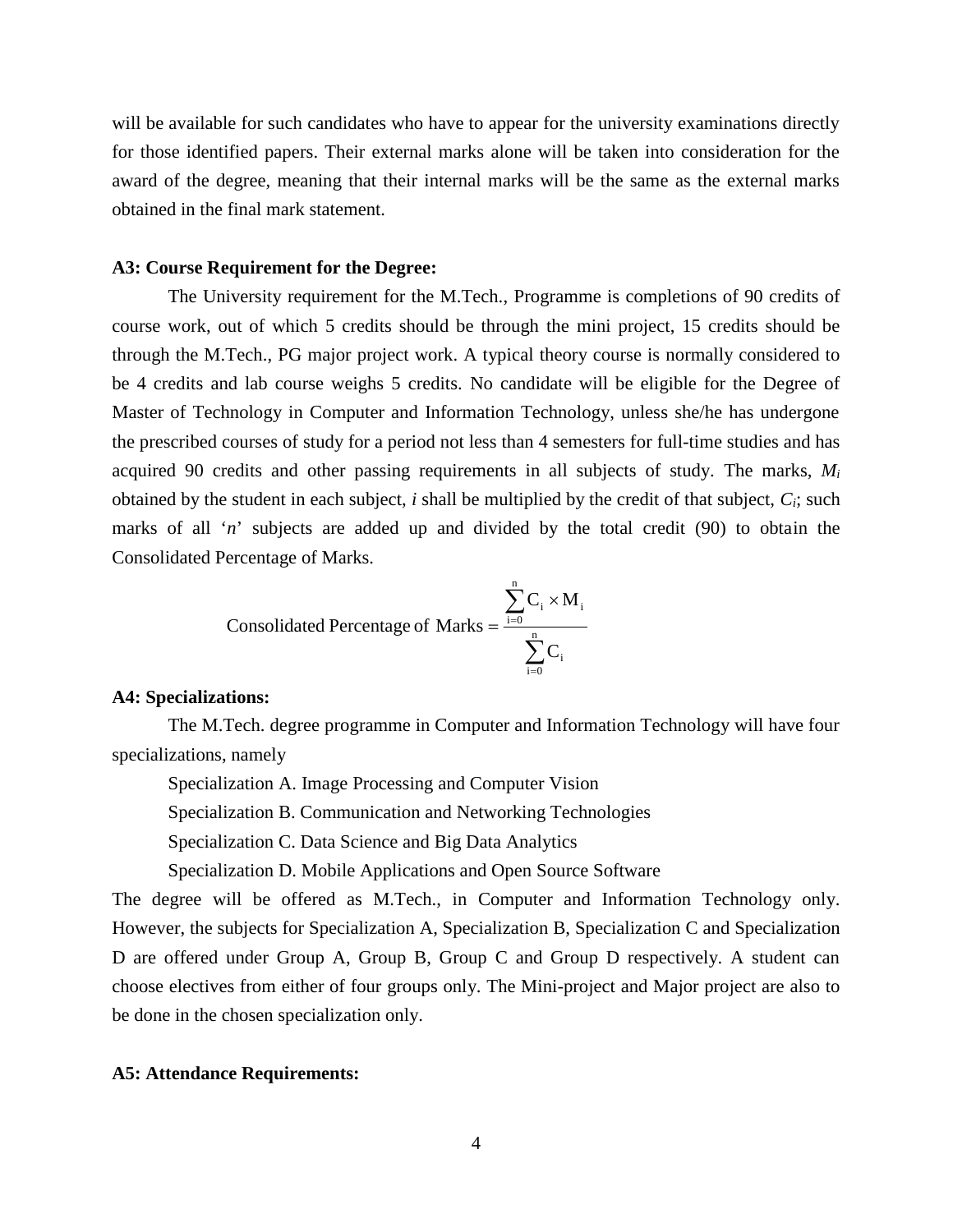will be available for such candidates who have to appear for the university examinations directly for those identified papers. Their external marks alone will be taken into consideration for the award of the degree, meaning that their internal marks will be the same as the external marks obtained in the final mark statement.

**A3: Course Requirement for the Degree:**

The University requirement for the M.Tech., Programme is completions of 90 credits of course work, out of which 5 credits should be through the mini project, 15 credits should be through the M.Tech., PG major project work. A typical theory course is normally considered to be 4 credits and lab course weighs 5 credits. No candidate will be eligible for the Degree of Master of Technology in Computer and Information Technology, unless she/he has undergone the prescribed courses of study for a period not less than 4 semesters for full-time studies and has acquired 90 credits and other passing requirements in all subjects of study. The marks, $M_i$ obtained by the student in each subject, $i$ shall be multiplied by the credit of that subject, $C_i$; such marks of all '$n$' subjects are added up and divided by the total credit (90) to obtain the Consolidated Percentage of Marks.

$$\text{Consolidated Percentage of Marks} = \frac{\sum_{i=0}^{n} C_i \times M_i}{\sum_{i=0}^{n} C_i}$$

**A4: Specializations:**

The M.Tech. degree programme in Computer and Information Technology will have four specializations, namely

Specialization A. Image Processing and Computer Vision

Specialization B. Communication and Networking Technologies

Specialization C. Data Science and Big Data Analytics

Specialization D. Mobile Applications and Open Source Software

The degree will be offered as M.Tech., in Computer and Information Technology only. However, the subjects for Specialization A, Specialization B, Specialization C and Specialization D are offered under Group A, Group B, Group C and Group D respectively. A student can choose electives from either of four groups only. The Mini-project and Major project are also to be done in the chosen specialization only.

**A5: Attendance Requirements:**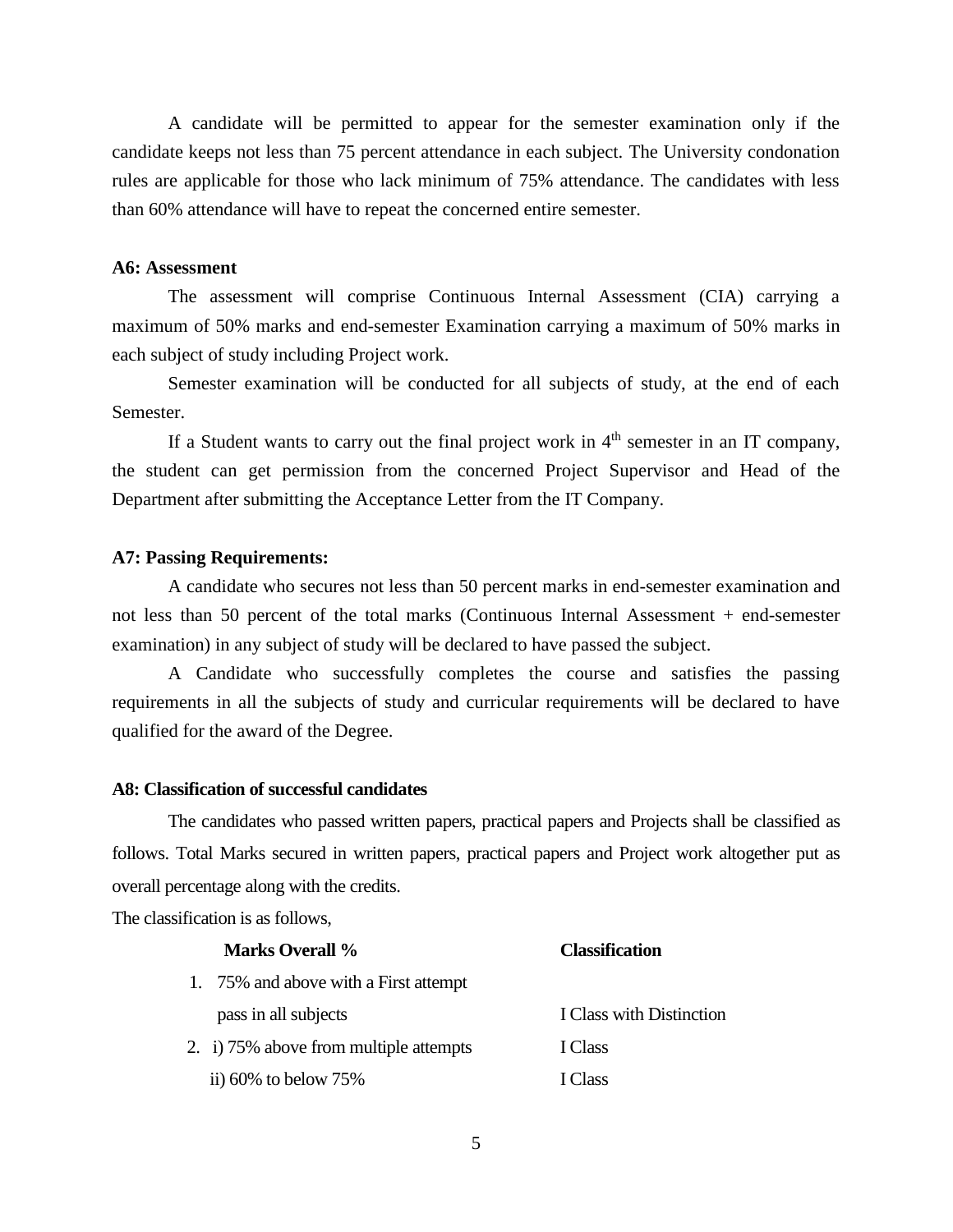A candidate will be permitted to appear for the semester examination only if the candidate keeps not less than 75 percent attendance in each subject. The University condonation rules are applicable for those who lack minimum of 75% attendance. The candidates with less than 60% attendance will have to repeat the concerned entire semester.

**A6: Assessment**

The assessment will comprise Continuous Internal Assessment (CIA) carrying a maximum of 50% marks and end-semester Examination carrying a maximum of 50% marks in each subject of study including Project work.

Semester examination will be conducted for all subjects of study, at the end of each Semester.

If a Student wants to carry out the final project work in 4th semester in an IT company, the student can get permission from the concerned Project Supervisor and Head of the Department after submitting the Acceptance Letter from the IT Company.

**A7: Passing Requirements:**

A candidate who secures not less than 50 percent marks in end-semester examination and not less than 50 percent of the total marks (Continuous Internal Assessment + end-semester examination) in any subject of study will be declared to have passed the subject.

A Candidate who successfully completes the course and satisfies the passing requirements in all the subjects of study and curricular requirements will be declared to have qualified for the award of the Degree.

**A8: Classification of successful candidates**

The candidates who passed written papers, practical papers and Projects shall be classified as follows. Total Marks secured in written papers, practical papers and Project work altogether put as overall percentage along with the credits.

The classification is as follows,

| Marks Overall % | Classification |
|---|---|
| 1. 75% and above with a First attempt pass in all subjects | I Class with Distinction |
| 2. i) 75% above from multiple attempts | I Class |
| ii) 60% to below 75% | I Class |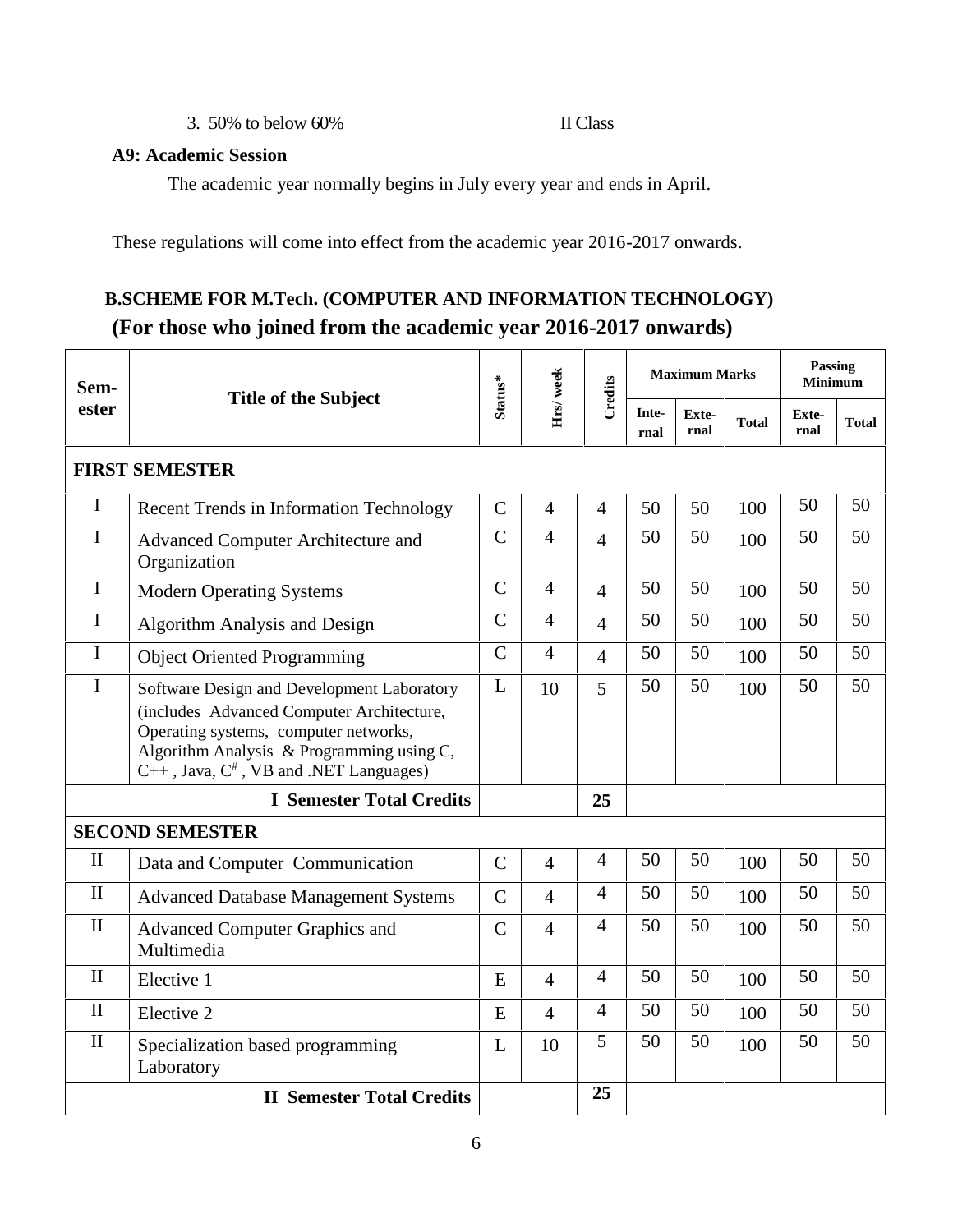3. 50% to below 60% II Class

**A9: Academic Session**

The academic year normally begins in July every year and ends in April.

These regulations will come into effect from the academic year 2016-2017 onwards.

## B.SCHEME FOR M.Tech. (COMPUTER AND INFORMATION TECHNOLOGY)

## (For those who joined from the academic year 2016-2017 onwards)

| Sem-ester | Title of the Subject | Status* | Hrs/ week | Credits | Maximum Marks | | | Passing Minimum | |
|---|---|---|---|---|---|---|---|---|---|
| | | | | | Inte-rnal | Exte-rnal | Total | Exte-rnal | Total |
| **FIRST SEMESTER** | | | | | | | | | |
| I | Recent Trends in Information Technology | C | 4 | 4 | 50 | 50 | 100 | 50 | 50 |
| I | Advanced Computer Architecture and Organization | C | 4 | 4 | 50 | 50 | 100 | 50 | 50 |
| I | Modern Operating Systems | C | 4 | 4 | 50 | 50 | 100 | 50 | 50 |
| I | Algorithm Analysis and Design | C | 4 | 4 | 50 | 50 | 100 | 50 | 50 |
| I | Object Oriented Programming | C | 4 | 4 | 50 | 50 | 100 | 50 | 50 |
| I | Software Design and Development Laboratory (includes Advanced Computer Architecture, Operating systems, computer networks, Algorithm Analysis & Programming using C, C++ , Java, C#, VB and .NET Languages) | L | 10 | 5 | 50 | 50 | 100 | 50 | 50 |
| | **I Semester Total Credits** | | | **25** | | | | | |
| **SECOND SEMESTER** | | | | | | | | | |
| II | Data and Computer Communication | C | 4 | 4 | 50 | 50 | 100 | 50 | 50 |
| II | Advanced Database Management Systems | C | 4 | 4 | 50 | 50 | 100 | 50 | 50 |
| II | Advanced Computer Graphics and Multimedia | C | 4 | 4 | 50 | 50 | 100 | 50 | 50 |
| II | Elective 1 | E | 4 | 4 | 50 | 50 | 100 | 50 | 50 |
| II | Elective 2 | E | 4 | 4 | 50 | 50 | 100 | 50 | 50 |
| II | Specialization based programming Laboratory | L | 10 | 5 | 50 | 50 | 100 | 50 | 50 |
| | **II Semester Total Credits** | | | **25** | | | | | |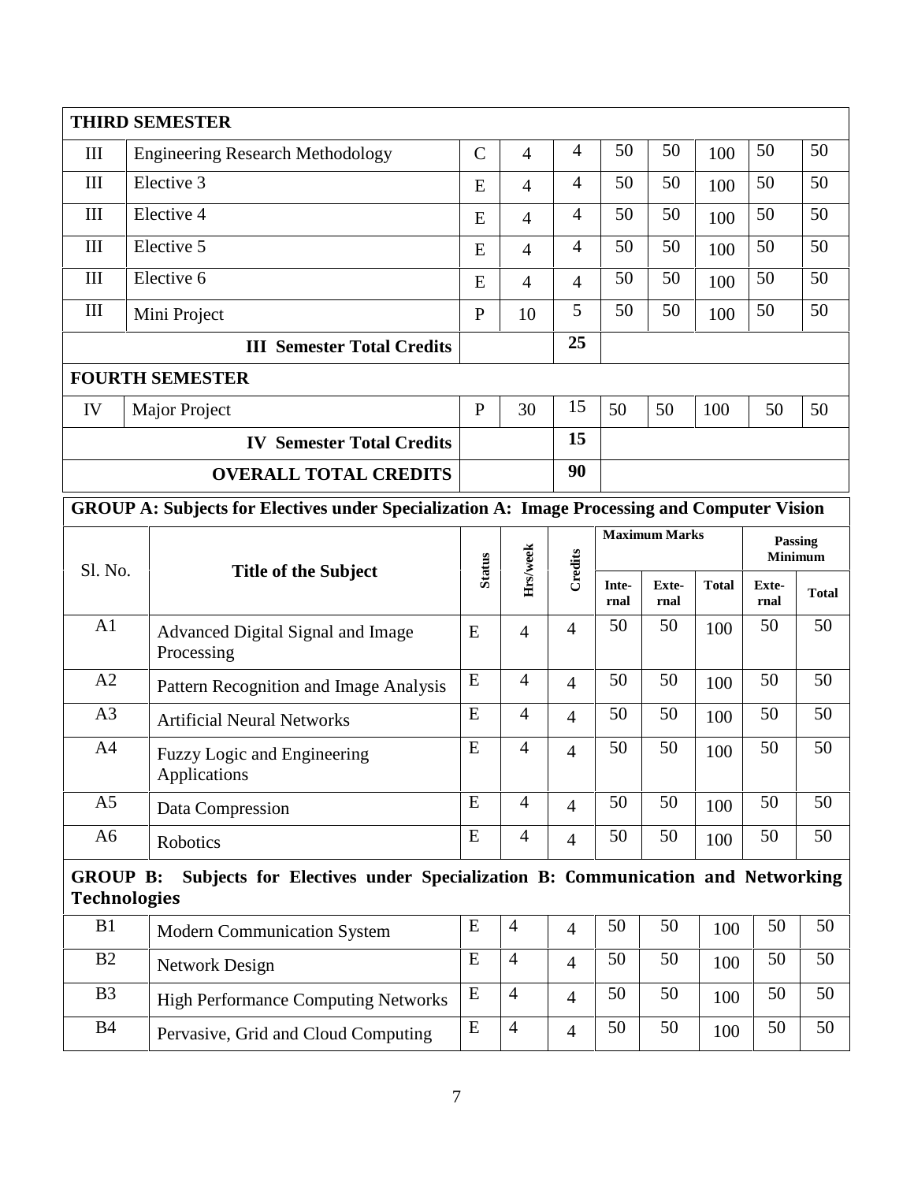| THIRD SEMESTER | | | | | | | | | |
|---|---|---|---|---|---|---|---|---|---|
| III | Engineering Research Methodology | C | 4 | 4 | 50 | 50 | 100 | 50 | 50 |
| III | Elective 3 | E | 4 | 4 | 50 | 50 | 100 | 50 | 50 |
| III | Elective 4 | E | 4 | 4 | 50 | 50 | 100 | 50 | 50 |
| III | Elective 5 | E | 4 | 4 | 50 | 50 | 100 | 50 | 50 |
| III | Elective 6 | E | 4 | 4 | 50 | 50 | 100 | 50 | 50 |
| III | Mini Project | P | 10 | 5 | 50 | 50 | 100 | 50 | 50 |
| | **III Semester Total Credits** | | | **25** | | | | | |
| **FOURTH SEMESTER** | | | | | | | | | |
| IV | Major Project | P | 30 | 15 | 50 | 50 | 100 | 50 | 50 |
| | **IV Semester Total Credits** | | | **15** | | | | | |
| | **OVERALL TOTAL CREDITS** | | | **90** | | | | | |

**GROUP A: Subjects for Electives under Specialization A: Image Processing and Computer Vision**

| Sl. No. | Title of the Subject | Status | Hrs/week | Credits | Maximum Marks | | | Passing Minimum | |
|---|---|---|---|---|---|---|---|---|---|
| | | | | | Internal | External | Total | External | Total |
| A1 | Advanced Digital Signal and Image Processing | E | 4 | 4 | 50 | 50 | 100 | 50 | 50 |
| A2 | Pattern Recognition and Image Analysis | E | 4 | 4 | 50 | 50 | 100 | 50 | 50 |
| A3 | Artificial Neural Networks | E | 4 | 4 | 50 | 50 | 100 | 50 | 50 |
| A4 | Fuzzy Logic and Engineering Applications | E | 4 | 4 | 50 | 50 | 100 | 50 | 50 |
| A5 | Data Compression | E | 4 | 4 | 50 | 50 | 100 | 50 | 50 |
| A6 | Robotics | E | 4 | 4 | 50 | 50 | 100 | 50 | 50 |

**GROUP B: Subjects for Electives under Specialization B: Communication and Networking Technologies**

| Sl. No. | Title of the Subject | Status | Hrs/week | Credits | Internal | External | Total | External | Total |
|---|---|---|---|---|---|---|---|---|---|
| B1 | Modern Communication System | E | 4 | 4 | 50 | 50 | 100 | 50 | 50 |
| B2 | Network Design | E | 4 | 4 | 50 | 50 | 100 | 50 | 50 |
| B3 | High Performance Computing Networks | E | 4 | 4 | 50 | 50 | 100 | 50 | 50 |
| B4 | Pervasive, Grid and Cloud Computing | E | 4 | 4 | 50 | 50 | 100 | 50 | 50 |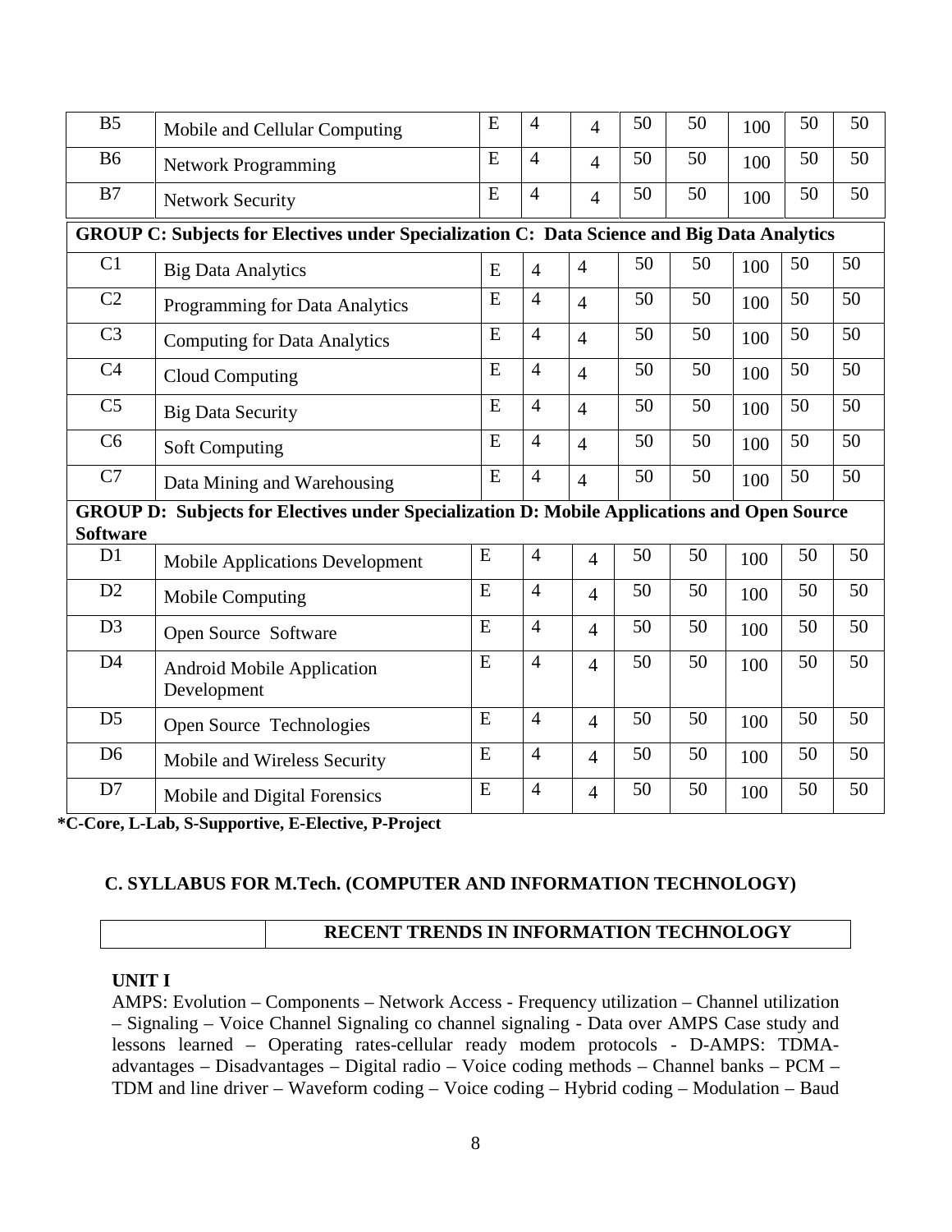| | | | | | | | | | |
|---|---|---|---|---|---|---|---|---|---|
| B5 | Mobile and Cellular Computing | E | 4 | 4 | 50 | 50 | 100 | 50 | 50 |
| B6 | Network Programming | E | 4 | 4 | 50 | 50 | 100 | 50 | 50 |
| B7 | Network Security | E | 4 | 4 | 50 | 50 | 100 | 50 | 50 |
| **GROUP C: Subjects for Electives under Specialization C: Data Science and Big Data Analytics** | | | | | | | | | |
| C1 | Big Data Analytics | E | 4 | 4 | 50 | 50 | 100 | 50 | 50 |
| C2 | Programming for Data Analytics | E | 4 | 4 | 50 | 50 | 100 | 50 | 50 |
| C3 | Computing for Data Analytics | E | 4 | 4 | 50 | 50 | 100 | 50 | 50 |
| C4 | Cloud Computing | E | 4 | 4 | 50 | 50 | 100 | 50 | 50 |
| C5 | Big Data Security | E | 4 | 4 | 50 | 50 | 100 | 50 | 50 |
| C6 | Soft Computing | E | 4 | 4 | 50 | 50 | 100 | 50 | 50 |
| C7 | Data Mining and Warehousing | E | 4 | 4 | 50 | 50 | 100 | 50 | 50 |
| **GROUP D: Subjects for Electives under Specialization D: Mobile Applications and Open Source Software** | | | | | | | | | |
| D1 | Mobile Applications Development | E | 4 | 4 | 50 | 50 | 100 | 50 | 50 |
| D2 | Mobile Computing | E | 4 | 4 | 50 | 50 | 100 | 50 | 50 |
| D3 | Open Source Software | E | 4 | 4 | 50 | 50 | 100 | 50 | 50 |
| D4 | Android Mobile Application Development | E | 4 | 4 | 50 | 50 | 100 | 50 | 50 |
| D5 | Open Source Technologies | E | 4 | 4 | 50 | 50 | 100 | 50 | 50 |
| D6 | Mobile and Wireless Security | E | 4 | 4 | 50 | 50 | 100 | 50 | 50 |
| D7 | Mobile and Digital Forensics | E | 4 | 4 | 50 | 50 | 100 | 50 | 50 |

**\*C-Core, L-Lab, S-Supportive, E-Elective, P-Project**

## C. SYLLABUS FOR M.Tech. (COMPUTER AND INFORMATION TECHNOLOGY)

| | **RECENT TRENDS IN INFORMATION TECHNOLOGY** |
|---|---|

**UNIT I**

AMPS: Evolution – Components – Network Access - Frequency utilization – Channel utilization – Signaling – Voice Channel Signaling co channel signaling - Data over AMPS Case study and lessons learned – Operating rates-cellular ready modem protocols - D-AMPS: TDMA-advantages – Disadvantages – Digital radio – Voice coding methods – Channel banks – PCM – TDM and line driver – Waveform coding – Voice coding – Hybrid coding – Modulation – Baud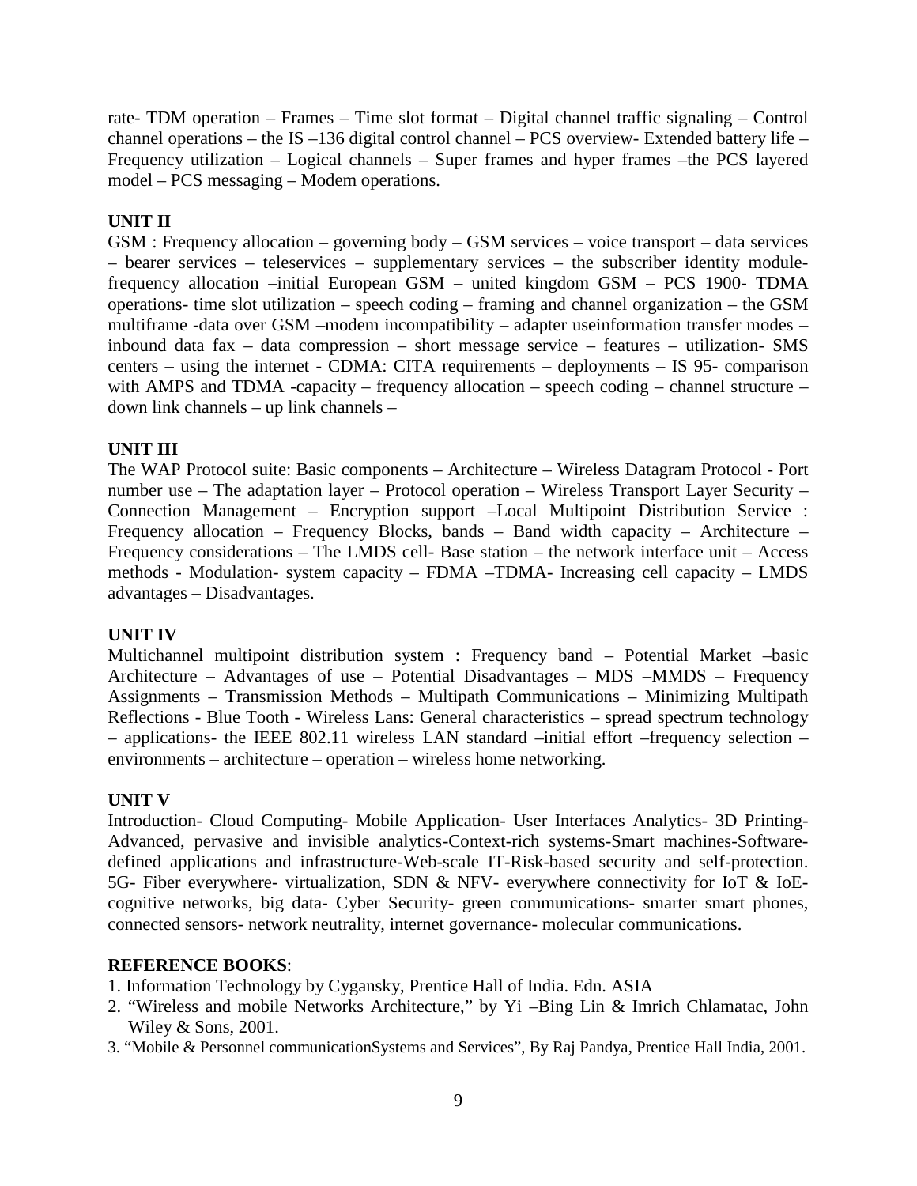rate- TDM operation – Frames – Time slot format – Digital channel traffic signaling – Control channel operations – the IS –136 digital control channel – PCS overview- Extended battery life – Frequency utilization – Logical channels – Super frames and hyper frames –the PCS layered model – PCS messaging – Modem operations.

**UNIT II**

GSM : Frequency allocation – governing body – GSM services – voice transport – data services – bearer services – teleservices – supplementary services – the subscriber identity module-frequency allocation –initial European GSM – united kingdom GSM – PCS 1900- TDMA operations- time slot utilization – speech coding – framing and channel organization – the GSM multiframe -data over GSM –modem incompatibility – adapter useinformation transfer modes – inbound data fax – data compression – short message service – features – utilization- SMS centers – using the internet - CDMA: CITA requirements – deployments – IS 95- comparison with AMPS and TDMA -capacity – frequency allocation – speech coding – channel structure – down link channels – up link channels –

**UNIT III**

The WAP Protocol suite: Basic components – Architecture – Wireless Datagram Protocol - Port number use – The adaptation layer – Protocol operation – Wireless Transport Layer Security – Connection Management – Encryption support –Local Multipoint Distribution Service : Frequency allocation – Frequency Blocks, bands – Band width capacity – Architecture – Frequency considerations – The LMDS cell- Base station – the network interface unit – Access methods - Modulation- system capacity – FDMA –TDMA- Increasing cell capacity – LMDS advantages – Disadvantages.

**UNIT IV**

Multichannel multipoint distribution system : Frequency band – Potential Market –basic Architecture – Advantages of use – Potential Disadvantages – MDS –MMDS – Frequency Assignments – Transmission Methods – Multipath Communications – Minimizing Multipath Reflections - Blue Tooth - Wireless Lans: General characteristics – spread spectrum technology – applications- the IEEE 802.11 wireless LAN standard –initial effort –frequency selection – environments – architecture – operation – wireless home networking.

**UNIT V**

Introduction- Cloud Computing- Mobile Application- User Interfaces Analytics- 3D Printing- Advanced, pervasive and invisible analytics-Context-rich systems-Smart machines-Software-defined applications and infrastructure-Web-scale IT-Risk-based security and self-protection. 5G- Fiber everywhere- virtualization, SDN & NFV- everywhere connectivity for IoT & IoE- cognitive networks, big data- Cyber Security- green communications- smarter smart phones, connected sensors- network neutrality, internet governance- molecular communications.

**REFERENCE BOOKS**:

1. Information Technology by Cygansky, Prentice Hall of India. Edn. ASIA
2. "Wireless and mobile Networks Architecture," by Yi –Bing Lin & Imrich Chlamatac, John Wiley & Sons, 2001.
3. "Mobile & Personnel communicationSystems and Services", By Raj Pandya, Prentice Hall India, 2001.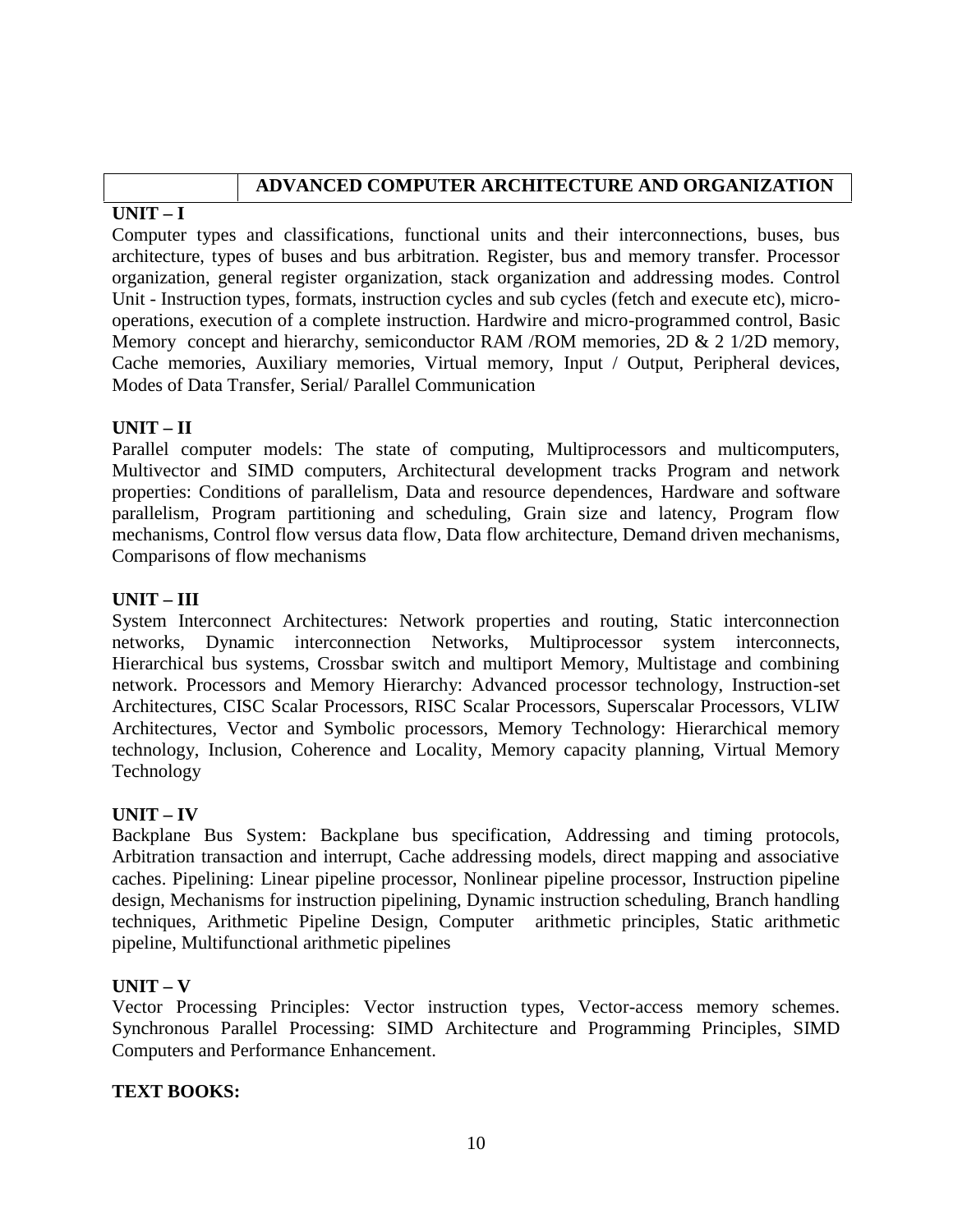| | ADVANCED COMPUTER ARCHITECTURE AND ORGANIZATION |
|---|---|

**UNIT – I**

Computer types and classifications, functional units and their interconnections, buses, bus architecture, types of buses and bus arbitration. Register, bus and memory transfer. Processor organization, general register organization, stack organization and addressing modes. Control Unit - Instruction types, formats, instruction cycles and sub cycles (fetch and execute etc), micro-operations, execution of a complete instruction. Hardwire and micro-programmed control, Basic Memory concept and hierarchy, semiconductor RAM /ROM memories, 2D & 2 1/2D memory, Cache memories, Auxiliary memories, Virtual memory, Input / Output, Peripheral devices, Modes of Data Transfer, Serial/ Parallel Communication

**UNIT – II**

Parallel computer models: The state of computing, Multiprocessors and multicomputers, Multivector and SIMD computers, Architectural development tracks Program and network properties: Conditions of parallelism, Data and resource dependences, Hardware and software parallelism, Program partitioning and scheduling, Grain size and latency, Program flow mechanisms, Control flow versus data flow, Data flow architecture, Demand driven mechanisms, Comparisons of flow mechanisms

**UNIT – III**

System Interconnect Architectures: Network properties and routing, Static interconnection networks, Dynamic interconnection Networks, Multiprocessor system interconnects, Hierarchical bus systems, Crossbar switch and multiport Memory, Multistage and combining network. Processors and Memory Hierarchy: Advanced processor technology, Instruction-set Architectures, CISC Scalar Processors, RISC Scalar Processors, Superscalar Processors, VLIW Architectures, Vector and Symbolic processors, Memory Technology: Hierarchical memory technology, Inclusion, Coherence and Locality, Memory capacity planning, Virtual Memory Technology

**UNIT – IV**

Backplane Bus System: Backplane bus specification, Addressing and timing protocols, Arbitration transaction and interrupt, Cache addressing models, direct mapping and associative caches. Pipelining: Linear pipeline processor, Nonlinear pipeline processor, Instruction pipeline design, Mechanisms for instruction pipelining, Dynamic instruction scheduling, Branch handling techniques, Arithmetic Pipeline Design, Computer arithmetic principles, Static arithmetic pipeline, Multifunctional arithmetic pipelines

**UNIT – V**

Vector Processing Principles: Vector instruction types, Vector-access memory schemes. Synchronous Parallel Processing: SIMD Architecture and Programming Principles, SIMD Computers and Performance Enhancement.

**TEXT BOOKS:**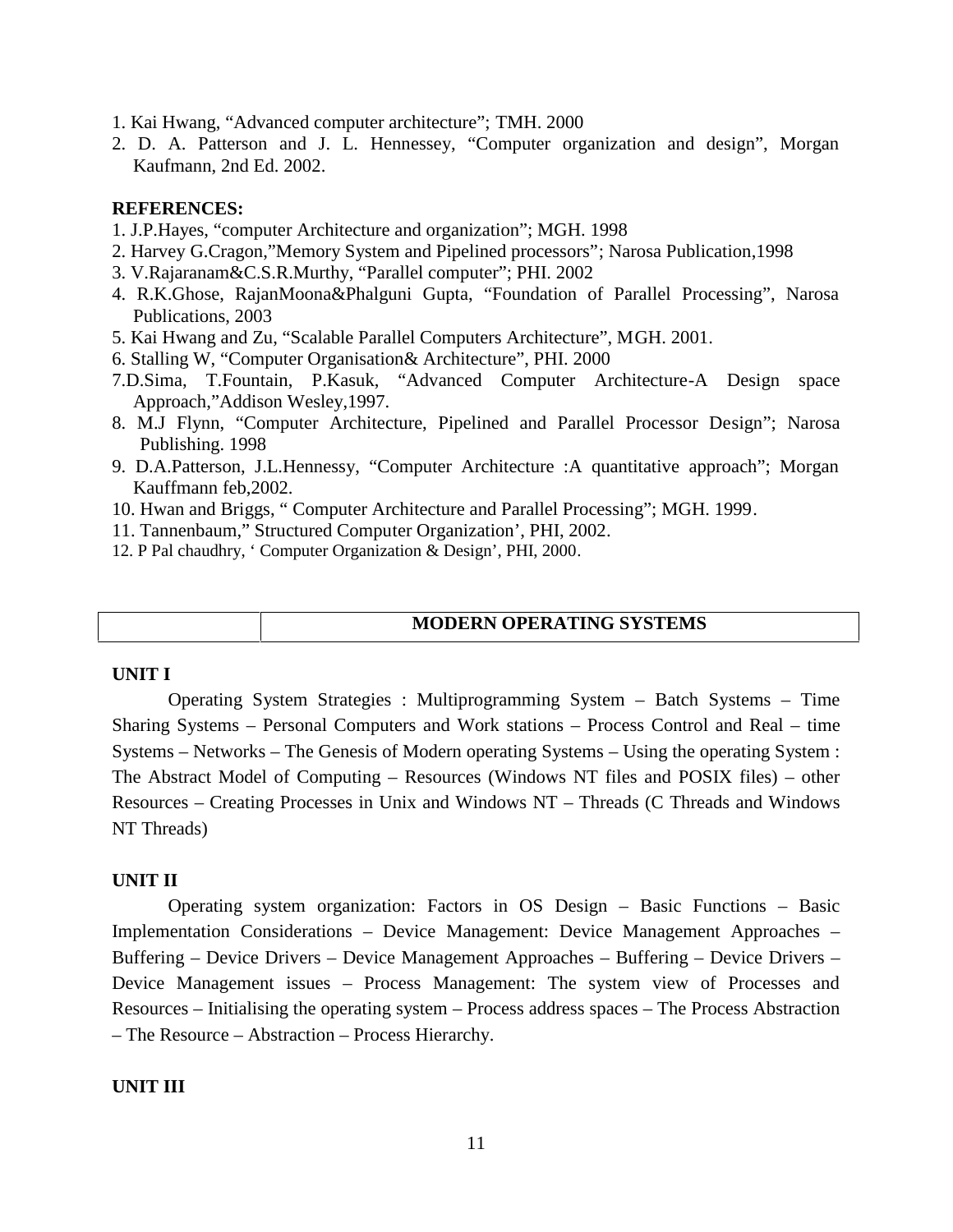1. Kai Hwang, “Advanced computer architecture”; TMH. 2000
2. D. A. Patterson and J. L. Hennessey, “Computer organization and design”, Morgan Kaufmann, 2nd Ed. 2002.

**REFERENCES:**

1. J.P.Hayes, “computer Architecture and organization”; MGH. 1998
2. Harvey G.Cragon,”Memory System and Pipelined processors”; Narosa Publication,1998
3. V.Rajaranam&C.S.R.Murthy, “Parallel computer”; PHI. 2002
4. R.K.Ghose, RajanMoona&Phalguni Gupta, “Foundation of Parallel Processing”, Narosa Publications, 2003
5. Kai Hwang and Zu, “Scalable Parallel Computers Architecture”, MGH. 2001.
6. Stalling W, “Computer Organisation& Architecture”, PHI. 2000
7. D.Sima, T.Fountain, P.Kasuk, “Advanced Computer Architecture-A Design space Approach,”Addison Wesley,1997.
8. M.J Flynn, “Computer Architecture, Pipelined and Parallel Processor Design”; Narosa Publishing. 1998
9. D.A.Patterson, J.L.Hennessy, “Computer Architecture :A quantitative approach”; Morgan Kauffmann feb,2002.
10. Hwan and Briggs, “ Computer Architecture and Parallel Processing”; MGH. 1999.
11. Tannenbaum,” Structured Computer Organization’, PHI, 2002.
12. P Pal chaudhry, ‘ Computer Organization & Design’, PHI, 2000.

| | **MODERN OPERATING SYSTEMS** |
|---|---|

**UNIT I**

Operating System Strategies : Multiprogramming System – Batch Systems – Time Sharing Systems – Personal Computers and Work stations – Process Control and Real – time Systems – Networks – The Genesis of Modern operating Systems – Using the operating System : The Abstract Model of Computing – Resources (Windows NT files and POSIX files) – other Resources – Creating Processes in Unix and Windows NT – Threads (C Threads and Windows NT Threads)

**UNIT II**

Operating system organization: Factors in OS Design – Basic Functions – Basic Implementation Considerations – Device Management: Device Management Approaches – Buffering – Device Drivers – Device Management Approaches – Buffering – Device Drivers – Device Management issues – Process Management: The system view of Processes and Resources – Initialising the operating system – Process address spaces – The Process Abstraction – The Resource – Abstraction – Process Hierarchy.

**UNIT III**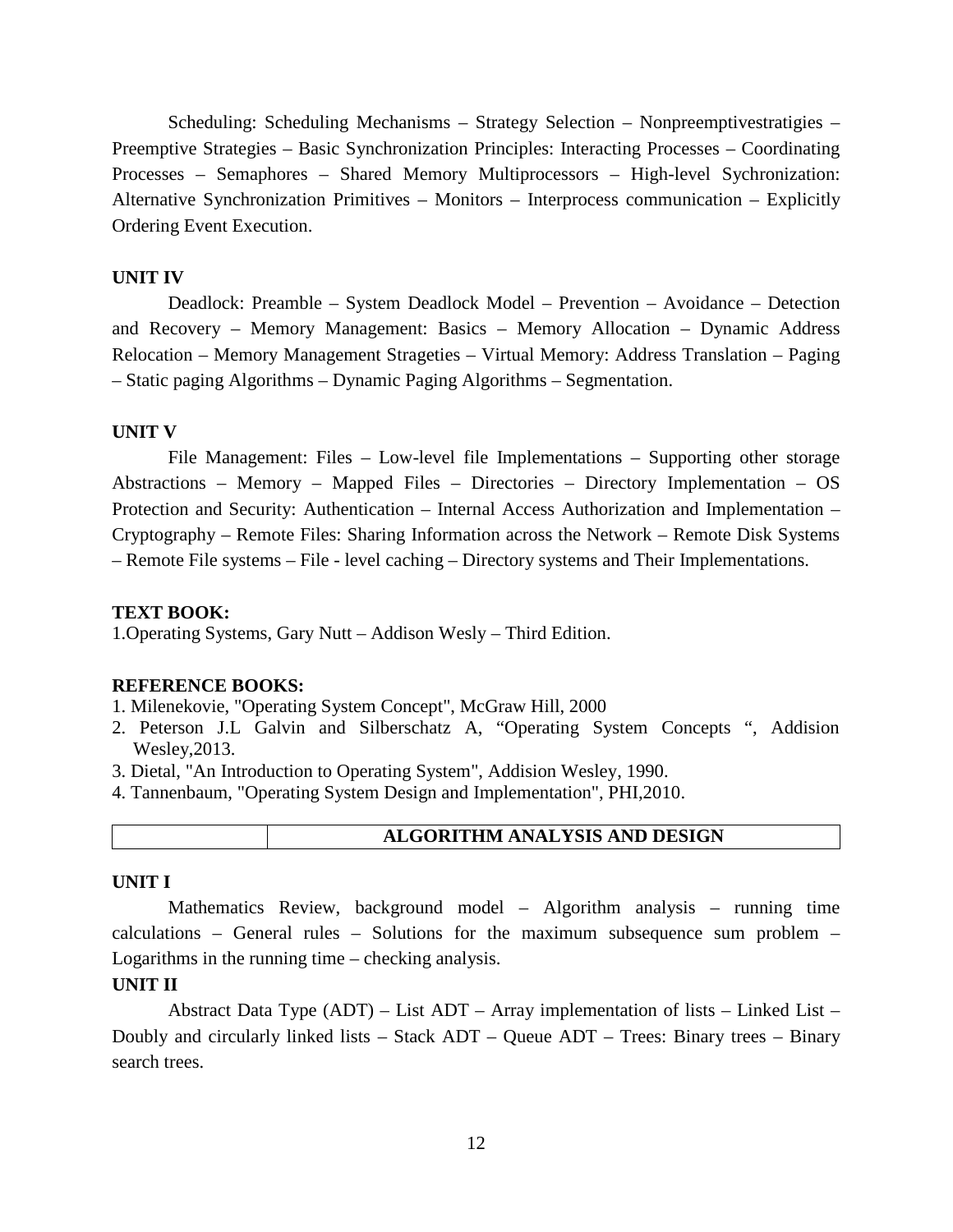Scheduling: Scheduling Mechanisms – Strategy Selection – Nonpreemptivestratigies – Preemptive Strategies – Basic Synchronization Principles: Interacting Processes – Coordinating Processes – Semaphores – Shared Memory Multiprocessors – High-level Sychronization: Alternative Synchronization Primitives – Monitors – Interprocess communication – Explicitly Ordering Event Execution.

**UNIT IV**

Deadlock: Preamble – System Deadlock Model – Prevention – Avoidance – Detection and Recovery – Memory Management: Basics – Memory Allocation – Dynamic Address Relocation – Memory Management Strageties – Virtual Memory: Address Translation – Paging – Static paging Algorithms – Dynamic Paging Algorithms – Segmentation.

**UNIT V**

File Management: Files – Low-level file Implementations – Supporting other storage Abstractions – Memory – Mapped Files – Directories – Directory Implementation – OS Protection and Security: Authentication – Internal Access Authorization and Implementation – Cryptography – Remote Files: Sharing Information across the Network – Remote Disk Systems – Remote File systems – File - level caching – Directory systems and Their Implementations.

**TEXT BOOK:**

1.Operating Systems, Gary Nutt – Addison Wesly – Third Edition.

**REFERENCE BOOKS:**

1. Milenekovie, "Operating System Concept", McGraw Hill, 2000
2. Peterson J.L Galvin and Silberschatz A, "Operating System Concepts ", Addision Wesley,2013.
3. Dietal, "An Introduction to Operating System", Addision Wesley, 1990.
4. Tannenbaum, "Operating System Design and Implementation", PHI,2010.

| | **ALGORITHM ANALYSIS AND DESIGN** |
|---|---|

**UNIT I**

Mathematics Review, background model – Algorithm analysis – running time calculations – General rules – Solutions for the maximum subsequence sum problem – Logarithms in the running time – checking analysis.

**UNIT II**

Abstract Data Type (ADT) – List ADT – Array implementation of lists – Linked List – Doubly and circularly linked lists – Stack ADT – Queue ADT – Trees: Binary trees – Binary search trees.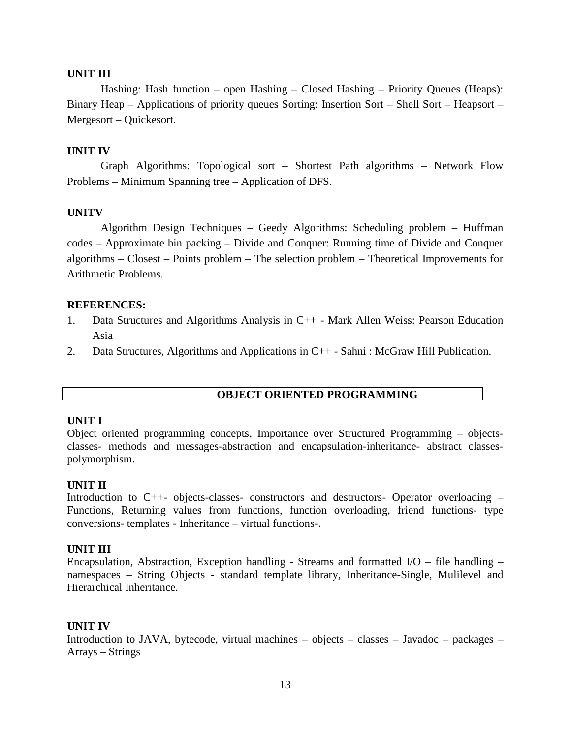**UNIT III**

Hashing: Hash function – open Hashing – Closed Hashing – Priority Queues (Heaps): Binary Heap – Applications of priority queues Sorting: Insertion Sort – Shell Sort – Heapsort – Mergesort – Quickesort.

**UNIT IV**

Graph Algorithms: Topological sort – Shortest Path algorithms – Network Flow Problems – Minimum Spanning tree – Application of DFS.

**UNITV**

Algorithm Design Techniques – Geedy Algorithms: Scheduling problem – Huffman codes – Approximate bin packing – Divide and Conquer: Running time of Divide and Conquer algorithms – Closest – Points problem – The selection problem – Theoretical Improvements for Arithmetic Problems.

**REFERENCES:**

1. Data Structures and Algorithms Analysis in C++ - Mark Allen Weiss: Pearson Education Asia
2. Data Structures, Algorithms and Applications in C++ - Sahni : McGraw Hill Publication.

| | **OBJECT ORIENTED PROGRAMMING** |
|---|---|

**UNIT I**

Object oriented programming concepts, Importance over Structured Programming – objects-classes- methods and messages-abstraction and encapsulation-inheritance- abstract classes-polymorphism.

**UNIT II**

Introduction to C++- objects-classes- constructors and destructors- Operator overloading – Functions, Returning values from functions, function overloading, friend functions- type conversions- templates - Inheritance – virtual functions-.

**UNIT III**

Encapsulation, Abstraction, Exception handling - Streams and formatted I/O – file handling – namespaces – String Objects - standard template library, Inheritance-Single, Mulilevel and Hierarchical Inheritance.

**UNIT IV**

Introduction to JAVA, bytecode, virtual machines – objects – classes – Javadoc – packages – Arrays – Strings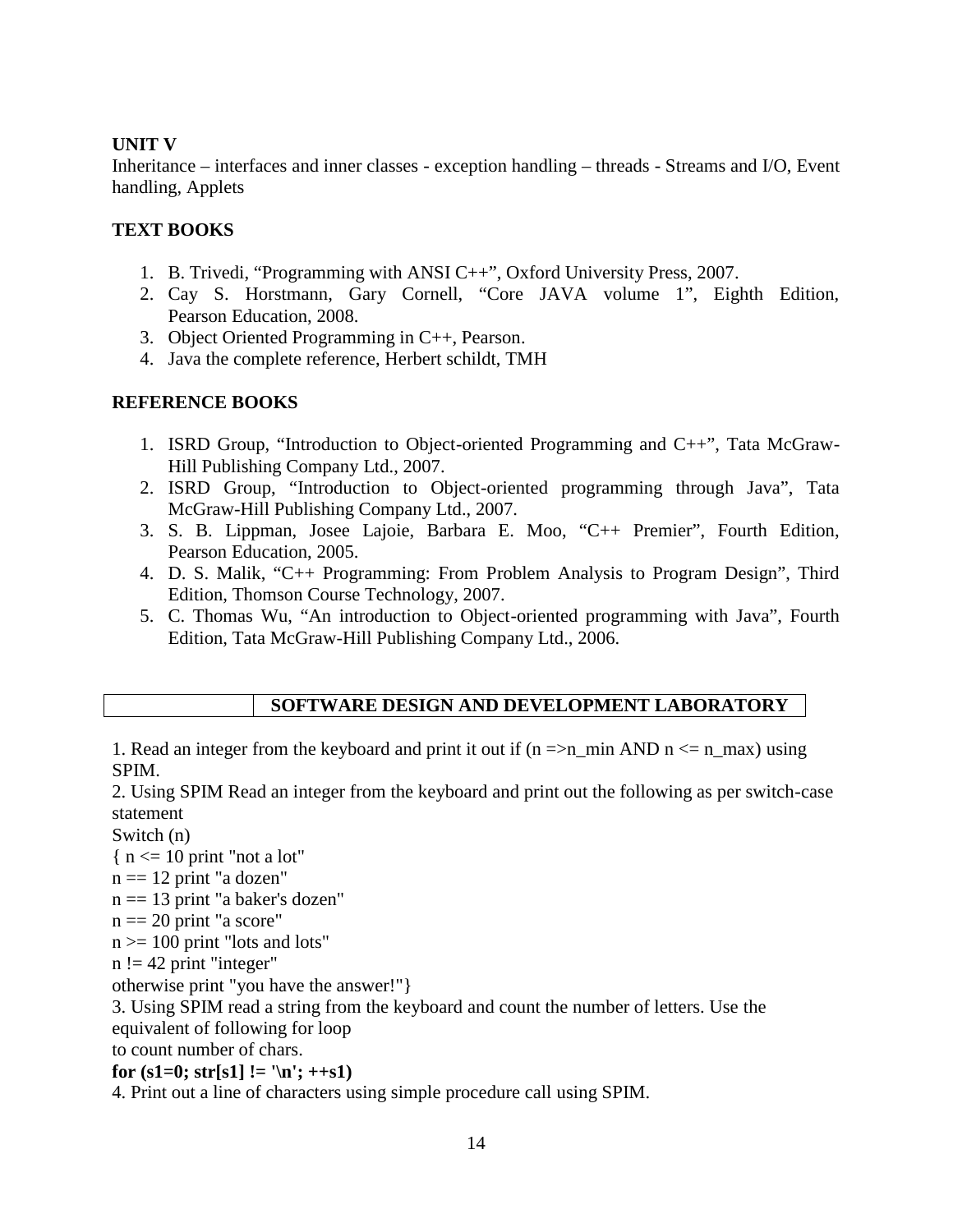**UNIT V**

Inheritance – interfaces and inner classes - exception handling – threads - Streams and I/O, Event handling, Applets

**TEXT BOOKS**

1. B. Trivedi, "Programming with ANSI C++", Oxford University Press, 2007.
2. Cay S. Horstmann, Gary Cornell, "Core JAVA volume 1", Eighth Edition, Pearson Education, 2008.
3. Object Oriented Programming in C++, Pearson.
4. Java the complete reference, Herbert schildt, TMH

**REFERENCE BOOKS**

1. ISRD Group, "Introduction to Object-oriented Programming and C++", Tata McGraw-Hill Publishing Company Ltd., 2007.
2. ISRD Group, "Introduction to Object-oriented programming through Java", Tata McGraw-Hill Publishing Company Ltd., 2007.
3. S. B. Lippman, Josee Lajoie, Barbara E. Moo, "C++ Premier", Fourth Edition, Pearson Education, 2005.
4. D. S. Malik, "C++ Programming: From Problem Analysis to Program Design", Third Edition, Thomson Course Technology, 2007.
5. C. Thomas Wu, "An introduction to Object-oriented programming with Java", Fourth Edition, Tata McGraw-Hill Publishing Company Ltd., 2006.

| | **SOFTWARE DESIGN AND DEVELOPMENT LABORATORY** |
|---|---|

1. Read an integer from the keyboard and print it out if (n =>n_min AND n <= n_max) using SPIM.
2. Using SPIM Read an integer from the keyboard and print out the following as per switch-case statement

Switch (n)
{ n <= 10 print "not a lot"
n == 12 print "a dozen"
n == 13 print "a baker's dozen"
n == 20 print "a score"
n >= 100 print "lots and lots"
n != 42 print "integer"
otherwise print "you have the answer!"}

3. Using SPIM read a string from the keyboard and count the number of letters. Use the equivalent of following for loop to count number of chars.

**for (s1=0; str[s1] != '\n'; ++s1)**

4. Print out a line of characters using simple procedure call using SPIM.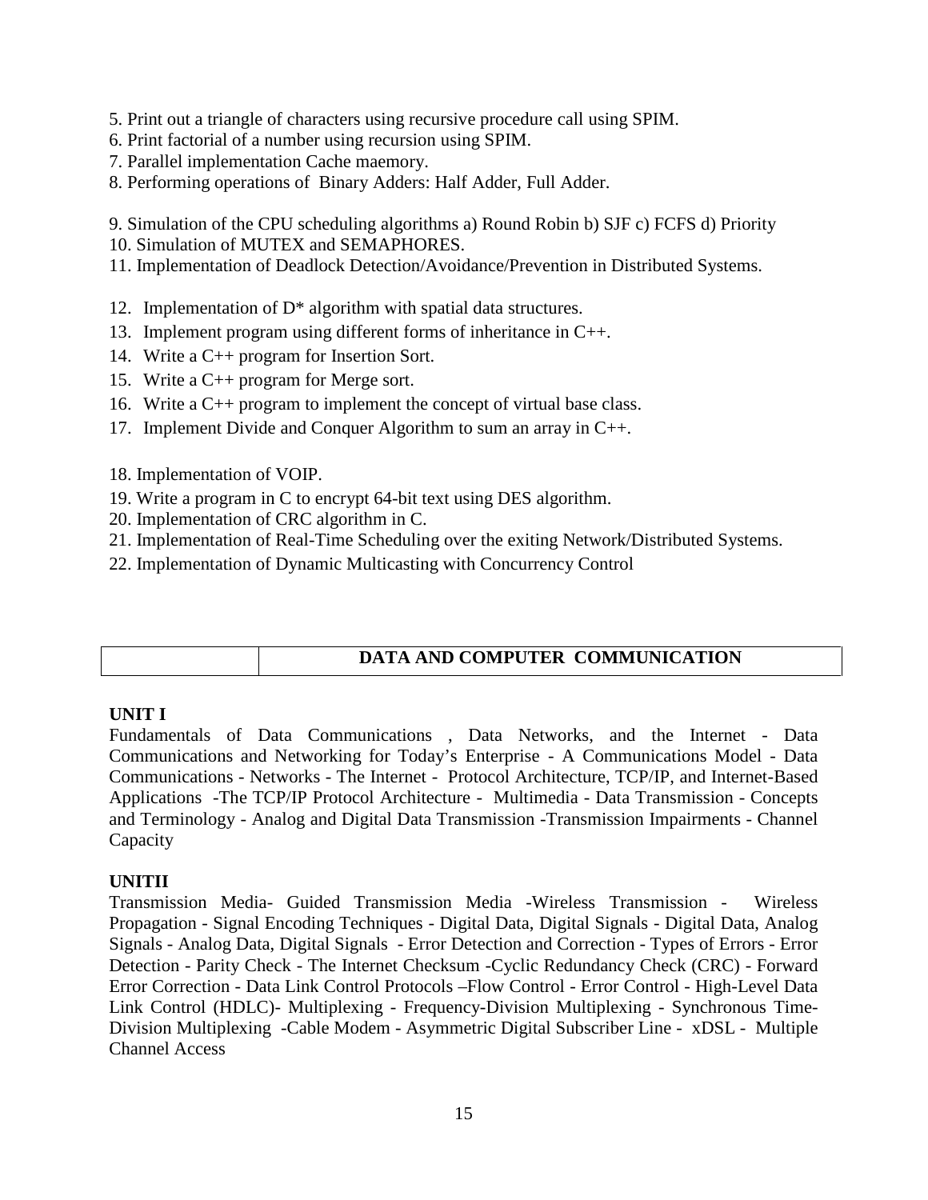5. Print out a triangle of characters using recursive procedure call using SPIM.
6. Print factorial of a number using recursion using SPIM.
7. Parallel implementation Cache maemory.
8. Performing operations of Binary Adders: Half Adder, Full Adder.

9. Simulation of the CPU scheduling algorithms a) Round Robin b) SJF c) FCFS d) Priority
10. Simulation of MUTEX and SEMAPHORES.
11. Implementation of Deadlock Detection/Avoidance/Prevention in Distributed Systems.

12. Implementation of D* algorithm with spatial data structures.
13. Implement program using different forms of inheritance in C++.
14. Write a C++ program for Insertion Sort.
15. Write a C++ program for Merge sort.
16. Write a C++ program to implement the concept of virtual base class.
17. Implement Divide and Conquer Algorithm to sum an array in C++.

18. Implementation of VOIP.
19. Write a program in C to encrypt 64-bit text using DES algorithm.
20. Implementation of CRC algorithm in C.
21. Implementation of Real-Time Scheduling over the exiting Network/Distributed Systems.
22. Implementation of Dynamic Multicasting with Concurrency Control

| | **DATA AND COMPUTER COMMUNICATION** |
|---|---|

**UNIT I**

Fundamentals of Data Communications , Data Networks, and the Internet - Data Communications and Networking for Today's Enterprise - A Communications Model - Data Communications - Networks - The Internet - Protocol Architecture, TCP/IP, and Internet-Based Applications -The TCP/IP Protocol Architecture - Multimedia - Data Transmission - Concepts and Terminology - Analog and Digital Data Transmission -Transmission Impairments - Channel Capacity

**UNITII**

Transmission Media- Guided Transmission Media -Wireless Transmission - Wireless Propagation - Signal Encoding Techniques - Digital Data, Digital Signals - Digital Data, Analog Signals - Analog Data, Digital Signals - Error Detection and Correction - Types of Errors - Error Detection - Parity Check - The Internet Checksum -Cyclic Redundancy Check (CRC) - Forward Error Correction - Data Link Control Protocols –Flow Control - Error Control - High-Level Data Link Control (HDLC)- Multiplexing - Frequency-Division Multiplexing - Synchronous Time-Division Multiplexing -Cable Modem - Asymmetric Digital Subscriber Line - xDSL - Multiple Channel Access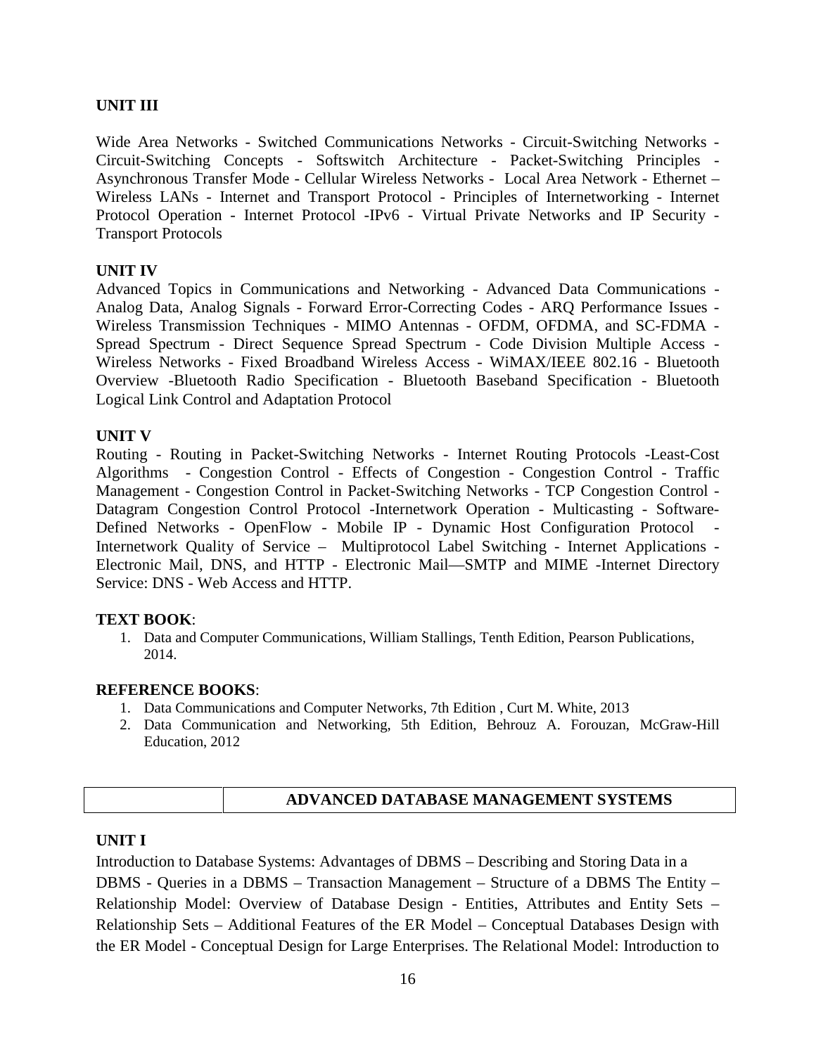### UNIT III

Wide Area Networks - Switched Communications Networks - Circuit-Switching Networks - Circuit-Switching Concepts - Softswitch Architecture - Packet-Switching Principles - Asynchronous Transfer Mode - Cellular Wireless Networks - Local Area Network - Ethernet – Wireless LANs - Internet and Transport Protocol - Principles of Internetworking - Internet Protocol Operation - Internet Protocol -IPv6 - Virtual Private Networks and IP Security - Transport Protocols

### UNIT IV

Advanced Topics in Communications and Networking - Advanced Data Communications - Analog Data, Analog Signals - Forward Error-Correcting Codes - ARQ Performance Issues - Wireless Transmission Techniques - MIMO Antennas - OFDM, OFDMA, and SC-FDMA - Spread Spectrum - Direct Sequence Spread Spectrum - Code Division Multiple Access - Wireless Networks - Fixed Broadband Wireless Access - WiMAX/IEEE 802.16 - Bluetooth Overview -Bluetooth Radio Specification - Bluetooth Baseband Specification - Bluetooth Logical Link Control and Adaptation Protocol

### UNIT V

Routing - Routing in Packet-Switching Networks - Internet Routing Protocols -Least-Cost Algorithms - Congestion Control - Effects of Congestion - Congestion Control - Traffic Management - Congestion Control in Packet-Switching Networks - TCP Congestion Control - Datagram Congestion Control Protocol -Internetwork Operation - Multicasting - Software-Defined Networks - OpenFlow - Mobile IP - Dynamic Host Configuration Protocol - Internetwork Quality of Service – Multiprotocol Label Switching - Internet Applications - Electronic Mail, DNS, and HTTP - Electronic Mail—SMTP and MIME -Internet Directory Service: DNS - Web Access and HTTP.

**TEXT BOOK**:

1. Data and Computer Communications, William Stallings, Tenth Edition, Pearson Publications, 2014.

**REFERENCE BOOKS**:

1. Data Communications and Computer Networks, 7th Edition , Curt M. White, 2013
2. Data Communication and Networking, 5th Edition, Behrouz A. Forouzan, McGraw-Hill Education, 2012

| | ADVANCED DATABASE MANAGEMENT SYSTEMS |
|---|---|

### UNIT I

Introduction to Database Systems: Advantages of DBMS – Describing and Storing Data in a DBMS - Queries in a DBMS – Transaction Management – Structure of a DBMS The Entity – Relationship Model: Overview of Database Design - Entities, Attributes and Entity Sets – Relationship Sets – Additional Features of the ER Model – Conceptual Databases Design with the ER Model - Conceptual Design for Large Enterprises. The Relational Model: Introduction to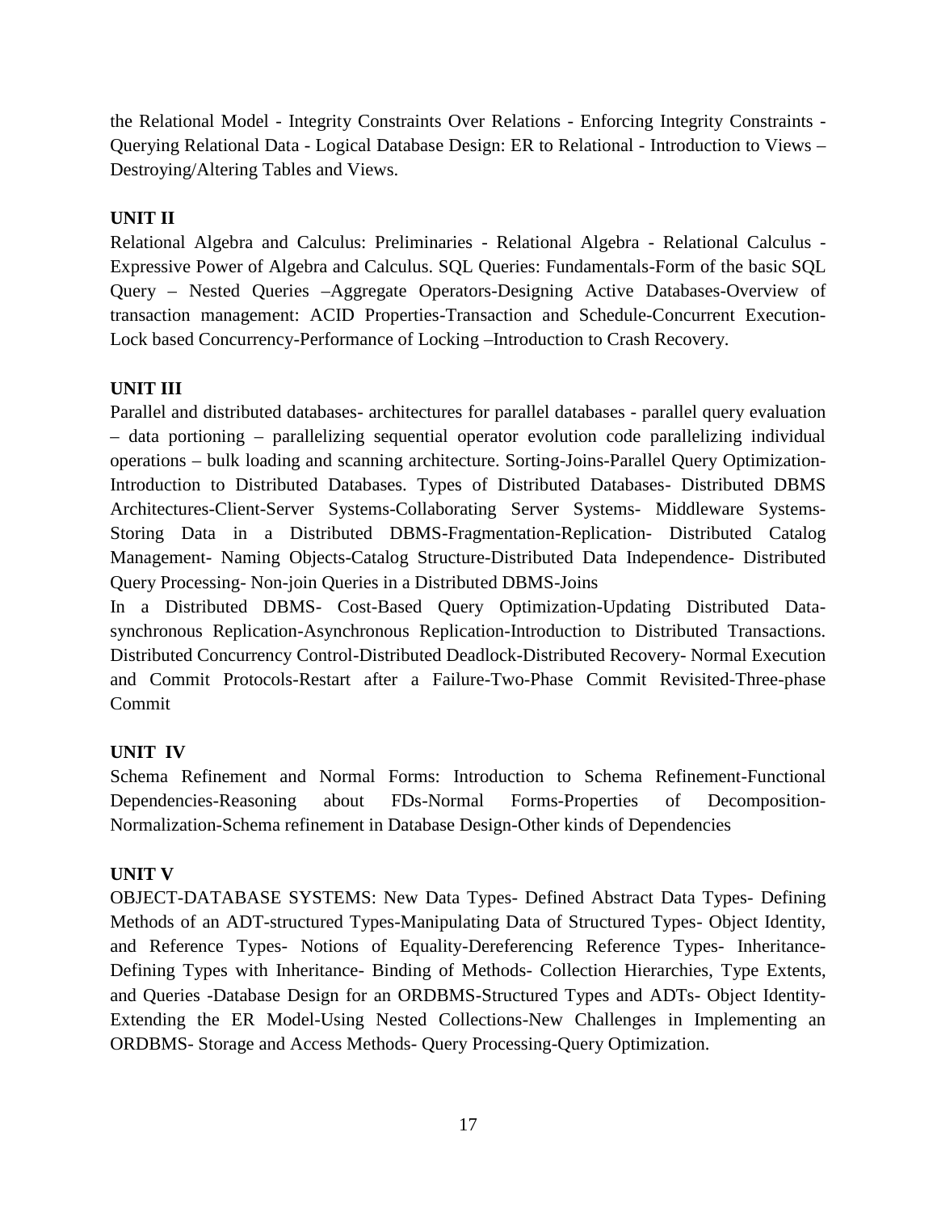the Relational Model - Integrity Constraints Over Relations - Enforcing Integrity Constraints - Querying Relational Data - Logical Database Design: ER to Relational - Introduction to Views – Destroying/Altering Tables and Views.

**UNIT II**

Relational Algebra and Calculus: Preliminaries - Relational Algebra - Relational Calculus - Expressive Power of Algebra and Calculus. SQL Queries: Fundamentals-Form of the basic SQL Query – Nested Queries –Aggregate Operators-Designing Active Databases-Overview of transaction management: ACID Properties-Transaction and Schedule-Concurrent Execution-Lock based Concurrency-Performance of Locking –Introduction to Crash Recovery.

**UNIT III**

Parallel and distributed databases- architectures for parallel databases - parallel query evaluation – data portioning – parallelizing sequential operator evolution code parallelizing individual operations – bulk loading and scanning architecture. Sorting-Joins-Parallel Query Optimization-Introduction to Distributed Databases. Types of Distributed Databases- Distributed DBMS Architectures-Client-Server Systems-Collaborating Server Systems- Middleware Systems-Storing Data in a Distributed DBMS-Fragmentation-Replication- Distributed Catalog Management- Naming Objects-Catalog Structure-Distributed Data Independence- Distributed Query Processing- Non-join Queries in a Distributed DBMS-Joins

In a Distributed DBMS- Cost-Based Query Optimization-Updating Distributed Data-synchronous Replication-Asynchronous Replication-Introduction to Distributed Transactions. Distributed Concurrency Control-Distributed Deadlock-Distributed Recovery- Normal Execution and Commit Protocols-Restart after a Failure-Two-Phase Commit Revisited-Three-phase Commit

**UNIT IV**

Schema Refinement and Normal Forms: Introduction to Schema Refinement-Functional Dependencies-Reasoning about FDs-Normal Forms-Properties of Decomposition-Normalization-Schema refinement in Database Design-Other kinds of Dependencies

**UNIT V**

OBJECT-DATABASE SYSTEMS: New Data Types- Defined Abstract Data Types- Defining Methods of an ADT-structured Types-Manipulating Data of Structured Types- Object Identity, and Reference Types- Notions of Equality-Dereferencing Reference Types- Inheritance-Defining Types with Inheritance- Binding of Methods- Collection Hierarchies, Type Extents, and Queries -Database Design for an ORDBMS-Structured Types and ADTs- Object Identity-Extending the ER Model-Using Nested Collections-New Challenges in Implementing an ORDBMS- Storage and Access Methods- Query Processing-Query Optimization.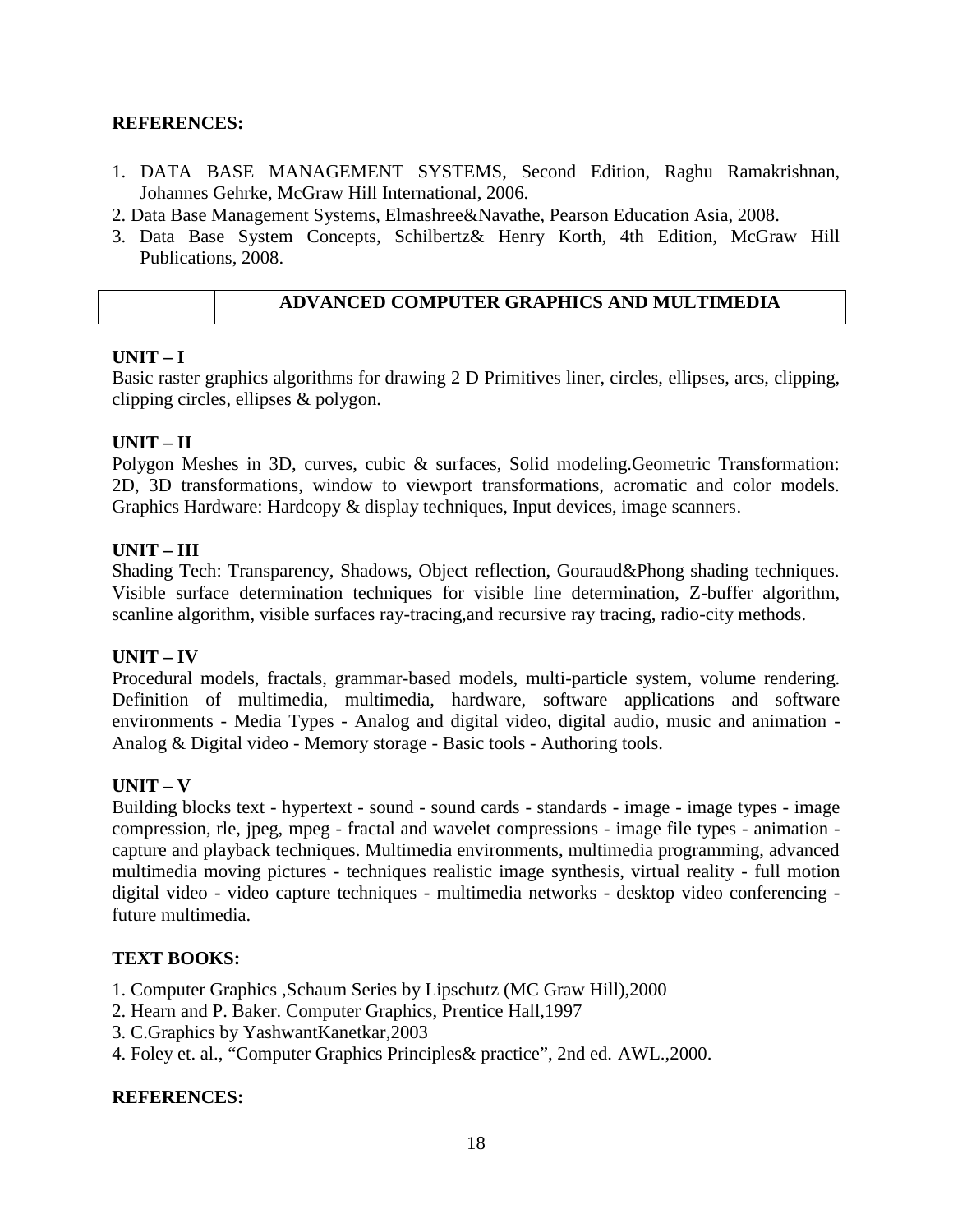**REFERENCES:**

1. DATA BASE MANAGEMENT SYSTEMS, Second Edition, Raghu Ramakrishnan, Johannes Gehrke, McGraw Hill International, 2006.
2. Data Base Management Systems, Elmashree&Navathe, Pearson Education Asia, 2008.
3. Data Base System Concepts, Schilbertz& Henry Korth, 4th Edition, McGraw Hill Publications, 2008.

| | **ADVANCED COMPUTER GRAPHICS AND MULTIMEDIA** |
|---|---|

**UNIT – I**

Basic raster graphics algorithms for drawing 2 D Primitives liner, circles, ellipses, arcs, clipping, clipping circles, ellipses & polygon.

**UNIT – II**

Polygon Meshes in 3D, curves, cubic & surfaces, Solid modeling.Geometric Transformation: 2D, 3D transformations, window to viewport transformations, acromatic and color models. Graphics Hardware: Hardcopy & display techniques, Input devices, image scanners.

**UNIT – III**

Shading Tech: Transparency, Shadows, Object reflection, Gouraud&Phong shading techniques. Visible surface determination techniques for visible line determination, Z-buffer algorithm, scanline algorithm, visible surfaces ray-tracing,and recursive ray tracing, radio-city methods.

**UNIT – IV**

Procedural models, fractals, grammar-based models, multi-particle system, volume rendering. Definition of multimedia, multimedia, hardware, software applications and software environments - Media Types - Analog and digital video, digital audio, music and animation - Analog & Digital video - Memory storage - Basic tools - Authoring tools.

**UNIT – V**

Building blocks text - hypertext - sound - sound cards - standards - image - image types - image compression, rle, jpeg, mpeg - fractal and wavelet compressions - image file types - animation - capture and playback techniques. Multimedia environments, multimedia programming, advanced multimedia moving pictures - techniques realistic image synthesis, virtual reality - full motion digital video - video capture techniques - multimedia networks - desktop video conferencing - future multimedia.

**TEXT BOOKS:**

1. Computer Graphics ,Schaum Series by Lipschutz (MC Graw Hill),2000
2. Hearn and P. Baker. Computer Graphics, Prentice Hall,1997
3. C.Graphics by YashwantKanetkar,2003
4. Foley et. al., "Computer Graphics Principles& practice", 2nd ed. AWL.,2000.

**REFERENCES:**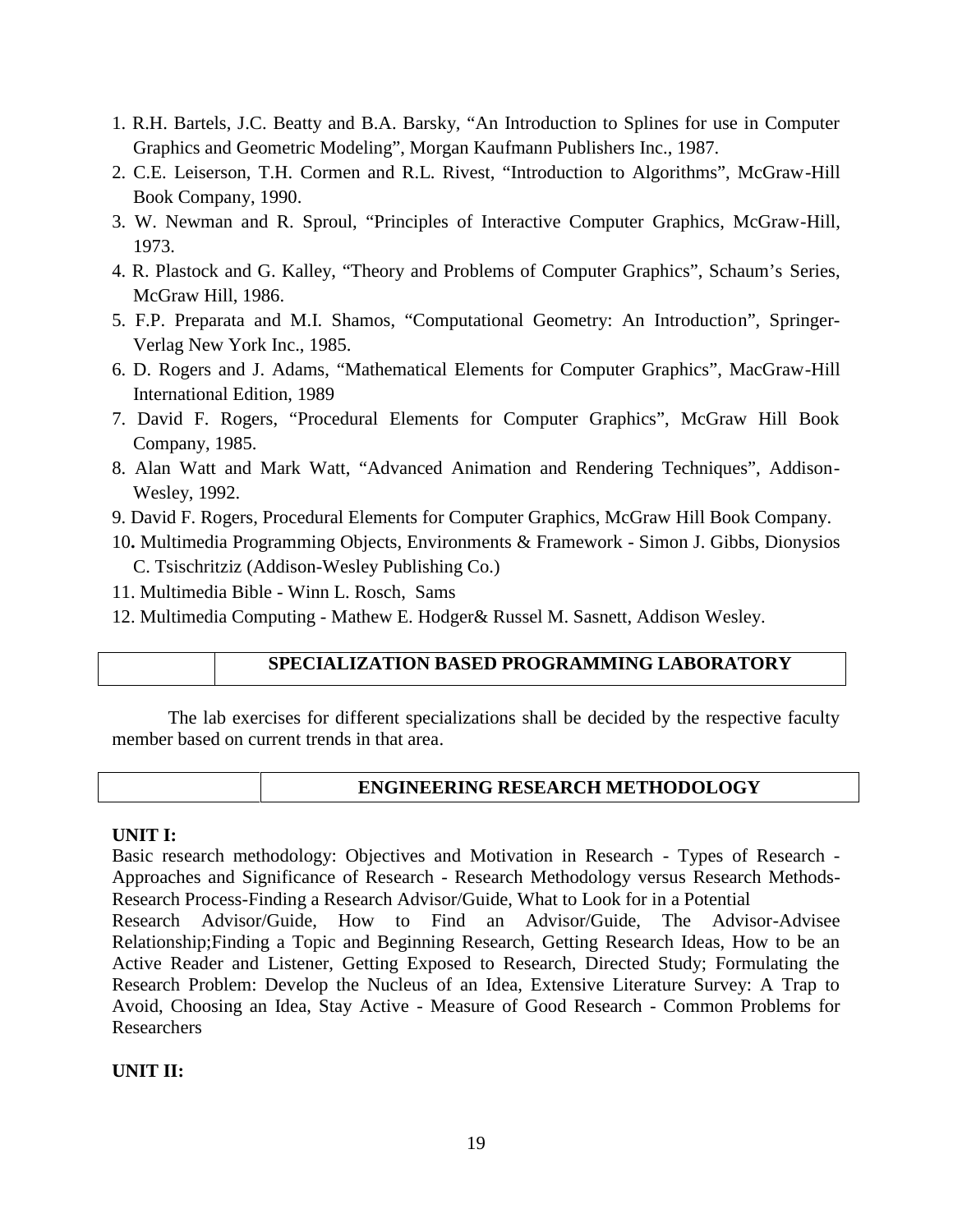1. R.H. Bartels, J.C. Beatty and B.A. Barsky, "An Introduction to Splines for use in Computer Graphics and Geometric Modeling", Morgan Kaufmann Publishers Inc., 1987.
2. C.E. Leiserson, T.H. Cormen and R.L. Rivest, "Introduction to Algorithms", McGraw-Hill Book Company, 1990.
3. W. Newman and R. Sproul, "Principles of Interactive Computer Graphics, McGraw-Hill, 1973.
4. R. Plastock and G. Kalley, "Theory and Problems of Computer Graphics", Schaum's Series, McGraw Hill, 1986.
5. F.P. Preparata and M.I. Shamos, "Computational Geometry: An Introduction", Springer-Verlag New York Inc., 1985.
6. D. Rogers and J. Adams, "Mathematical Elements for Computer Graphics", MacGraw-Hill International Edition, 1989
7. David F. Rogers, "Procedural Elements for Computer Graphics", McGraw Hill Book Company, 1985.
8. Alan Watt and Mark Watt, "Advanced Animation and Rendering Techniques", Addison-Wesley, 1992.
9. David F. Rogers, Procedural Elements for Computer Graphics, McGraw Hill Book Company.
10. Multimedia Programming Objects, Environments & Framework - Simon J. Gibbs, Dionysios C. Tsischritziz (Addison-Wesley Publishing Co.)
11. Multimedia Bible - Winn L. Rosch, Sams
12. Multimedia Computing - Mathew E. Hodger& Russel M. Sasnett, Addison Wesley.

| | SPECIALIZATION BASED PROGRAMMING LABORATORY |
|---|---|

The lab exercises for different specializations shall be decided by the respective faculty member based on current trends in that area.

| | ENGINEERING RESEARCH METHODOLOGY |
|---|---|

**UNIT I:**

Basic research methodology: Objectives and Motivation in Research - Types of Research - Approaches and Significance of Research - Research Methodology versus Research Methods-Research Process-Finding a Research Advisor/Guide, What to Look for in a Potential Research Advisor/Guide, How to Find an Advisor/Guide, The Advisor-Advisee Relationship;Finding a Topic and Beginning Research, Getting Research Ideas, How to be an Active Reader and Listener, Getting Exposed to Research, Directed Study; Formulating the Research Problem: Develop the Nucleus of an Idea, Extensive Literature Survey: A Trap to Avoid, Choosing an Idea, Stay Active - Measure of Good Research - Common Problems for Researchers

**UNIT II:**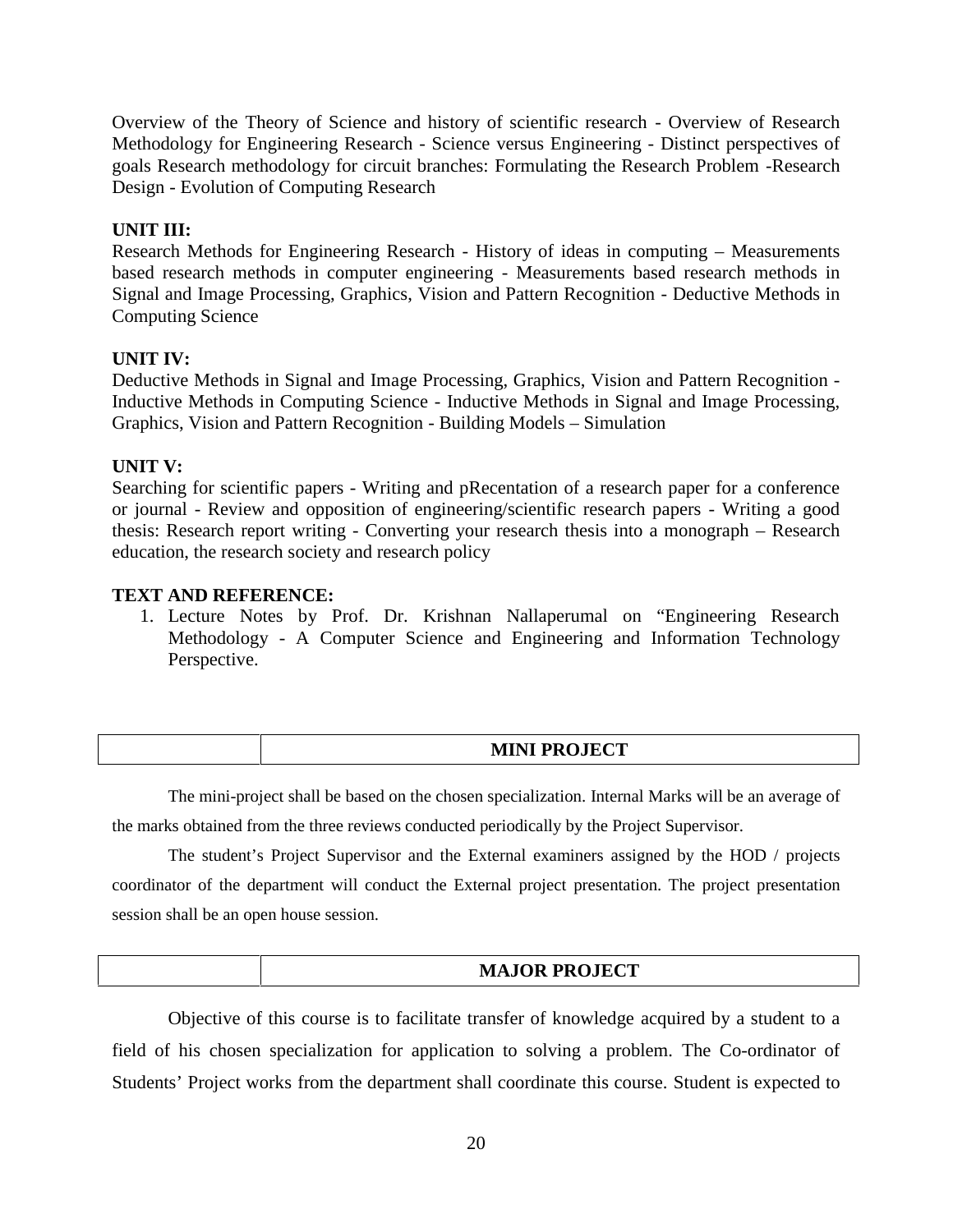Overview of the Theory of Science and history of scientific research - Overview of Research Methodology for Engineering Research - Science versus Engineering - Distinct perspectives of goals Research methodology for circuit branches: Formulating the Research Problem -Research Design - Evolution of Computing Research

**UNIT III:**

Research Methods for Engineering Research - History of ideas in computing – Measurements based research methods in computer engineering - Measurements based research methods in Signal and Image Processing, Graphics, Vision and Pattern Recognition - Deductive Methods in Computing Science

**UNIT IV:**

Deductive Methods in Signal and Image Processing, Graphics, Vision and Pattern Recognition - Inductive Methods in Computing Science - Inductive Methods in Signal and Image Processing, Graphics, Vision and Pattern Recognition - Building Models – Simulation

**UNIT V:**

Searching for scientific papers - Writing and pRecentation of a research paper for a conference or journal - Review and opposition of engineering/scientific research papers - Writing a good thesis: Research report writing - Converting your research thesis into a monograph – Research education, the research society and research policy

**TEXT AND REFERENCE:**

1. Lecture Notes by Prof. Dr. Krishnan Nallaperumal on "Engineering Research Methodology - A Computer Science and Engineering and Information Technology Perspective.

| | **MINI PROJECT** |
|---|---|

The mini-project shall be based on the chosen specialization. Internal Marks will be an average of the marks obtained from the three reviews conducted periodically by the Project Supervisor.

The student's Project Supervisor and the External examiners assigned by the HOD / projects coordinator of the department will conduct the External project presentation. The project presentation session shall be an open house session.

| | **MAJOR PROJECT** |
|---|---|

Objective of this course is to facilitate transfer of knowledge acquired by a student to a field of his chosen specialization for application to solving a problem. The Co-ordinator of Students' Project works from the department shall coordinate this course. Student is expected to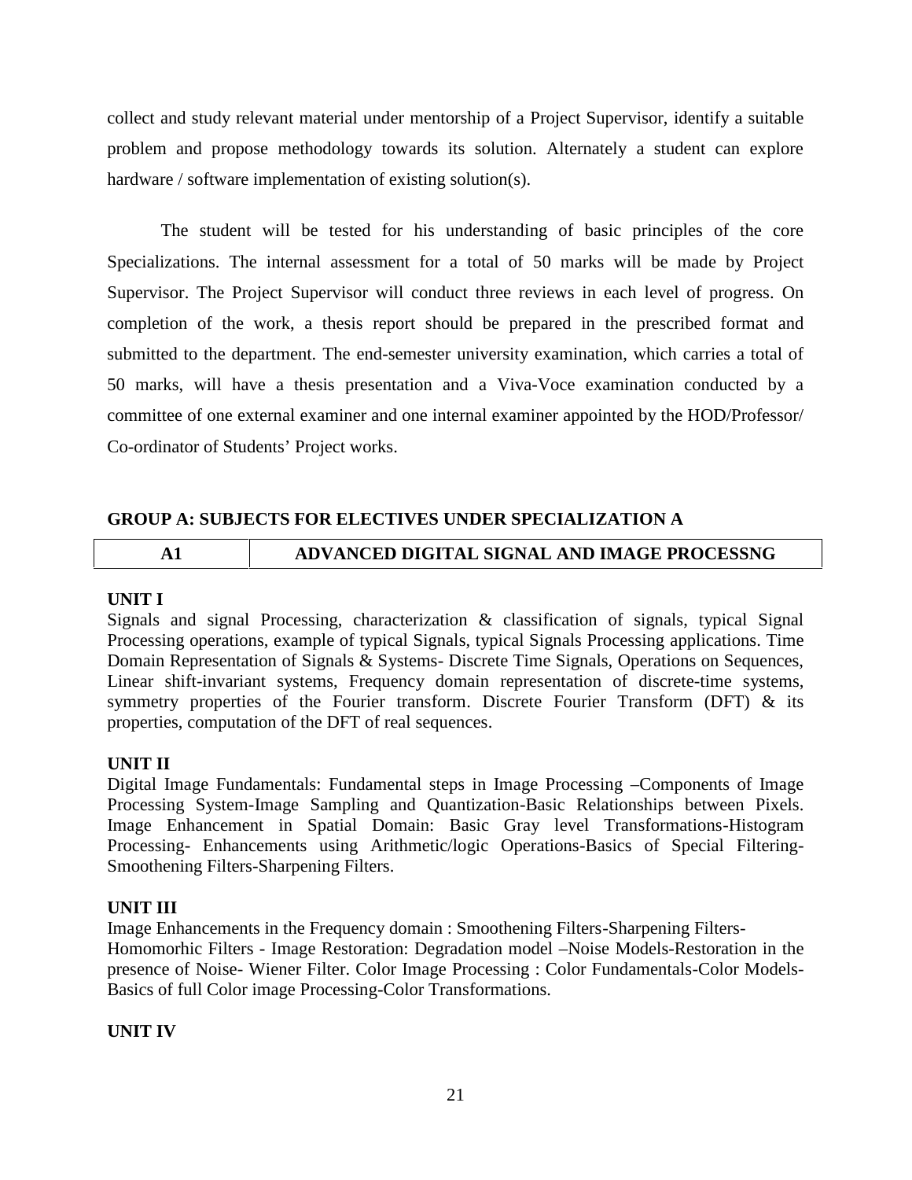collect and study relevant material under mentorship of a Project Supervisor, identify a suitable problem and propose methodology towards its solution. Alternately a student can explore hardware / software implementation of existing solution(s).

The student will be tested for his understanding of basic principles of the core Specializations. The internal assessment for a total of 50 marks will be made by Project Supervisor. The Project Supervisor will conduct three reviews in each level of progress. On completion of the work, a thesis report should be prepared in the prescribed format and submitted to the department. The end-semester university examination, which carries a total of 50 marks, will have a thesis presentation and a Viva-Voce examination conducted by a committee of one external examiner and one internal examiner appointed by the HOD/Professor/ Co-ordinator of Students' Project works.

## GROUP A: SUBJECTS FOR ELECTIVES UNDER SPECIALIZATION A

| A1 | ADVANCED DIGITAL SIGNAL AND IMAGE PROCESSNG |
|---|---|

**UNIT I**

Signals and signal Processing, characterization & classification of signals, typical Signal Processing operations, example of typical Signals, typical Signals Processing applications. Time Domain Representation of Signals & Systems- Discrete Time Signals, Operations on Sequences, Linear shift-invariant systems, Frequency domain representation of discrete-time systems, symmetry properties of the Fourier transform. Discrete Fourier Transform (DFT) & its properties, computation of the DFT of real sequences.

**UNIT II**

Digital Image Fundamentals: Fundamental steps in Image Processing –Components of Image Processing System-Image Sampling and Quantization-Basic Relationships between Pixels. Image Enhancement in Spatial Domain: Basic Gray level Transformations-Histogram Processing- Enhancements using Arithmetic/logic Operations-Basics of Special Filtering-Smoothening Filters-Sharpening Filters.

**UNIT III**

Image Enhancements in the Frequency domain : Smoothening Filters-Sharpening Filters-Homomorhic Filters - Image Restoration: Degradation model –Noise Models-Restoration in the presence of Noise- Wiener Filter. Color Image Processing : Color Fundamentals-Color Models-Basics of full Color image Processing-Color Transformations.

**UNIT IV**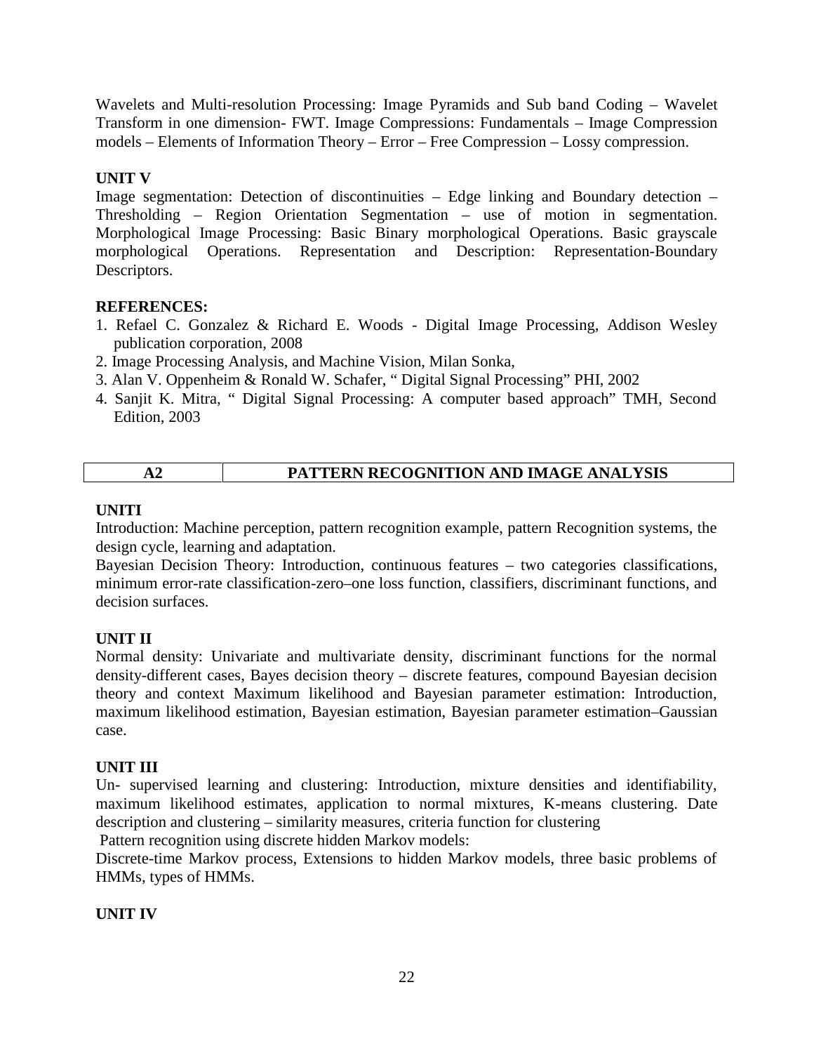Wavelets and Multi-resolution Processing: Image Pyramids and Sub band Coding – Wavelet Transform in one dimension- FWT. Image Compressions: Fundamentals – Image Compression models – Elements of Information Theory – Error – Free Compression – Lossy compression.

**UNIT V**

Image segmentation: Detection of discontinuities – Edge linking and Boundary detection – Thresholding – Region Orientation Segmentation – use of motion in segmentation. Morphological Image Processing: Basic Binary morphological Operations. Basic grayscale morphological Operations. Representation and Description: Representation-Boundary Descriptors.

**REFERENCES:**

1. Refael C. Gonzalez & Richard E. Woods - Digital Image Processing, Addison Wesley publication corporation, 2008
2. Image Processing Analysis, and Machine Vision, Milan Sonka,
3. Alan V. Oppenheim & Ronald W. Schafer, " Digital Signal Processing" PHI, 2002
4. Sanjit K. Mitra, " Digital Signal Processing: A computer based approach" TMH, Second Edition, 2003

| A2 | PATTERN RECOGNITION AND IMAGE ANALYSIS |
|---|---|

**UNITI**

Introduction: Machine perception, pattern recognition example, pattern Recognition systems, the design cycle, learning and adaptation.

Bayesian Decision Theory: Introduction, continuous features – two categories classifications, minimum error-rate classification-zero–one loss function, classifiers, discriminant functions, and decision surfaces.

**UNIT II**

Normal density: Univariate and multivariate density, discriminant functions for the normal density-different cases, Bayes decision theory – discrete features, compound Bayesian decision theory and context Maximum likelihood and Bayesian parameter estimation: Introduction, maximum likelihood estimation, Bayesian estimation, Bayesian parameter estimation–Gaussian case.

**UNIT III**

Un- supervised learning and clustering: Introduction, mixture densities and identifiability, maximum likelihood estimates, application to normal mixtures, K-means clustering. Date description and clustering – similarity measures, criteria function for clustering

Pattern recognition using discrete hidden Markov models:

Discrete-time Markov process, Extensions to hidden Markov models, three basic problems of HMMs, types of HMMs.

**UNIT IV**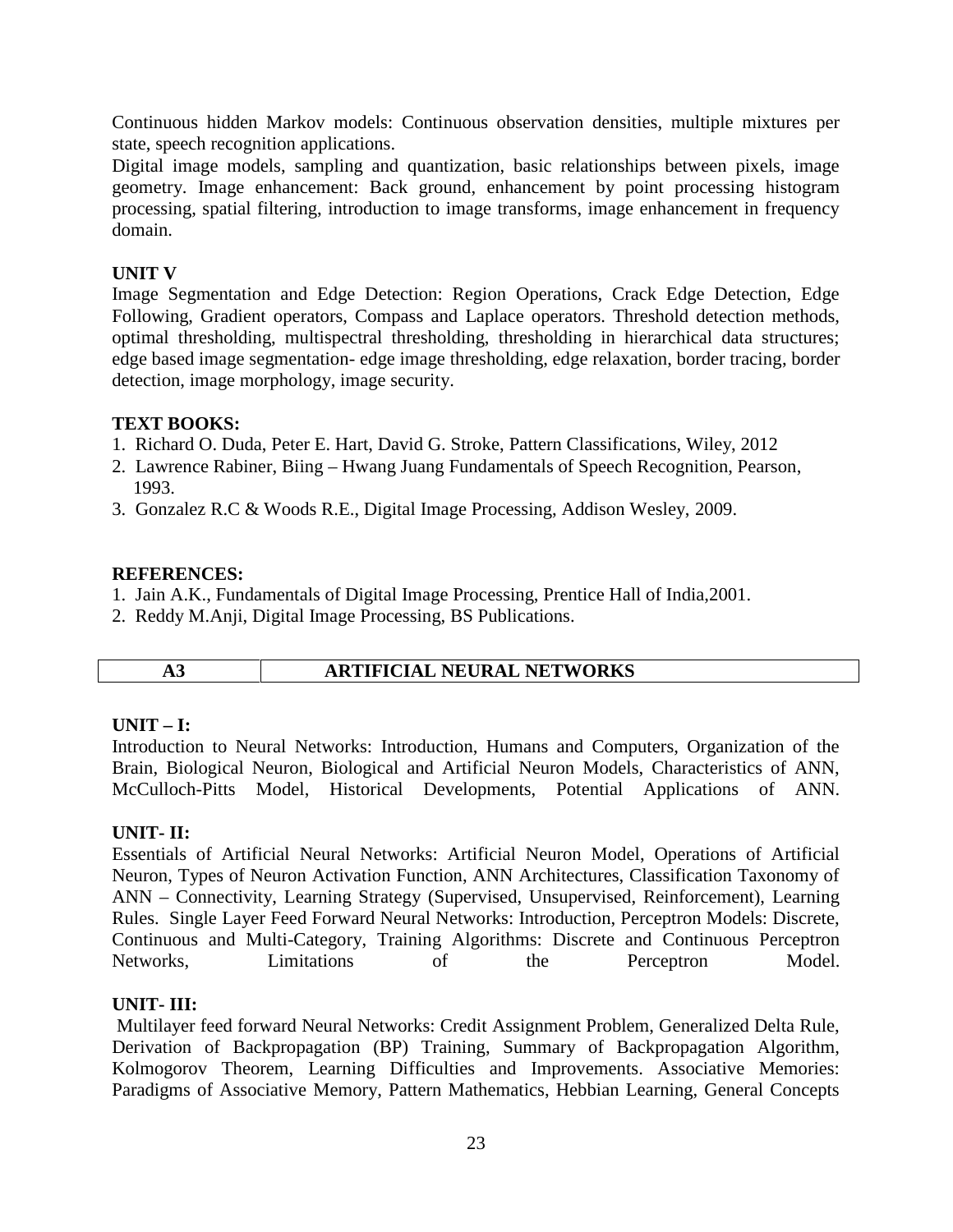Continuous hidden Markov models: Continuous observation densities, multiple mixtures per state, speech recognition applications.

Digital image models, sampling and quantization, basic relationships between pixels, image geometry. Image enhancement: Back ground, enhancement by point processing histogram processing, spatial filtering, introduction to image transforms, image enhancement in frequency domain.

**UNIT V**

Image Segmentation and Edge Detection: Region Operations, Crack Edge Detection, Edge Following, Gradient operators, Compass and Laplace operators. Threshold detection methods, optimal thresholding, multispectral thresholding, thresholding in hierarchical data structures; edge based image segmentation- edge image thresholding, edge relaxation, border tracing, border detection, image morphology, image security.

**TEXT BOOKS:**

1. Richard O. Duda, Peter E. Hart, David G. Stroke, Pattern Classifications, Wiley, 2012
2. Lawrence Rabiner, Biing – Hwang Juang Fundamentals of Speech Recognition, Pearson, 1993.
3. Gonzalez R.C & Woods R.E., Digital Image Processing, Addison Wesley, 2009.

**REFERENCES:**

1. Jain A.K., Fundamentals of Digital Image Processing, Prentice Hall of India,2001.
2. Reddy M.Anji, Digital Image Processing, BS Publications.

| **A3** | **ARTIFICIAL NEURAL NETWORKS** |
|---|---|

**UNIT – I:**

Introduction to Neural Networks: Introduction, Humans and Computers, Organization of the Brain, Biological Neuron, Biological and Artificial Neuron Models, Characteristics of ANN, McCulloch-Pitts Model, Historical Developments, Potential Applications of ANN.

**UNIT- II:**

Essentials of Artificial Neural Networks: Artificial Neuron Model, Operations of Artificial Neuron, Types of Neuron Activation Function, ANN Architectures, Classification Taxonomy of ANN – Connectivity, Learning Strategy (Supervised, Unsupervised, Reinforcement), Learning Rules. Single Layer Feed Forward Neural Networks: Introduction, Perceptron Models: Discrete, Continuous and Multi-Category, Training Algorithms: Discrete and Continuous Perceptron Networks, Limitations of the Perceptron Model.

**UNIT- III:**

Multilayer feed forward Neural Networks: Credit Assignment Problem, Generalized Delta Rule, Derivation of Backpropagation (BP) Training, Summary of Backpropagation Algorithm, Kolmogorov Theorem, Learning Difficulties and Improvements. Associative Memories: Paradigms of Associative Memory, Pattern Mathematics, Hebbian Learning, General Concepts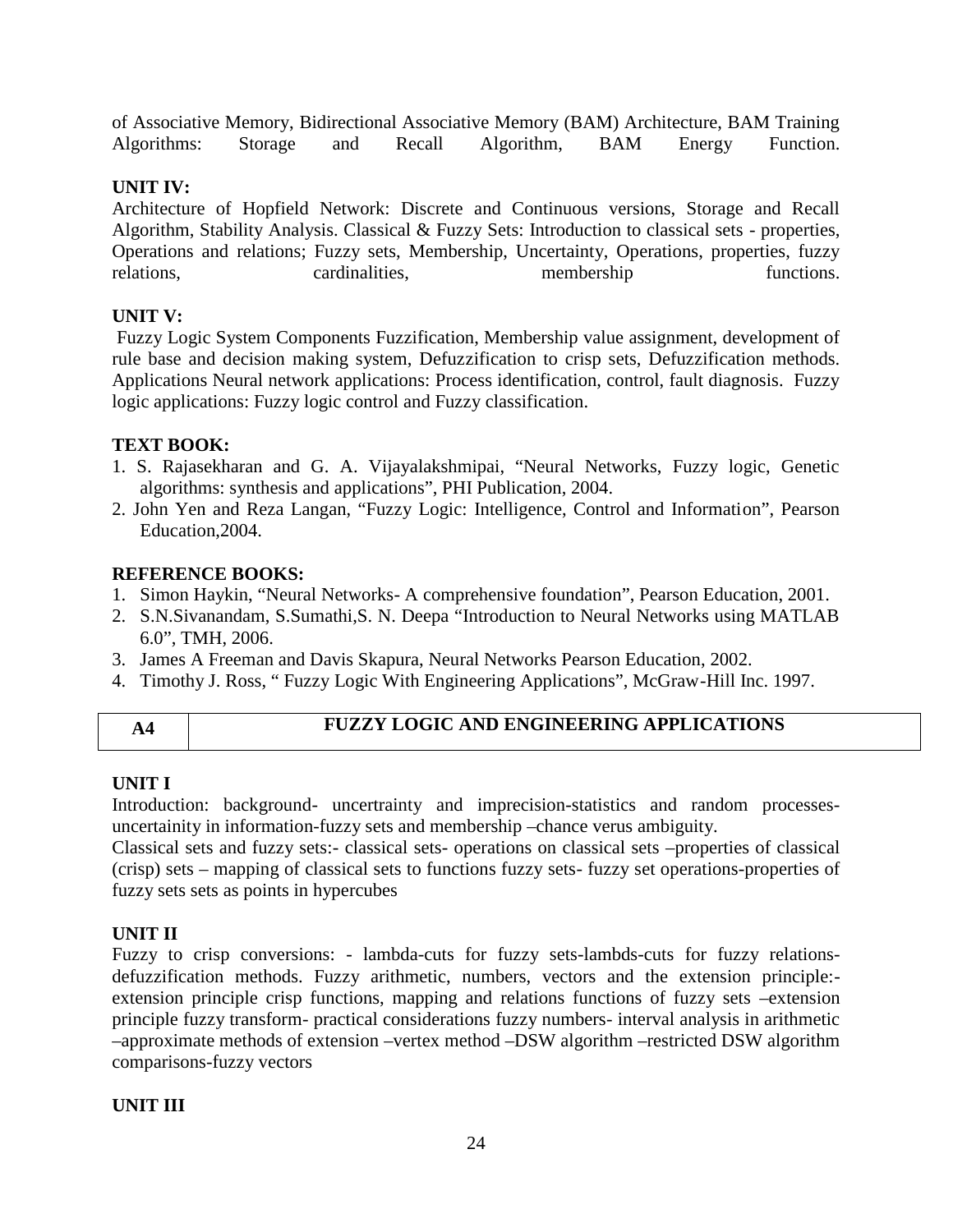of Associative Memory, Bidirectional Associative Memory (BAM) Architecture, BAM Training Algorithms: Storage and Recall Algorithm, BAM Energy Function.

**UNIT IV:**

Architecture of Hopfield Network: Discrete and Continuous versions, Storage and Recall Algorithm, Stability Analysis. Classical & Fuzzy Sets: Introduction to classical sets - properties, Operations and relations; Fuzzy sets, Membership, Uncertainty, Operations, properties, fuzzy relations, cardinalities, membership functions.

**UNIT V:**

Fuzzy Logic System Components Fuzzification, Membership value assignment, development of rule base and decision making system, Defuzzification to crisp sets, Defuzzification methods. Applications Neural network applications: Process identification, control, fault diagnosis. Fuzzy logic applications: Fuzzy logic control and Fuzzy classification.

**TEXT BOOK:**

1. S. Rajasekharan and G. A. Vijayalakshmipai, "Neural Networks, Fuzzy logic, Genetic algorithms: synthesis and applications", PHI Publication, 2004.
2. John Yen and Reza Langan, "Fuzzy Logic: Intelligence, Control and Information", Pearson Education,2004.

**REFERENCE BOOKS:**

1. Simon Haykin, "Neural Networks- A comprehensive foundation", Pearson Education, 2001.
2. S.N.Sivanandam, S.Sumathi,S. N. Deepa "Introduction to Neural Networks using MATLAB 6.0", TMH, 2006.
3. James A Freeman and Davis Skapura, Neural Networks Pearson Education, 2002.
4. Timothy J. Ross, " Fuzzy Logic With Engineering Applications", McGraw-Hill Inc. 1997.

| A4 | FUZZY LOGIC AND ENGINEERING APPLICATIONS |
|---|---|

**UNIT I**

Introduction: background- uncertainty and imprecision-statistics and random processes-uncertainity in information-fuzzy sets and membership –chance verus ambiguity.

Classical sets and fuzzy sets:- classical sets- operations on classical sets –properties of classical (crisp) sets – mapping of classical sets to functions fuzzy sets- fuzzy set operations-properties of fuzzy sets sets as points in hypercubes

**UNIT II**

Fuzzy to crisp conversions: - lambda-cuts for fuzzy sets-lambds-cuts for fuzzy relations-defuzzification methods. Fuzzy arithmetic, numbers, vectors and the extension principle:-extension principle crisp functions, mapping and relations functions of fuzzy sets –extension principle fuzzy transform- practical considerations fuzzy numbers- interval analysis in arithmetic –approximate methods of extension –vertex method –DSW algorithm –restricted DSW algorithm comparisons-fuzzy vectors

**UNIT III**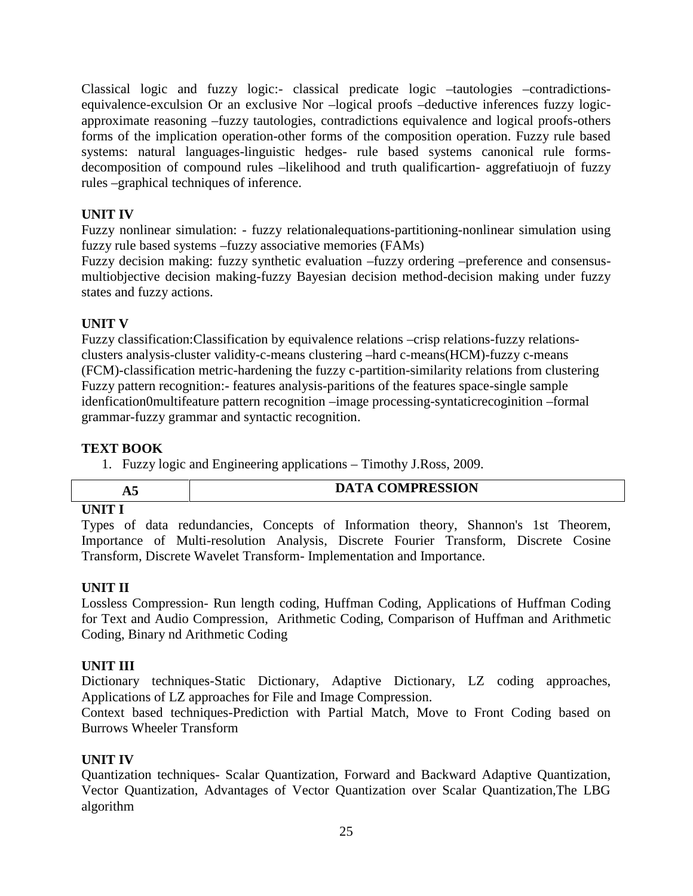Classical logic and fuzzy logic:- classical predicate logic –tautologies –contradictions-equivalence-exculsion Or an exclusive Nor –logical proofs –deductive inferences fuzzy logic-approximate reasoning –fuzzy tautologies, contradictions equivalence and logical proofs-others forms of the implication operation-other forms of the composition operation. Fuzzy rule based systems: natural languages-linguistic hedges- rule based systems canonical rule forms-decomposition of compound rules –likelihood and truth qualificartion- aggrefatiuojn of fuzzy rules –graphical techniques of inference.

**UNIT IV**

Fuzzy nonlinear simulation: - fuzzy relationalequations-partitioning-nonlinear simulation using fuzzy rule based systems –fuzzy associative memories (FAMs)

Fuzzy decision making: fuzzy synthetic evaluation –fuzzy ordering –preference and consensus-multiobjective decision making-fuzzy Bayesian decision method-decision making under fuzzy states and fuzzy actions.

**UNIT V**

Fuzzy classification:Classification by equivalence relations –crisp relations-fuzzy relations-clusters analysis-cluster validity-c-means clustering –hard c-means(HCM)-fuzzy c-means (FCM)-classification metric-hardening the fuzzy c-partition-similarity relations from clustering Fuzzy pattern recognition:- features analysis-paritions of the features space-single sample idenfication0multifeature pattern recognition –image processing-syntaticrecoginition –formal grammar-fuzzy grammar and syntactic recognition.

**TEXT BOOK**

1. Fuzzy logic and Engineering applications – Timothy J.Ross, 2009.

| A5 | DATA COMPRESSION |
|---|---|

**UNIT I**

Types of data redundancies, Concepts of Information theory, Shannon's 1st Theorem, Importance of Multi-resolution Analysis, Discrete Fourier Transform, Discrete Cosine Transform, Discrete Wavelet Transform- Implementation and Importance.

**UNIT II**

Lossless Compression- Run length coding, Huffman Coding, Applications of Huffman Coding for Text and Audio Compression, Arithmetic Coding, Comparison of Huffman and Arithmetic Coding, Binary nd Arithmetic Coding

**UNIT III**

Dictionary techniques-Static Dictionary, Adaptive Dictionary, LZ coding approaches, Applications of LZ approaches for File and Image Compression.

Context based techniques-Prediction with Partial Match, Move to Front Coding based on Burrows Wheeler Transform

**UNIT IV**

Quantization techniques- Scalar Quantization, Forward and Backward Adaptive Quantization, Vector Quantization, Advantages of Vector Quantization over Scalar Quantization,The LBG algorithm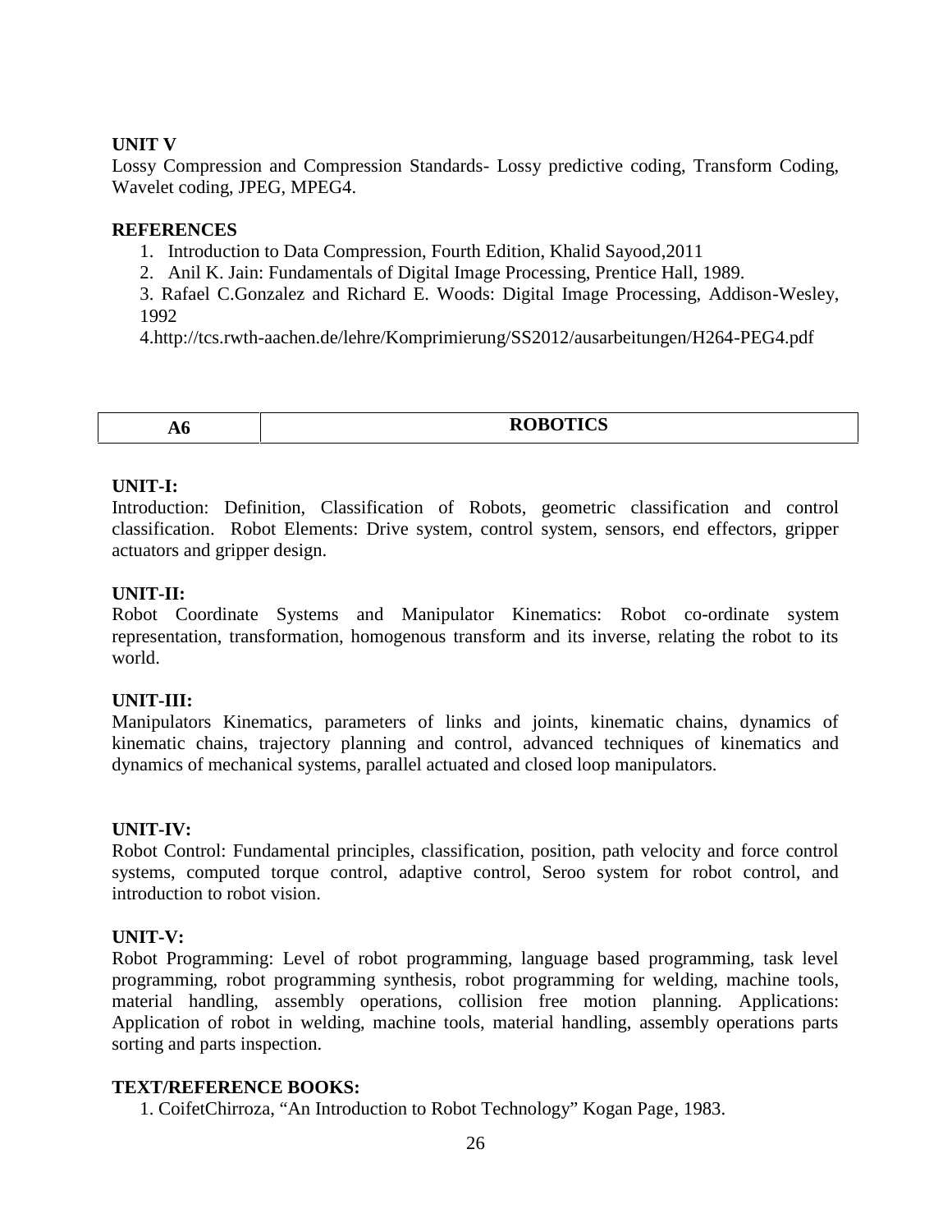**UNIT V**

Lossy Compression and Compression Standards- Lossy predictive coding, Transform Coding, Wavelet coding, JPEG, MPEG4.

**REFERENCES**

1. Introduction to Data Compression, Fourth Edition, Khalid Sayood,2011
2. Anil K. Jain: Fundamentals of Digital Image Processing, Prentice Hall, 1989.

3. Rafael C.Gonzalez and Richard E. Woods: Digital Image Processing, Addison-Wesley, 1992

4.http://tcs.rwth-aachen.de/lehre/Komprimierung/SS2012/ausarbeitungen/H264-PEG4.pdf

| A6 | ROBOTICS |
|---|---|

**UNIT-I:**

Introduction: Definition, Classification of Robots, geometric classification and control classification. Robot Elements: Drive system, control system, sensors, end effectors, gripper actuators and gripper design.

**UNIT-II:**

Robot Coordinate Systems and Manipulator Kinematics: Robot co-ordinate system representation, transformation, homogenous transform and its inverse, relating the robot to its world.

**UNIT-III:**

Manipulators Kinematics, parameters of links and joints, kinematic chains, dynamics of kinematic chains, trajectory planning and control, advanced techniques of kinematics and dynamics of mechanical systems, parallel actuated and closed loop manipulators.

**UNIT-IV:**

Robot Control: Fundamental principles, classification, position, path velocity and force control systems, computed torque control, adaptive control, Seroo system for robot control, and introduction to robot vision.

**UNIT-V:**

Robot Programming: Level of robot programming, language based programming, task level programming, robot programming synthesis, robot programming for welding, machine tools, material handling, assembly operations, collision free motion planning. Applications: Application of robot in welding, machine tools, material handling, assembly operations parts sorting and parts inspection.

**TEXT/REFERENCE BOOKS:**

1. CoifetChirroza, "An Introduction to Robot Technology" Kogan Page, 1983.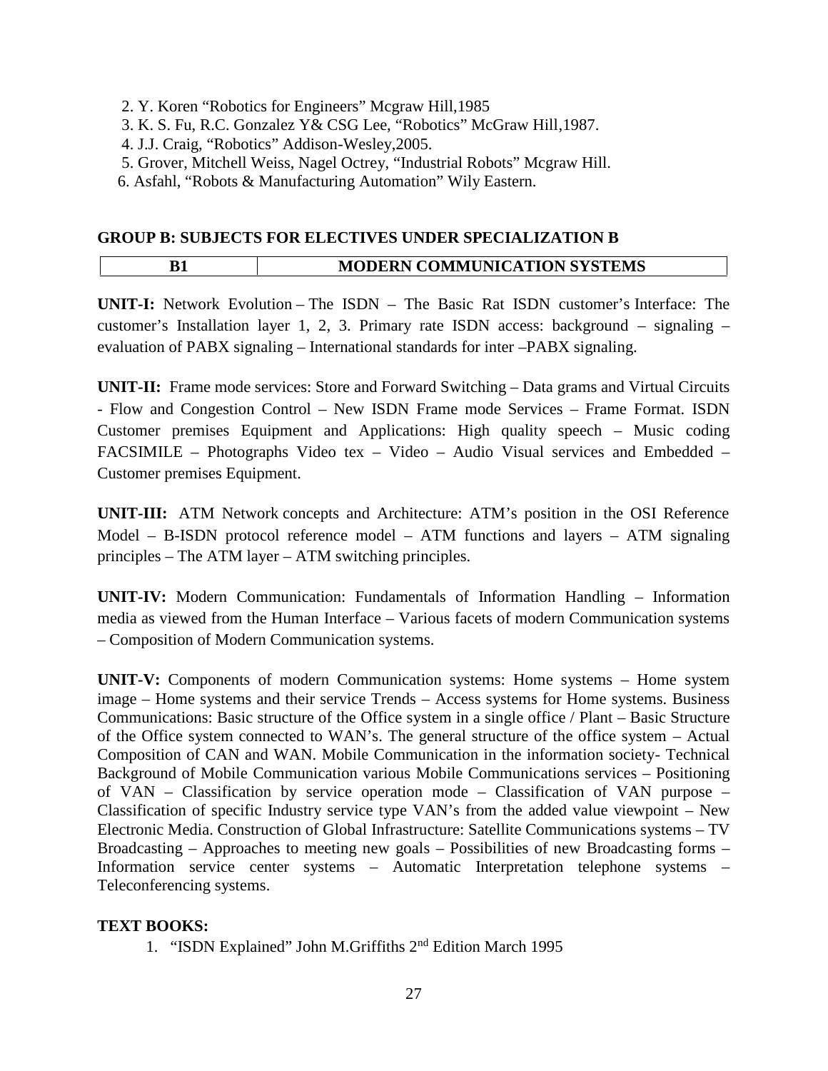2. Y. Koren "Robotics for Engineers" Mcgraw Hill,1985
3. K. S. Fu, R.C. Gonzalez Y& CSG Lee, "Robotics" McGraw Hill,1987.
4. J.J. Craig, "Robotics" Addison-Wesley,2005.
5. Grover, Mitchell Weiss, Nagel Octrey, "Industrial Robots" Mcgraw Hill.
6. Asfahl, "Robots & Manufacturing Automation" Wily Eastern.

## GROUP B: SUBJECTS FOR ELECTIVES UNDER SPECIALIZATION B

| B1 | MODERN COMMUNICATION SYSTEMS |
|---|---|

**UNIT-I:** Network Evolution – The ISDN – The Basic Rat ISDN customer's Interface: The customer's Installation layer 1, 2, 3. Primary rate ISDN access: background – signaling – evaluation of PABX signaling – International standards for inter –PABX signaling.

**UNIT-II:** Frame mode services: Store and Forward Switching – Data grams and Virtual Circuits - Flow and Congestion Control – New ISDN Frame mode Services – Frame Format. ISDN Customer premises Equipment and Applications: High quality speech – Music coding FACSIMILE – Photographs Video tex – Video – Audio Visual services and Embedded – Customer premises Equipment.

**UNIT-III:** ATM Network concepts and Architecture: ATM's position in the OSI Reference Model – B-ISDN protocol reference model – ATM functions and layers – ATM signaling principles – The ATM layer – ATM switching principles.

**UNIT-IV:** Modern Communication: Fundamentals of Information Handling – Information media as viewed from the Human Interface – Various facets of modern Communication systems – Composition of Modern Communication systems.

**UNIT-V:** Components of modern Communication systems: Home systems – Home system image – Home systems and their service Trends – Access systems for Home systems. Business Communications: Basic structure of the Office system in a single office / Plant – Basic Structure of the Office system connected to WAN's. The general structure of the office system – Actual Composition of CAN and WAN. Mobile Communication in the information society- Technical Background of Mobile Communication various Mobile Communications services – Positioning of VAN – Classification by service operation mode – Classification of VAN purpose – Classification of specific Industry service type VAN's from the added value viewpoint – New Electronic Media. Construction of Global Infrastructure: Satellite Communications systems – TV Broadcasting – Approaches to meeting new goals – Possibilities of new Broadcasting forms – Information service center systems – Automatic Interpretation telephone systems – Teleconferencing systems.

**TEXT BOOKS:**

1. "ISDN Explained" John M.Griffiths 2nd Edition March 1995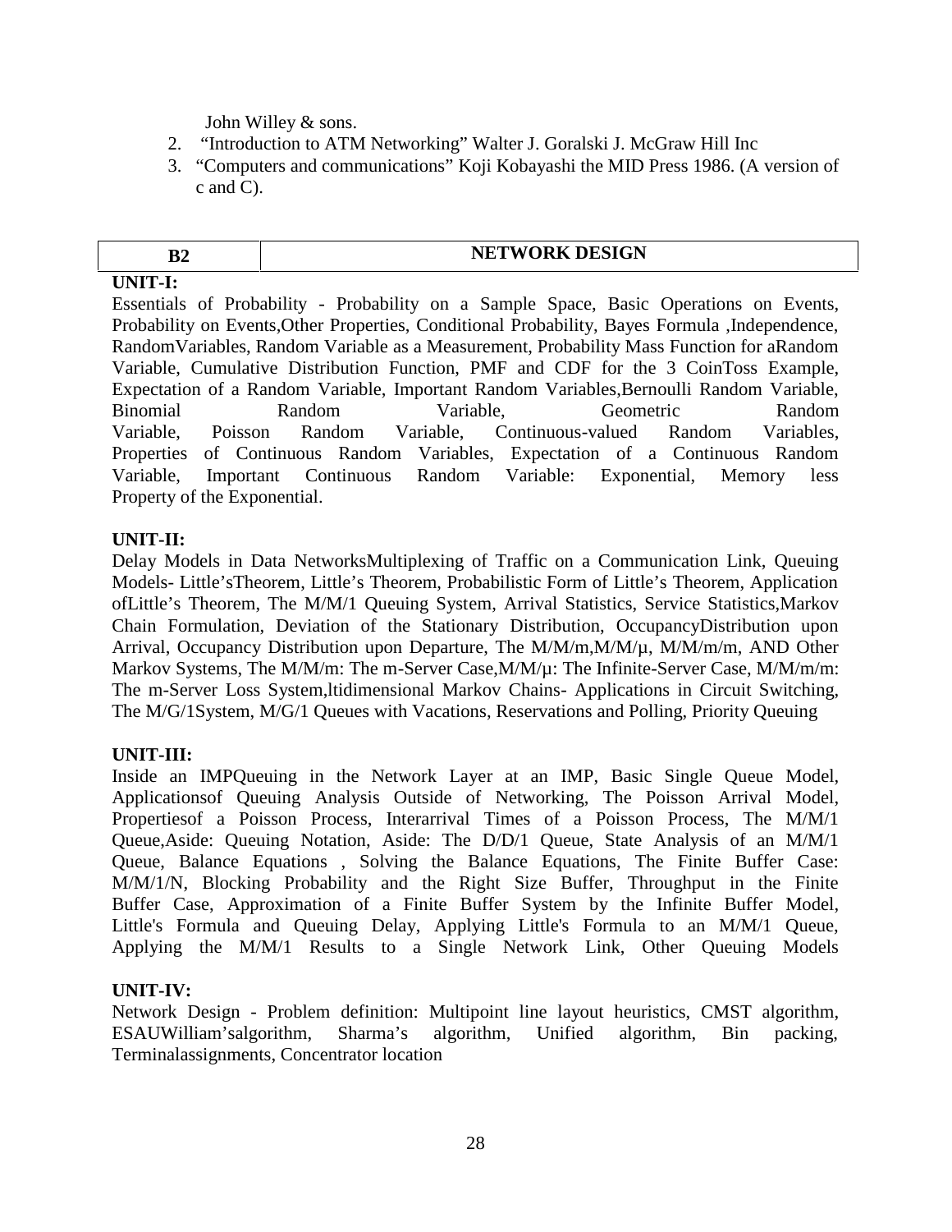John Willey & sons.

2. "Introduction to ATM Networking" Walter J. Goralski J. McGraw Hill Inc
3. "Computers and communications" Koji Kobayashi the MID Press 1986. (A version of c and C).

| B2 | NETWORK DESIGN |
|---|---|

**UNIT-I:**

Essentials of Probability - Probability on a Sample Space, Basic Operations on Events, Probability on Events,Other Properties, Conditional Probability, Bayes Formula ,Independence, RandomVariables, Random Variable as a Measurement, Probability Mass Function for aRandom Variable, Cumulative Distribution Function, PMF and CDF for the 3 CoinToss Example, Expectation of a Random Variable, Important Random Variables,Bernoulli Random Variable, Binomial Random Variable, Geometric Random Variable, Poisson Random Variable, Continuous-valued Random Variables, Properties of Continuous Random Variables, Expectation of a Continuous Random Variable, Important Continuous Random Variable: Exponential, Memory less Property of the Exponential.

**UNIT-II:**

Delay Models in Data NetworksMultiplexing of Traffic on a Communication Link, Queuing Models- Little'sTheorem, Little's Theorem, Probabilistic Form of Little's Theorem, Application ofLittle's Theorem, The M/M/1 Queuing System, Arrival Statistics, Service Statistics,Markov Chain Formulation, Deviation of the Stationary Distribution, OccupancyDistribution upon Arrival, Occupancy Distribution upon Departure, The M/M/m,M/M/µ, M/M/m/m, AND Other Markov Systems, The M/M/m: The m-Server Case,M/M/µ: The Infinite-Server Case, M/M/m/m: The m-Server Loss System,ltidimensional Markov Chains- Applications in Circuit Switching, The M/G/1System, M/G/1 Queues with Vacations, Reservations and Polling, Priority Queuing

**UNIT-III:**

Inside an IMPQueuing in the Network Layer at an IMP, Basic Single Queue Model, Applicationsof Queuing Analysis Outside of Networking, The Poisson Arrival Model, Propertiesof a Poisson Process, Interarrival Times of a Poisson Process, The M/M/1 Queue,Aside: Queuing Notation, Aside: The D/D/1 Queue, State Analysis of an M/M/1 Queue, Balance Equations , Solving the Balance Equations, The Finite Buffer Case: M/M/1/N, Blocking Probability and the Right Size Buffer, Throughput in the Finite Buffer Case, Approximation of a Finite Buffer System by the Infinite Buffer Model, Little's Formula and Queuing Delay, Applying Little's Formula to an M/M/1 Queue, Applying the M/M/1 Results to a Single Network Link, Other Queuing Models

**UNIT-IV:**

Network Design - Problem definition: Multipoint line layout heuristics, CMST algorithm, ESAUWilliam'salgorithm, Sharma's algorithm, Unified algorithm, Bin packing, Terminalassignments, Concentrator location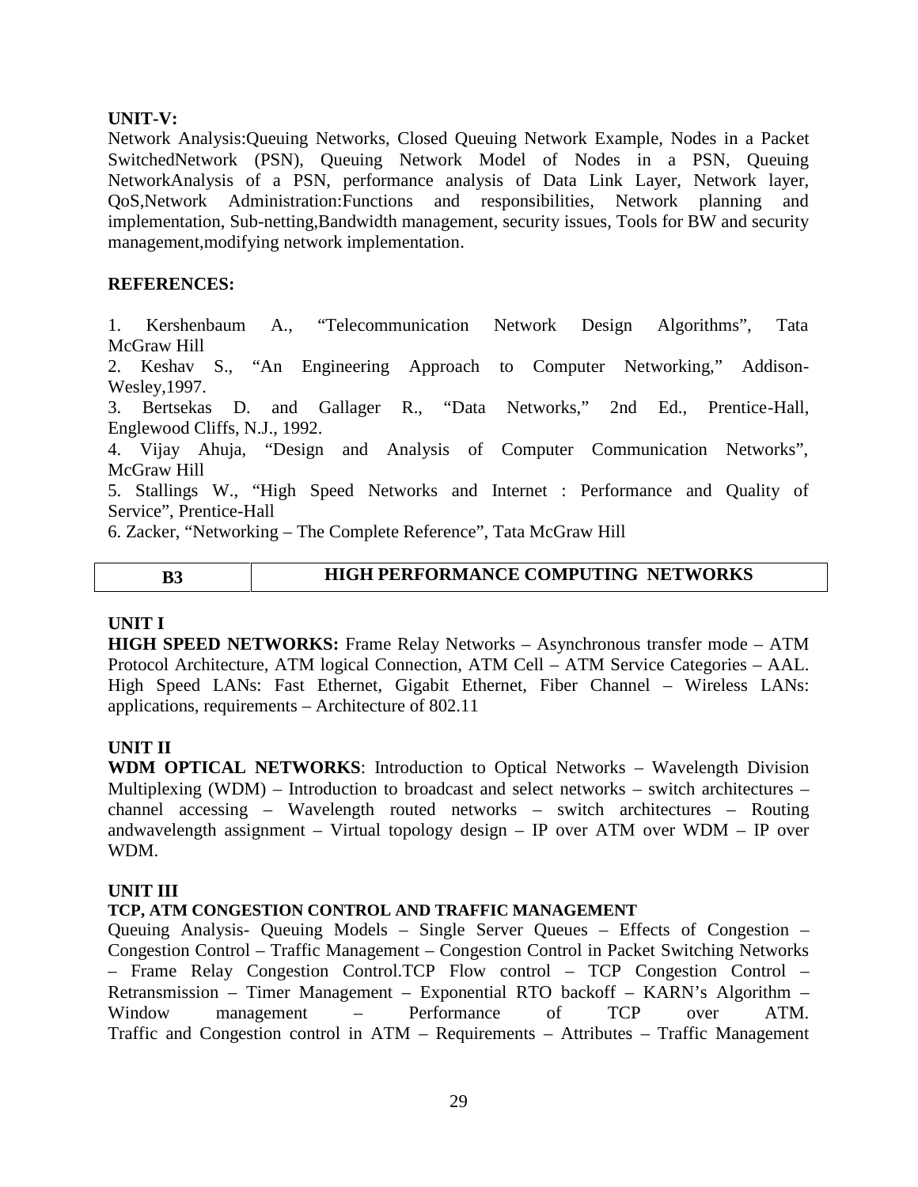**UNIT-V:**

Network Analysis:Queuing Networks, Closed Queuing Network Example, Nodes in a Packet SwitchedNetwork (PSN), Queuing Network Model of Nodes in a PSN, Queuing NetworkAnalysis of a PSN, performance analysis of Data Link Layer, Network layer, QoS,Network Administration:Functions and responsibilities, Network planning and implementation, Sub-netting,Bandwidth management, security issues, Tools for BW and security management,modifying network implementation.

**REFERENCES:**

1. Kershenbaum A., "Telecommunication Network Design Algorithms", Tata McGraw Hill
2. Keshav S., "An Engineering Approach to Computer Networking," Addison-Wesley,1997.
3. Bertsekas D. and Gallager R., "Data Networks," 2nd Ed., Prentice-Hall, Englewood Cliffs, N.J., 1992.
4. Vijay Ahuja, "Design and Analysis of Computer Communication Networks", McGraw Hill
5. Stallings W., "High Speed Networks and Internet : Performance and Quality of Service", Prentice-Hall
6. Zacker, "Networking – The Complete Reference", Tata McGraw Hill

| **B3** | **HIGH PERFORMANCE COMPUTING NETWORKS** |
|---|---|

**UNIT I**

**HIGH SPEED NETWORKS:** Frame Relay Networks – Asynchronous transfer mode – ATM Protocol Architecture, ATM logical Connection, ATM Cell – ATM Service Categories – AAL. High Speed LANs: Fast Ethernet, Gigabit Ethernet, Fiber Channel – Wireless LANs: applications, requirements – Architecture of 802.11

**UNIT II**

**WDM OPTICAL NETWORKS**: Introduction to Optical Networks – Wavelength Division Multiplexing (WDM) – Introduction to broadcast and select networks – switch architectures – channel accessing – Wavelength routed networks – switch architectures – Routing andwavelength assignment – Virtual topology design – IP over ATM over WDM – IP over WDM.

**UNIT III**

**TCP, ATM CONGESTION CONTROL AND TRAFFIC MANAGEMENT**

Queuing Analysis- Queuing Models – Single Server Queues – Effects of Congestion – Congestion Control – Traffic Management – Congestion Control in Packet Switching Networks – Frame Relay Congestion Control.TCP Flow control – TCP Congestion Control – Retransmission – Timer Management – Exponential RTO backoff – KARN's Algorithm – Window management – Performance of TCP over ATM. Traffic and Congestion control in ATM – Requirements – Attributes – Traffic Management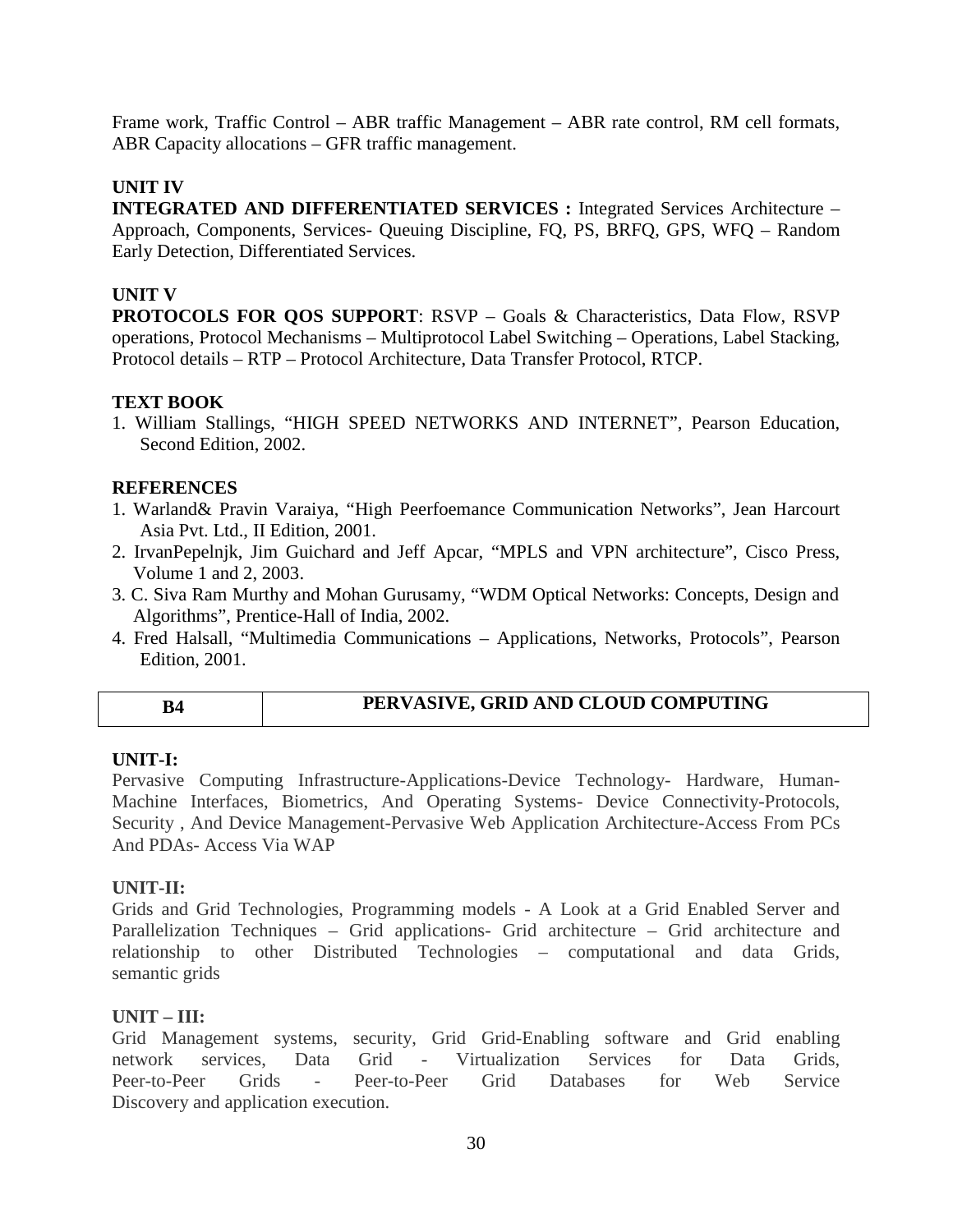Frame work, Traffic Control – ABR traffic Management – ABR rate control, RM cell formats, ABR Capacity allocations – GFR traffic management.

**UNIT IV**

**INTEGRATED AND DIFFERENTIATED SERVICES :** Integrated Services Architecture – Approach, Components, Services- Queuing Discipline, FQ, PS, BRFQ, GPS, WFQ – Random Early Detection, Differentiated Services.

**UNIT V**

**PROTOCOLS FOR QOS SUPPORT**: RSVP – Goals & Characteristics, Data Flow, RSVP operations, Protocol Mechanisms – Multiprotocol Label Switching – Operations, Label Stacking, Protocol details – RTP – Protocol Architecture, Data Transfer Protocol, RTCP.

**TEXT BOOK**

1. William Stallings, "HIGH SPEED NETWORKS AND INTERNET", Pearson Education, Second Edition, 2002.

**REFERENCES**

1. Warland& Pravin Varaiya, "High Peerfoemance Communication Networks", Jean Harcourt Asia Pvt. Ltd., II Edition, 2001.
2. IrvanPepelnjk, Jim Guichard and Jeff Apcar, "MPLS and VPN architecture", Cisco Press, Volume 1 and 2, 2003.
3. C. Siva Ram Murthy and Mohan Gurusamy, "WDM Optical Networks: Concepts, Design and Algorithms", Prentice-Hall of India, 2002.
4. Fred Halsall, "Multimedia Communications – Applications, Networks, Protocols", Pearson Edition, 2001.

| B4 | PERVASIVE, GRID AND CLOUD COMPUTING |
|---|---|

**UNIT-I:**

Pervasive Computing Infrastructure-Applications-Device Technology- Hardware, Human-Machine Interfaces, Biometrics, And Operating Systems- Device Connectivity-Protocols, Security , And Device Management-Pervasive Web Application Architecture-Access From PCs And PDAs- Access Via WAP

**UNIT-II:**

Grids and Grid Technologies, Programming models - A Look at a Grid Enabled Server and Parallelization Techniques – Grid applications- Grid architecture – Grid architecture and relationship to other Distributed Technologies – computational and data Grids, semantic grids

**UNIT – III:**

Grid Management systems, security, Grid Grid-Enabling software and Grid enabling network services, Data Grid - Virtualization Services for Data Grids, Peer-to-Peer Grids - Peer-to-Peer Grid Databases for Web Service Discovery and application execution.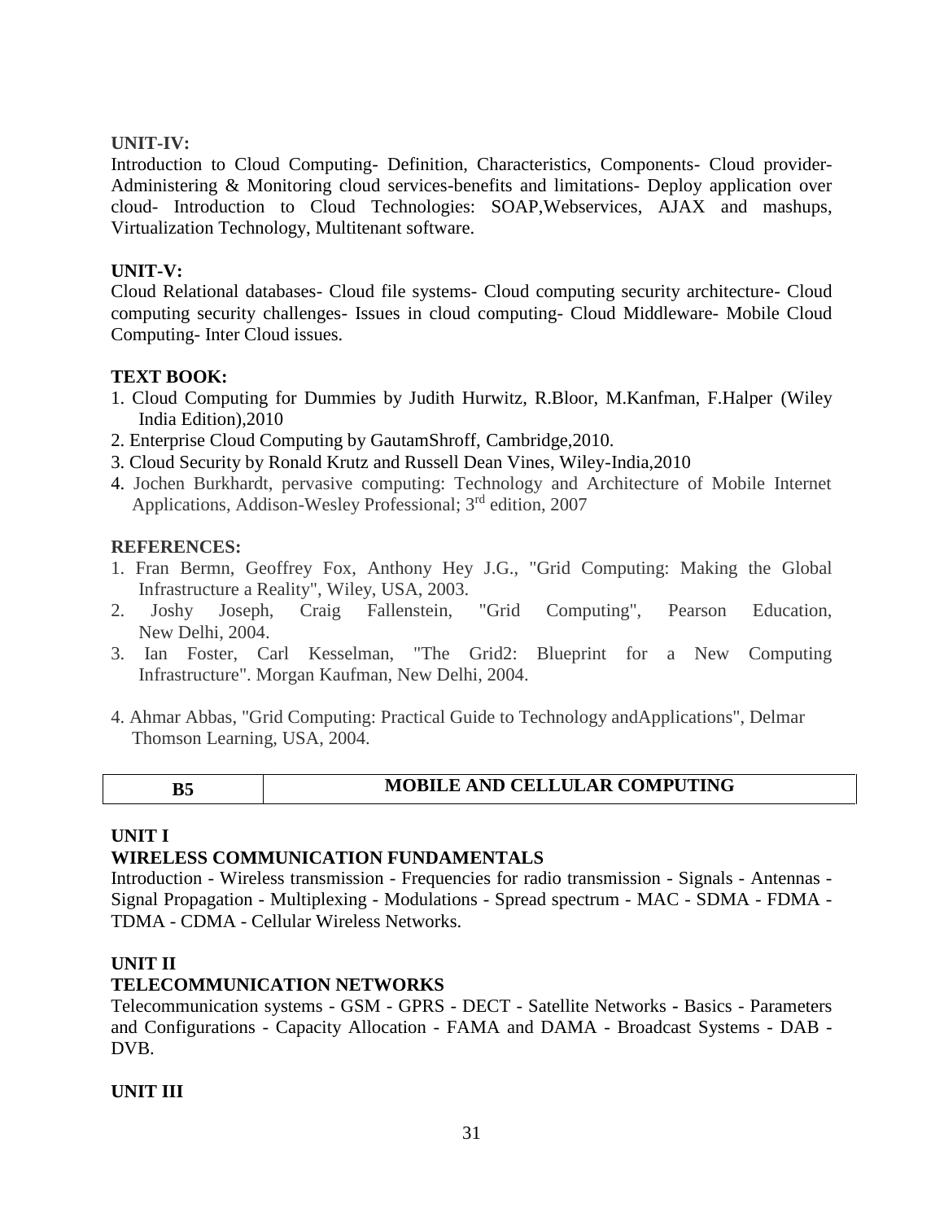**UNIT-IV:**

Introduction to Cloud Computing- Definition, Characteristics, Components- Cloud provider- Administering & Monitoring cloud services-benefits and limitations- Deploy application over cloud- Introduction to Cloud Technologies: SOAP,Webservices, AJAX and mashups, Virtualization Technology, Multitenant software.

**UNIT-V:**

Cloud Relational databases- Cloud file systems- Cloud computing security architecture- Cloud computing security challenges- Issues in cloud computing- Cloud Middleware- Mobile Cloud Computing- Inter Cloud issues.

**TEXT BOOK:**

1. Cloud Computing for Dummies by Judith Hurwitz, R.Bloor, M.Kanfman, F.Halper (Wiley India Edition),2010
2. Enterprise Cloud Computing by GautamShroff, Cambridge,2010.
3. Cloud Security by Ronald Krutz and Russell Dean Vines, Wiley-India,2010
4. Jochen Burkhardt, pervasive computing: Technology and Architecture of Mobile Internet Applications, Addison-Wesley Professional; 3rd edition, 2007

**REFERENCES:**

1. Fran Bermn, Geoffrey Fox, Anthony Hey J.G., "Grid Computing: Making the Global Infrastructure a Reality", Wiley, USA, 2003.
2. Joshy Joseph, Craig Fallenstein, "Grid Computing", Pearson Education, New Delhi, 2004.
3. Ian Foster, Carl Kesselman, "The Grid2: Blueprint for a New Computing Infrastructure". Morgan Kaufman, New Delhi, 2004.
4. Ahmar Abbas, "Grid Computing: Practical Guide to Technology andApplications", Delmar Thomson Learning, USA, 2004.

| B5 | MOBILE AND CELLULAR COMPUTING |
|---|---|

**UNIT I**

**WIRELESS COMMUNICATION FUNDAMENTALS**

Introduction - Wireless transmission - Frequencies for radio transmission - Signals - Antennas - Signal Propagation - Multiplexing - Modulations - Spread spectrum - MAC - SDMA - FDMA - TDMA - CDMA - Cellular Wireless Networks.

**UNIT II**

**TELECOMMUNICATION NETWORKS**

Telecommunication systems - GSM - GPRS - DECT - Satellite Networks **-** Basics - Parameters and Configurations - Capacity Allocation - FAMA and DAMA - Broadcast Systems - DAB - DVB.

**UNIT III**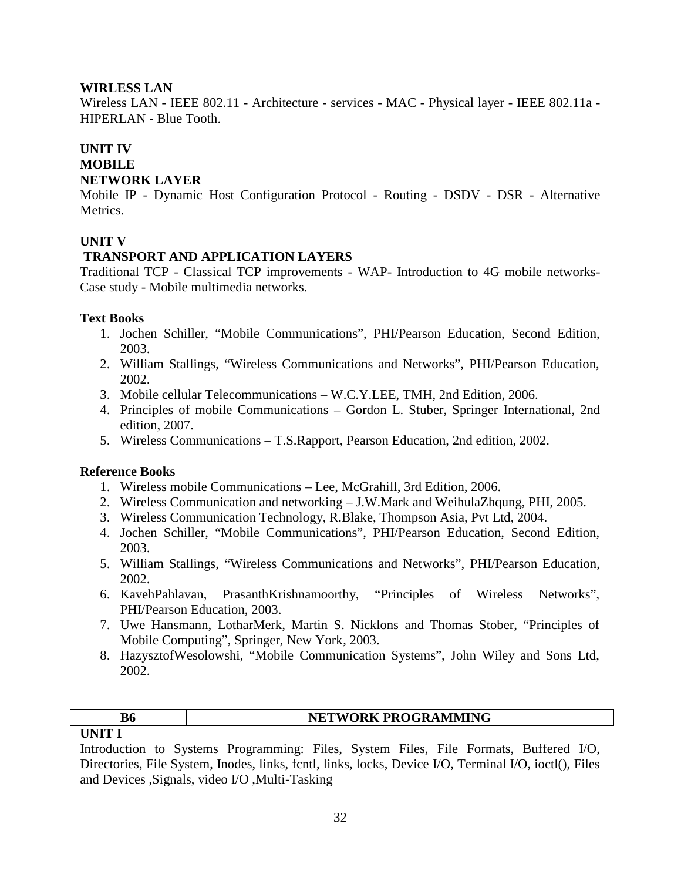**WIRLESS LAN**

Wireless LAN - IEEE 802.11 - Architecture - services - MAC - Physical layer - IEEE 802.11a - HIPERLAN - Blue Tooth.

**UNIT IV**

**MOBILE**

**NETWORK LAYER**

Mobile IP - Dynamic Host Configuration Protocol - Routing - DSDV - DSR - Alternative Metrics.

**UNIT V**

**TRANSPORT AND APPLICATION LAYERS**

Traditional TCP - Classical TCP improvements - WAP- Introduction to 4G mobile networks- Case study - Mobile multimedia networks.

**Text Books**

1. Jochen Schiller, "Mobile Communications", PHI/Pearson Education, Second Edition, 2003.
2. William Stallings, "Wireless Communications and Networks", PHI/Pearson Education, 2002.
3. Mobile cellular Telecommunications – W.C.Y.LEE, TMH, 2nd Edition, 2006.
4. Principles of mobile Communications – Gordon L. Stuber, Springer International, 2nd edition, 2007.
5. Wireless Communications – T.S.Rapport, Pearson Education, 2nd edition, 2002.

**Reference Books**

1. Wireless mobile Communications – Lee, McGrahill, 3rd Edition, 2006.
2. Wireless Communication and networking – J.W.Mark and WeihulaZhqung, PHI, 2005.
3. Wireless Communication Technology, R.Blake, Thompson Asia, Pvt Ltd, 2004.
4. Jochen Schiller, "Mobile Communications", PHI/Pearson Education, Second Edition, 2003.
5. William Stallings, "Wireless Communications and Networks", PHI/Pearson Education, 2002.
6. KavehPahlavan, PrasanthKrishnamoorthy, "Principles of Wireless Networks", PHI/Pearson Education, 2003.
7. Uwe Hansmann, LotharMerk, Martin S. Nicklons and Thomas Stober, "Principles of Mobile Computing", Springer, New York, 2003.
8. HazysztofWesolowshi, "Mobile Communication Systems", John Wiley and Sons Ltd, 2002.

| B6 | NETWORK PROGRAMMING |
|---|---|

**UNIT I**

Introduction to Systems Programming: Files, System Files, File Formats, Buffered I/O, Directories, File System, Inodes, links, fcntl, links, locks, Device I/O, Terminal I/O, ioctl(), Files and Devices ,Signals, video I/O ,Multi-Tasking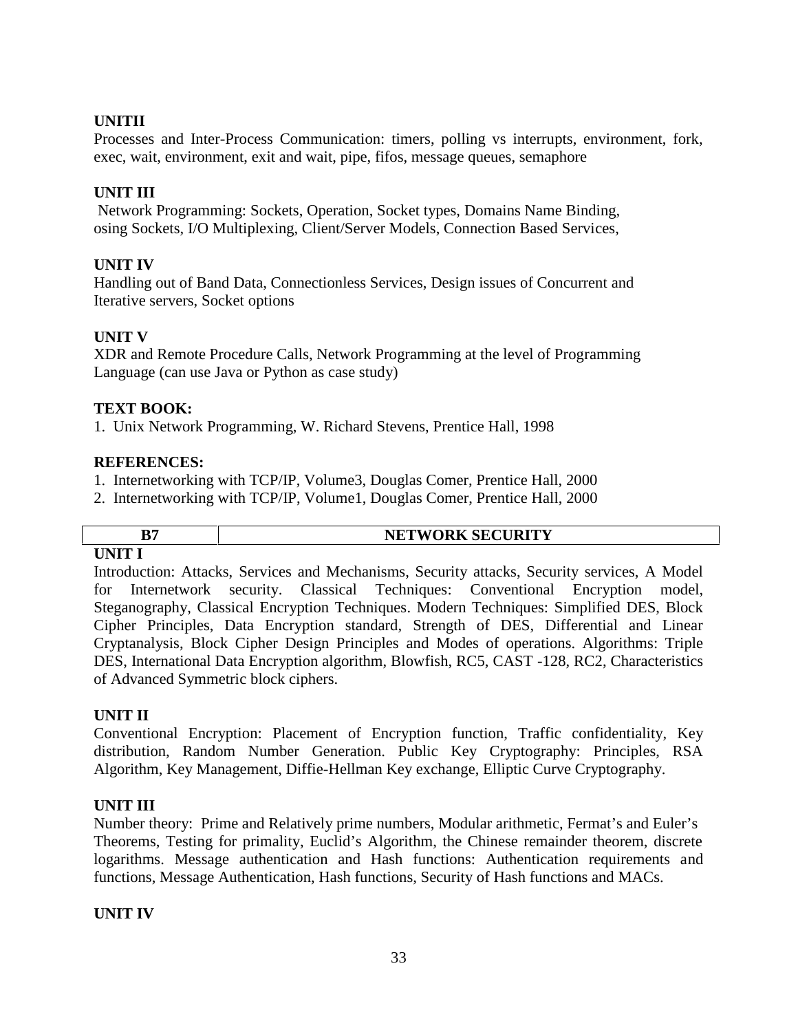**UNITII**

Processes and Inter-Process Communication: timers, polling vs interrupts, environment, fork, exec, wait, environment, exit and wait, pipe, fifos, message queues, semaphore

**UNIT III**

Network Programming: Sockets, Operation, Socket types, Domains Name Binding, osing Sockets, I/O Multiplexing, Client/Server Models, Connection Based Services,

**UNIT IV**

Handling out of Band Data, Connectionless Services, Design issues of Concurrent and Iterative servers, Socket options

**UNIT V**

XDR and Remote Procedure Calls, Network Programming at the level of Programming Language (can use Java or Python as case study)

**TEXT BOOK:**

1. Unix Network Programming, W. Richard Stevens, Prentice Hall, 1998

**REFERENCES:**

1. Internetworking with TCP/IP, Volume3, Douglas Comer, Prentice Hall, 2000
2. Internetworking with TCP/IP, Volume1, Douglas Comer, Prentice Hall, 2000

| B7 | NETWORK SECURITY |
| --- | --- |

**UNIT I**

Introduction: Attacks, Services and Mechanisms, Security attacks, Security services, A Model for Internetwork security. Classical Techniques: Conventional Encryption model, Steganography, Classical Encryption Techniques. Modern Techniques: Simplified DES, Block Cipher Principles, Data Encryption standard, Strength of DES, Differential and Linear Cryptanalysis, Block Cipher Design Principles and Modes of operations. Algorithms: Triple DES, International Data Encryption algorithm, Blowfish, RC5, CAST -128, RC2, Characteristics of Advanced Symmetric block ciphers.

**UNIT II**

Conventional Encryption: Placement of Encryption function, Traffic confidentiality, Key distribution, Random Number Generation. Public Key Cryptography: Principles, RSA Algorithm, Key Management, Diffie-Hellman Key exchange, Elliptic Curve Cryptography.

**UNIT III**

Number theory: Prime and Relatively prime numbers, Modular arithmetic, Fermat's and Euler's Theorems, Testing for primality, Euclid's Algorithm, the Chinese remainder theorem, discrete logarithms. Message authentication and Hash functions: Authentication requirements and functions, Message Authentication, Hash functions, Security of Hash functions and MACs.

**UNIT IV**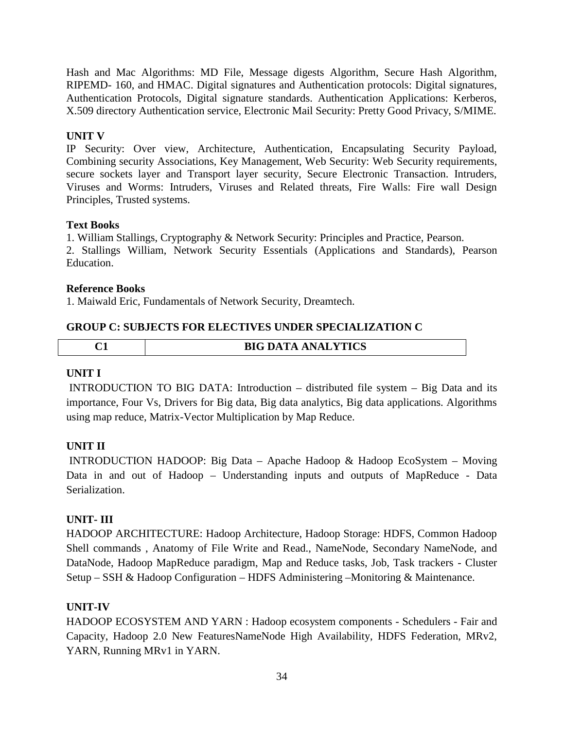Hash and Mac Algorithms: MD File, Message digests Algorithm, Secure Hash Algorithm, RIPEMD- 160, and HMAC. Digital signatures and Authentication protocols: Digital signatures, Authentication Protocols, Digital signature standards. Authentication Applications: Kerberos, X.509 directory Authentication service, Electronic Mail Security: Pretty Good Privacy, S/MIME.

**UNIT V**

IP Security: Over view, Architecture, Authentication, Encapsulating Security Payload, Combining security Associations, Key Management, Web Security: Web Security requirements, secure sockets layer and Transport layer security, Secure Electronic Transaction. Intruders, Viruses and Worms: Intruders, Viruses and Related threats, Fire Walls: Fire wall Design Principles, Trusted systems.

**Text Books**

1. William Stallings, Cryptography & Network Security: Principles and Practice, Pearson.
2. Stallings William, Network Security Essentials (Applications and Standards), Pearson Education.

**Reference Books**

1. Maiwald Eric, Fundamentals of Network Security, Dreamtech.

## GROUP C: SUBJECTS FOR ELECTIVES UNDER SPECIALIZATION C

| C1 | BIG DATA ANALYTICS |
|---|---|

**UNIT I**

INTRODUCTION TO BIG DATA: Introduction – distributed file system – Big Data and its importance, Four Vs, Drivers for Big data, Big data analytics, Big data applications. Algorithms using map reduce, Matrix-Vector Multiplication by Map Reduce.

**UNIT II**

INTRODUCTION HADOOP: Big Data – Apache Hadoop & Hadoop EcoSystem – Moving Data in and out of Hadoop – Understanding inputs and outputs of MapReduce - Data Serialization.

**UNIT- III**

HADOOP ARCHITECTURE: Hadoop Architecture, Hadoop Storage: HDFS, Common Hadoop Shell commands , Anatomy of File Write and Read., NameNode, Secondary NameNode, and DataNode, Hadoop MapReduce paradigm, Map and Reduce tasks, Job, Task trackers - Cluster Setup – SSH & Hadoop Configuration – HDFS Administering –Monitoring & Maintenance.

**UNIT-IV**

HADOOP ECOSYSTEM AND YARN : Hadoop ecosystem components - Schedulers - Fair and Capacity, Hadoop 2.0 New FeaturesNameNode High Availability, HDFS Federation, MRv2, YARN, Running MRv1 in YARN.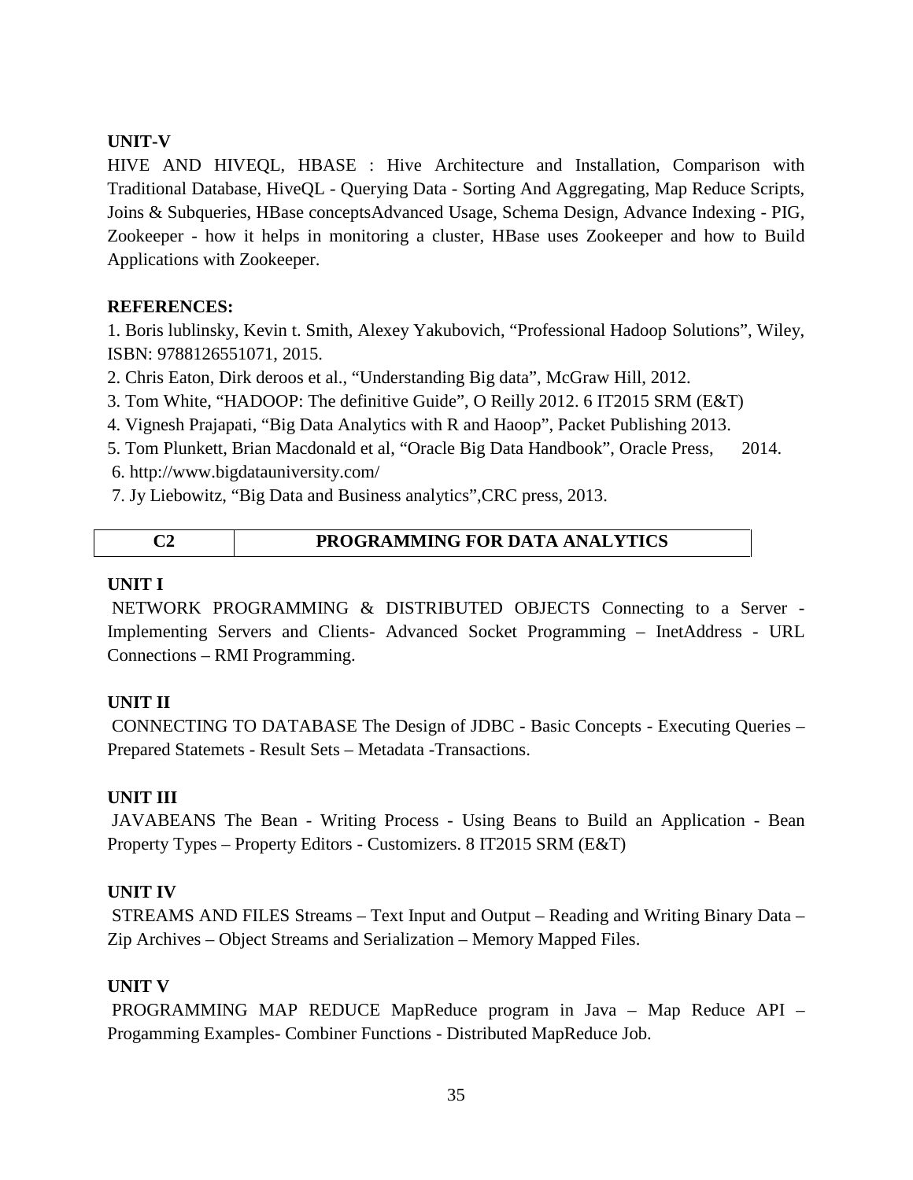**UNIT-V**

HIVE AND HIVEQL, HBASE : Hive Architecture and Installation, Comparison with Traditional Database, HiveQL - Querying Data - Sorting And Aggregating, Map Reduce Scripts, Joins & Subqueries, HBase conceptsAdvanced Usage, Schema Design, Advance Indexing - PIG, Zookeeper - how it helps in monitoring a cluster, HBase uses Zookeeper and how to Build Applications with Zookeeper.

**REFERENCES:**

1. Boris lublinsky, Kevin t. Smith, Alexey Yakubovich, “Professional Hadoop Solutions”, Wiley, ISBN: 9788126551071, 2015.
2. Chris Eaton, Dirk deroos et al., “Understanding Big data”, McGraw Hill, 2012.
3. Tom White, “HADOOP: The definitive Guide”, O Reilly 2012. 6 IT2015 SRM (E&T)
4. Vignesh Prajapati, “Big Data Analytics with R and Haoop”, Packet Publishing 2013.
5. Tom Plunkett, Brian Macdonald et al, “Oracle Big Data Handbook”, Oracle Press, 2014.
6. http://www.bigdatauniversity.com/
7. Jy Liebowitz, “Big Data and Business analytics”,CRC press, 2013.

| C2 | PROGRAMMING FOR DATA ANALYTICS |
|---|---|

**UNIT I**

NETWORK PROGRAMMING & DISTRIBUTED OBJECTS Connecting to a Server - Implementing Servers and Clients- Advanced Socket Programming – InetAddress - URL Connections – RMI Programming.

**UNIT II**

CONNECTING TO DATABASE The Design of JDBC - Basic Concepts - Executing Queries – Prepared Statemets - Result Sets – Metadata -Transactions.

**UNIT III**

JAVABEANS The Bean - Writing Process - Using Beans to Build an Application - Bean Property Types – Property Editors - Customizers. 8 IT2015 SRM (E&T)

**UNIT IV**

STREAMS AND FILES Streams – Text Input and Output – Reading and Writing Binary Data – Zip Archives – Object Streams and Serialization – Memory Mapped Files.

**UNIT V**

PROGRAMMING MAP REDUCE MapReduce program in Java – Map Reduce API – Progamming Examples- Combiner Functions - Distributed MapReduce Job.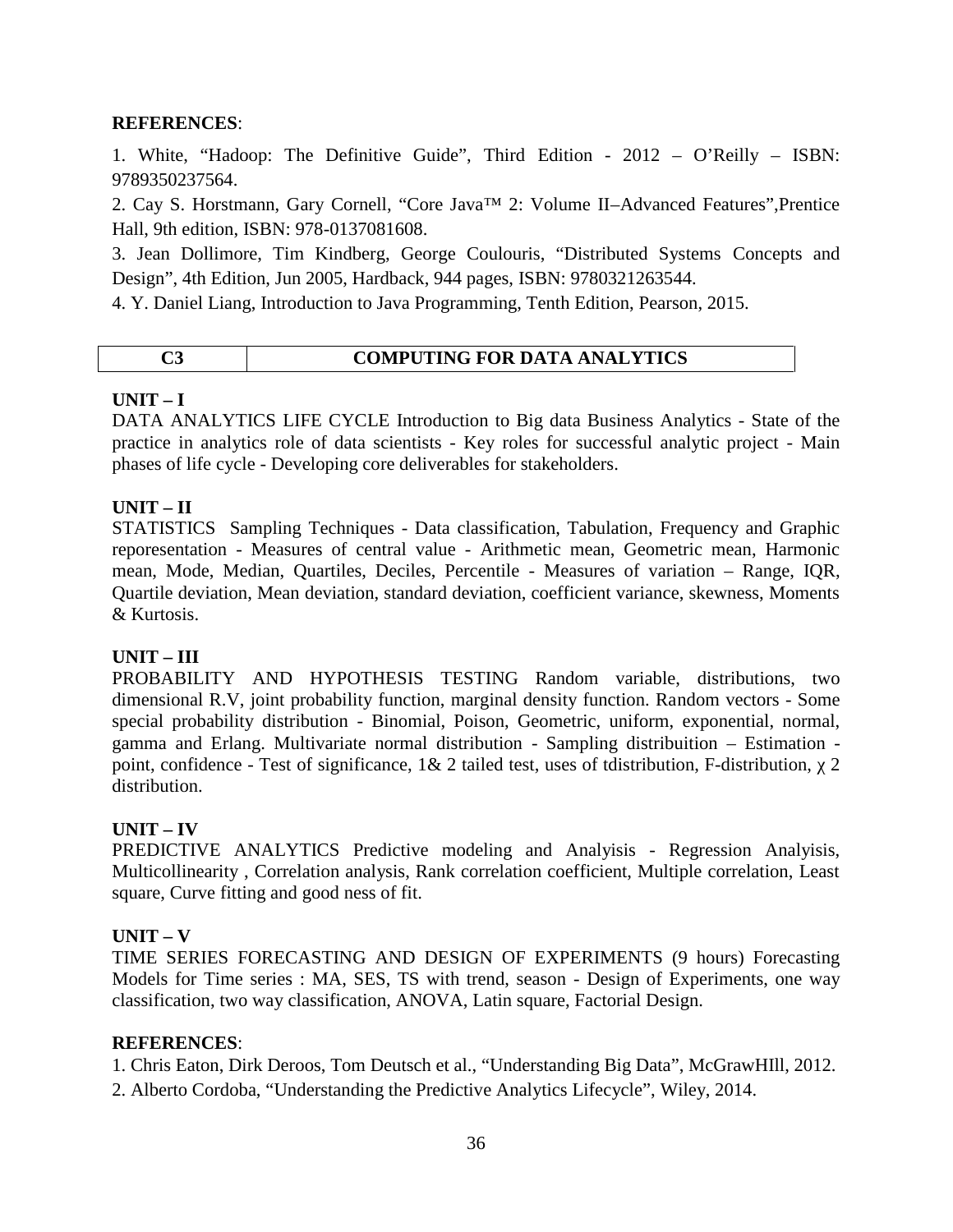**REFERENCES**:

1. White, "Hadoop: The Definitive Guide", Third Edition - 2012 – O'Reilly – ISBN: 9789350237564.
2. Cay S. Horstmann, Gary Cornell, "Core Java™ 2: Volume II–Advanced Features",Prentice Hall, 9th edition, ISBN: 978-0137081608.
3. Jean Dollimore, Tim Kindberg, George Coulouris, "Distributed Systems Concepts and Design", 4th Edition, Jun 2005, Hardback, 944 pages, ISBN: 9780321263544.
4. Y. Daniel Liang, Introduction to Java Programming, Tenth Edition, Pearson, 2015.

| C3 | COMPUTING FOR DATA ANALYTICS |
|---|---|

**UNIT – I**

DATA ANALYTICS LIFE CYCLE Introduction to Big data Business Analytics - State of the practice in analytics role of data scientists - Key roles for successful analytic project - Main phases of life cycle - Developing core deliverables for stakeholders.

**UNIT – II**

STATISTICS Sampling Techniques - Data classification, Tabulation, Frequency and Graphic reporesentation - Measures of central value - Arithmetic mean, Geometric mean, Harmonic mean, Mode, Median, Quartiles, Deciles, Percentile - Measures of variation – Range, IQR, Quartile deviation, Mean deviation, standard deviation, coefficient variance, skewness, Moments & Kurtosis.

**UNIT – III**

PROBABILITY AND HYPOTHESIS TESTING Random variable, distributions, two dimensional R.V, joint probability function, marginal density function. Random vectors - Some special probability distribution - Binomial, Poison, Geometric, uniform, exponential, normal, gamma and Erlang. Multivariate normal distribution - Sampling distribuition – Estimation - point, confidence - Test of significance, 1& 2 tailed test, uses of tdistribution, F-distribution, $\chi$ 2 distribution.

**UNIT – IV**

PREDICTIVE ANALYTICS Predictive modeling and Analyisis - Regression Analyisis, Multicollinearity , Correlation analysis, Rank correlation coefficient, Multiple correlation, Least square, Curve fitting and good ness of fit.

**UNIT – V**

TIME SERIES FORECASTING AND DESIGN OF EXPERIMENTS (9 hours) Forecasting Models for Time series : MA, SES, TS with trend, season - Design of Experiments, one way classification, two way classification, ANOVA, Latin square, Factorial Design.

**REFERENCES**:

1. Chris Eaton, Dirk Deroos, Tom Deutsch et al., "Understanding Big Data", McGrawHIll, 2012.
2. Alberto Cordoba, "Understanding the Predictive Analytics Lifecycle", Wiley, 2014.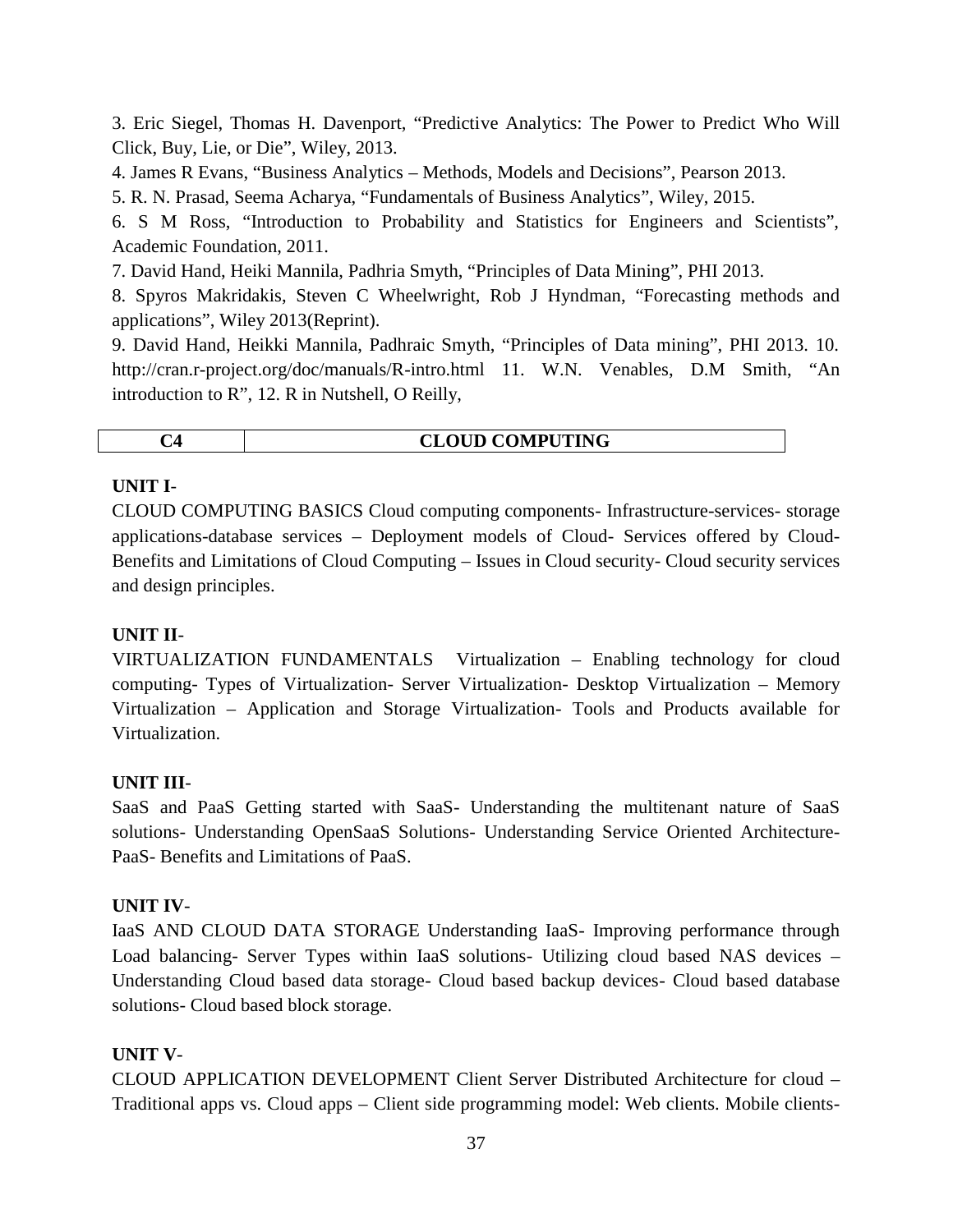3. Eric Siegel, Thomas H. Davenport, "Predictive Analytics: The Power to Predict Who Will Click, Buy, Lie, or Die", Wiley, 2013.

4. James R Evans, "Business Analytics – Methods, Models and Decisions", Pearson 2013.

5. R. N. Prasad, Seema Acharya, "Fundamentals of Business Analytics", Wiley, 2015.

6. S M Ross, "Introduction to Probability and Statistics for Engineers and Scientists", Academic Foundation, 2011.

7. David Hand, Heiki Mannila, Padhria Smyth, "Principles of Data Mining", PHI 2013.

8. Spyros Makridakis, Steven C Wheelwright, Rob J Hyndman, "Forecasting methods and applications", Wiley 2013(Reprint).

9. David Hand, Heikki Mannila, Padhraic Smyth, "Principles of Data mining", PHI 2013. 10. http://cran.r-project.org/doc/manuals/R-intro.html 11. W.N. Venables, D.M Smith, "An introduction to R", 12. R in Nutshell, O Reilly,

| C4 | CLOUD COMPUTING |
|---|---|

**UNIT I**-

CLOUD COMPUTING BASICS Cloud computing components- Infrastructure-services- storage applications-database services – Deployment models of Cloud- Services offered by Cloud- Benefits and Limitations of Cloud Computing – Issues in Cloud security- Cloud security services and design principles.

**UNIT II**-

VIRTUALIZATION FUNDAMENTALS Virtualization – Enabling technology for cloud computing- Types of Virtualization- Server Virtualization- Desktop Virtualization – Memory Virtualization – Application and Storage Virtualization- Tools and Products available for Virtualization.

**UNIT III**-

SaaS and PaaS Getting started with SaaS- Understanding the multitenant nature of SaaS solutions- Understanding OpenSaaS Solutions- Understanding Service Oriented Architecture- PaaS- Benefits and Limitations of PaaS.

**UNIT IV**-

IaaS AND CLOUD DATA STORAGE Understanding IaaS- Improving performance through Load balancing- Server Types within IaaS solutions- Utilizing cloud based NAS devices – Understanding Cloud based data storage- Cloud based backup devices- Cloud based database solutions- Cloud based block storage.

**UNIT V**-

CLOUD APPLICATION DEVELOPMENT Client Server Distributed Architecture for cloud – Traditional apps vs. Cloud apps – Client side programming model: Web clients. Mobile clients-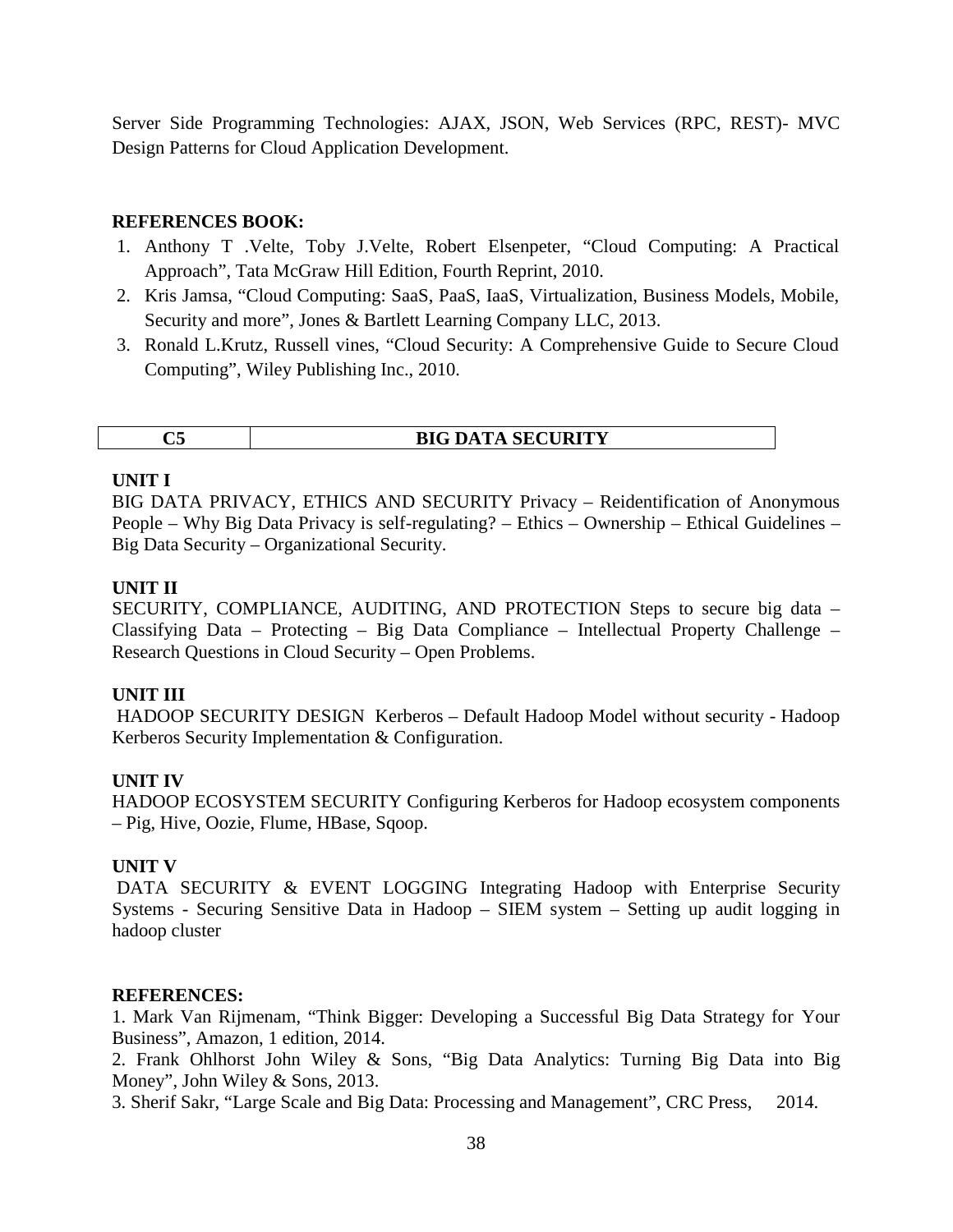Server Side Programming Technologies: AJAX, JSON, Web Services (RPC, REST)- MVC Design Patterns for Cloud Application Development.

**REFERENCES BOOK:**

1. Anthony T .Velte, Toby J.Velte, Robert Elsenpeter, "Cloud Computing: A Practical Approach", Tata McGraw Hill Edition, Fourth Reprint, 2010.
2. Kris Jamsa, "Cloud Computing: SaaS, PaaS, IaaS, Virtualization, Business Models, Mobile, Security and more", Jones & Bartlett Learning Company LLC, 2013.
3. Ronald L.Krutz, Russell vines, "Cloud Security: A Comprehensive Guide to Secure Cloud Computing", Wiley Publishing Inc., 2010.

| C5 | BIG DATA SECURITY |
|---|---|

**UNIT I**

BIG DATA PRIVACY, ETHICS AND SECURITY Privacy – Reidentification of Anonymous People – Why Big Data Privacy is self-regulating? – Ethics – Ownership – Ethical Guidelines – Big Data Security – Organizational Security.

**UNIT II**

SECURITY, COMPLIANCE, AUDITING, AND PROTECTION Steps to secure big data – Classifying Data – Protecting – Big Data Compliance – Intellectual Property Challenge – Research Questions in Cloud Security – Open Problems.

**UNIT III**

HADOOP SECURITY DESIGN Kerberos – Default Hadoop Model without security - Hadoop Kerberos Security Implementation & Configuration.

**UNIT IV**

HADOOP ECOSYSTEM SECURITY Configuring Kerberos for Hadoop ecosystem components – Pig, Hive, Oozie, Flume, HBase, Sqoop.

**UNIT V**

DATA SECURITY & EVENT LOGGING Integrating Hadoop with Enterprise Security Systems - Securing Sensitive Data in Hadoop – SIEM system – Setting up audit logging in hadoop cluster

**REFERENCES:**

1. Mark Van Rijmenam, "Think Bigger: Developing a Successful Big Data Strategy for Your Business", Amazon, 1 edition, 2014.
2. Frank Ohlhorst John Wiley & Sons, "Big Data Analytics: Turning Big Data into Big Money", John Wiley & Sons, 2013.
3. Sherif Sakr, "Large Scale and Big Data: Processing and Management", CRC Press, 2014.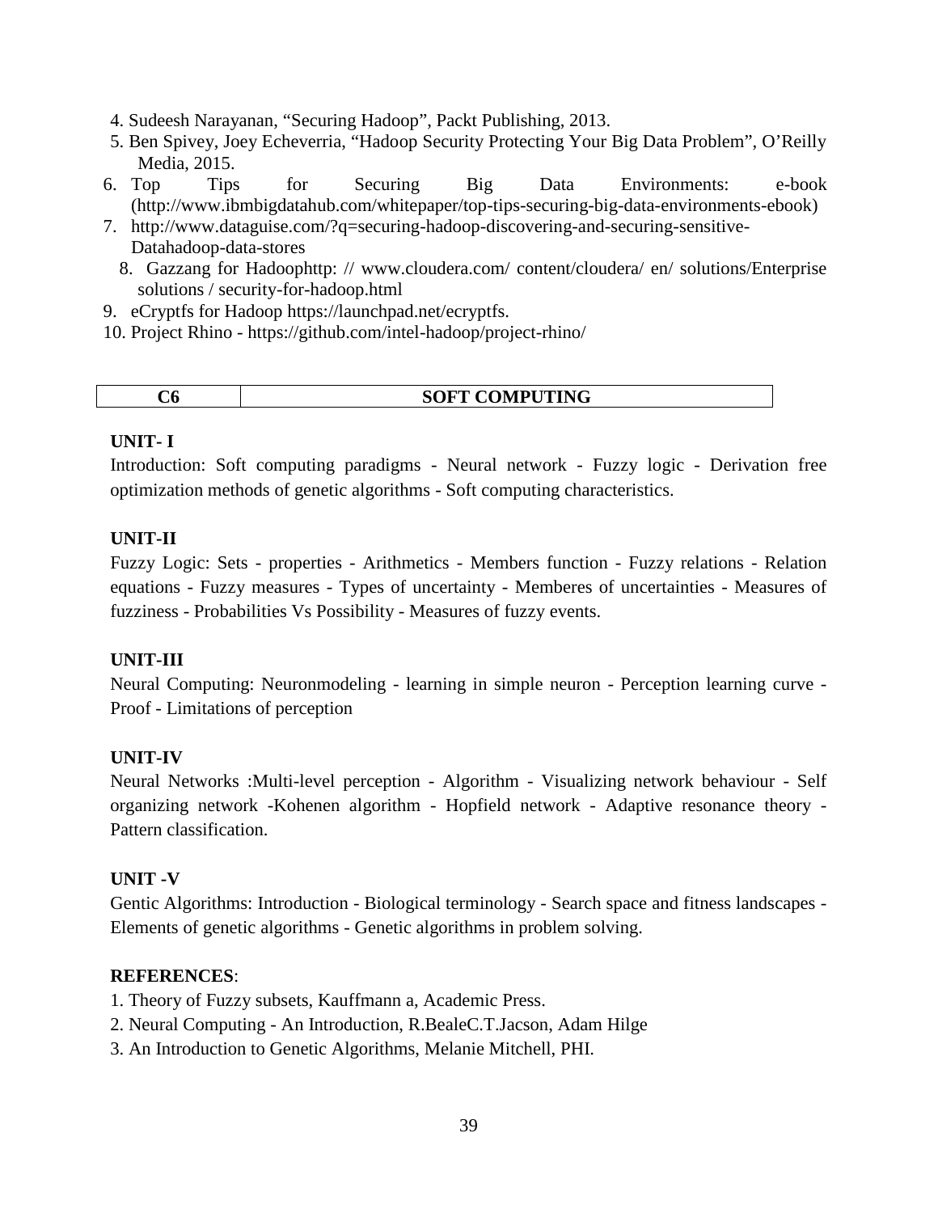4. Sudeesh Narayanan, "Securing Hadoop", Packt Publishing, 2013.
5. Ben Spivey, Joey Echeverria, "Hadoop Security Protecting Your Big Data Problem", O'Reilly Media, 2015.
6. Top Tips for Securing Big Data Environments: e-book (http://www.ibmbigdatahub.com/whitepaper/top-tips-securing-big-data-environments-ebook)
7. http://www.dataguise.com/?q=securing-hadoop-discovering-and-securing-sensitive-Datahadoop-data-stores
8. Gazzang for Hadoophttp: // www.cloudera.com/ content/cloudera/ en/ solutions/Enterprise solutions / security-for-hadoop.html
9. eCryptfs for Hadoop https://launchpad.net/ecryptfs.
10. Project Rhino - https://github.com/intel-hadoop/project-rhino/

| C6 | SOFT COMPUTING |
|---|---|

**UNIT- I**

Introduction: Soft computing paradigms - Neural network - Fuzzy logic - Derivation free optimization methods of genetic algorithms - Soft computing characteristics.

**UNIT-II**

Fuzzy Logic: Sets - properties - Arithmetics - Members function - Fuzzy relations - Relation equations - Fuzzy measures - Types of uncertainty - Memberes of uncertainties - Measures of fuzziness - Probabilities Vs Possibility - Measures of fuzzy events.

**UNIT-III**

Neural Computing: Neuronmodeling - learning in simple neuron - Perception learning curve - Proof - Limitations of perception

**UNIT-IV**

Neural Networks :Multi-level perception - Algorithm - Visualizing network behaviour - Self organizing network -Kohenen algorithm - Hopfield network - Adaptive resonance theory - Pattern classification.

**UNIT -V**

Gentic Algorithms: Introduction - Biological terminology - Search space and fitness landscapes - Elements of genetic algorithms - Genetic algorithms in problem solving.

**REFERENCES**:

1. Theory of Fuzzy subsets, Kauffmann a, Academic Press.
2. Neural Computing - An Introduction, R.BealeC.T.Jacson, Adam Hilge
3. An Introduction to Genetic Algorithms, Melanie Mitchell, PHI.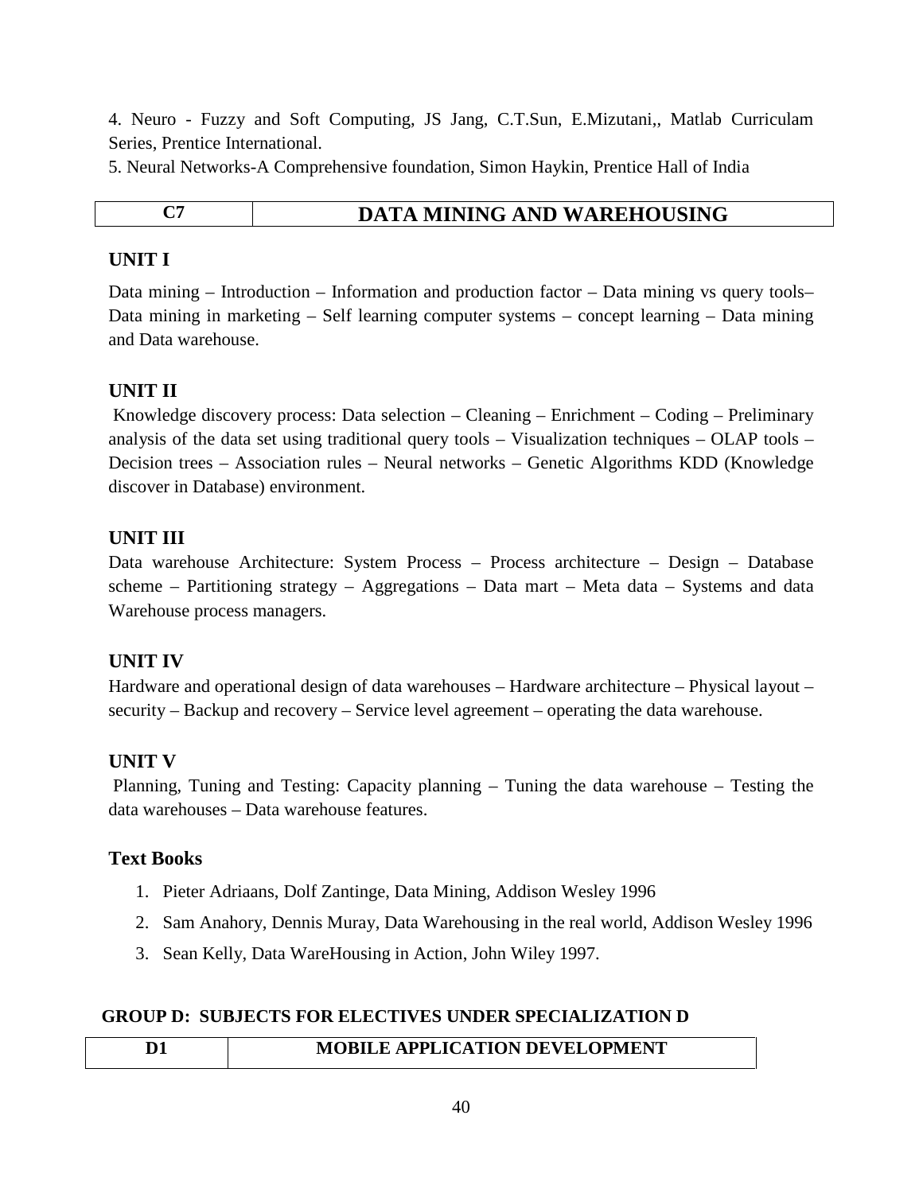4. Neuro - Fuzzy and Soft Computing, JS Jang, C.T.Sun, E.Mizutani,, Matlab Curriculam Series, Prentice International.

5. Neural Networks-A Comprehensive foundation, Simon Haykin, Prentice Hall of India

| C7 | DATA MINING AND WAREHOUSING |
|---|---|

### UNIT I

Data mining – Introduction – Information and production factor – Data mining vs query tools– Data mining in marketing – Self learning computer systems – concept learning – Data mining and Data warehouse.

### UNIT II

Knowledge discovery process: Data selection – Cleaning – Enrichment – Coding – Preliminary analysis of the data set using traditional query tools – Visualization techniques – OLAP tools – Decision trees – Association rules – Neural networks – Genetic Algorithms KDD (Knowledge discover in Database) environment.

### UNIT III

Data warehouse Architecture: System Process – Process architecture – Design – Database scheme – Partitioning strategy – Aggregations – Data mart – Meta data – Systems and data Warehouse process managers.

### UNIT IV

Hardware and operational design of data warehouses – Hardware architecture – Physical layout – security – Backup and recovery – Service level agreement – operating the data warehouse.

### UNIT V

Planning, Tuning and Testing: Capacity planning – Tuning the data warehouse – Testing the data warehouses – Data warehouse features.

### Text Books

1. Pieter Adriaans, Dolf Zantinge, Data Mining, Addison Wesley 1996
2. Sam Anahory, Dennis Muray, Data Warehousing in the real world, Addison Wesley 1996
3. Sean Kelly, Data WareHousing in Action, John Wiley 1997.

## GROUP D: SUBJECTS FOR ELECTIVES UNDER SPECIALIZATION D

| D1 | MOBILE APPLICATION DEVELOPMENT |
|---|---|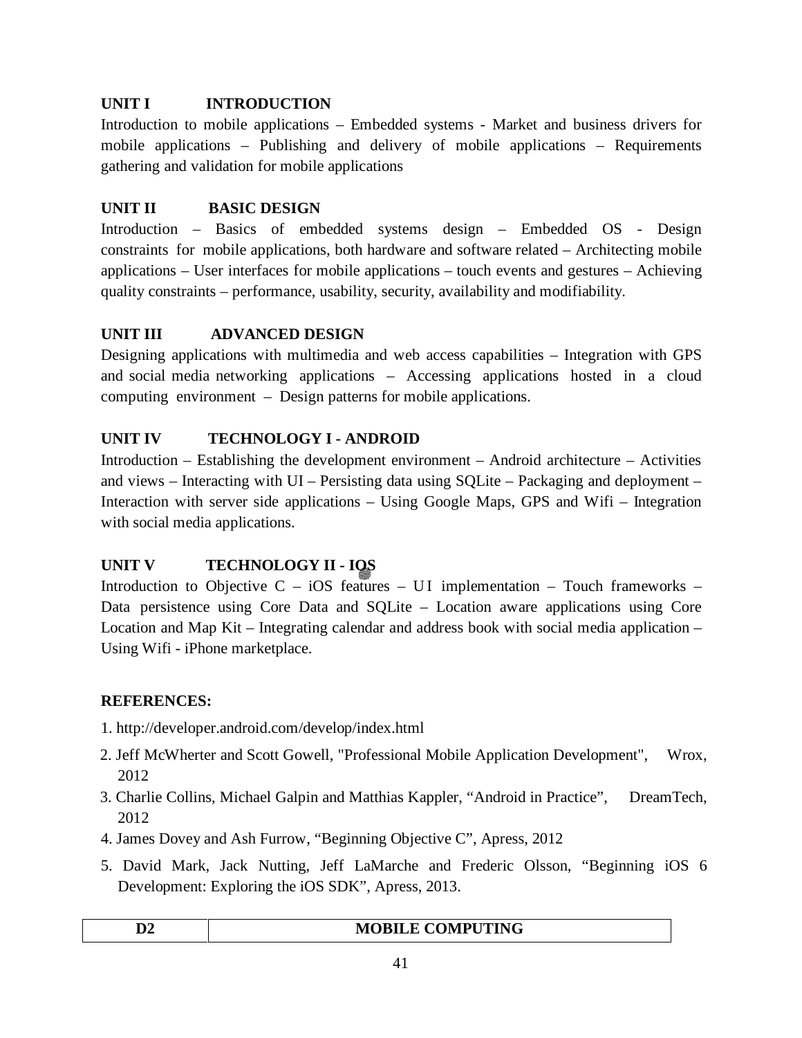**UNIT I INTRODUCTION**

Introduction to mobile applications – Embedded systems - Market and business drivers for mobile applications – Publishing and delivery of mobile applications – Requirements gathering and validation for mobile applications

**UNIT II BASIC DESIGN**

Introduction – Basics of embedded systems design – Embedded OS - Design constraints for mobile applications, both hardware and software related – Architecting mobile applications – User interfaces for mobile applications – touch events and gestures – Achieving quality constraints – performance, usability, security, availability and modifiability.

**UNIT III ADVANCED DESIGN**

Designing applications with multimedia and web access capabilities – Integration with GPS and social media networking applications – Accessing applications hosted in a cloud computing environment – Design patterns for mobile applications.

**UNIT IV TECHNOLOGY I - ANDROID**

Introduction – Establishing the development environment – Android architecture – Activities and views – Interacting with UI – Persisting data using SQLite – Packaging and deployment – Interaction with server side applications – Using Google Maps, GPS and Wifi – Integration with social media applications.

**UNIT V TECHNOLOGY II - IOS**

Introduction to Objective C – iOS features – UI implementation – Touch frameworks – Data persistence using Core Data and SQLite – Location aware applications using Core Location and Map Kit – Integrating calendar and address book with social media application – Using Wifi - iPhone marketplace.

**REFERENCES:**

1. http://developer.android.com/develop/index.html
2. Jeff McWherter and Scott Gowell, "Professional Mobile Application Development", Wrox, 2012
3. Charlie Collins, Michael Galpin and Matthias Kappler, "Android in Practice", DreamTech, 2012
4. James Dovey and Ash Furrow, "Beginning Objective C", Apress, 2012
5. David Mark, Jack Nutting, Jeff LaMarche and Frederic Olsson, "Beginning iOS 6 Development: Exploring the iOS SDK", Apress, 2013.

| D2 | MOBILE COMPUTING |
|---|---|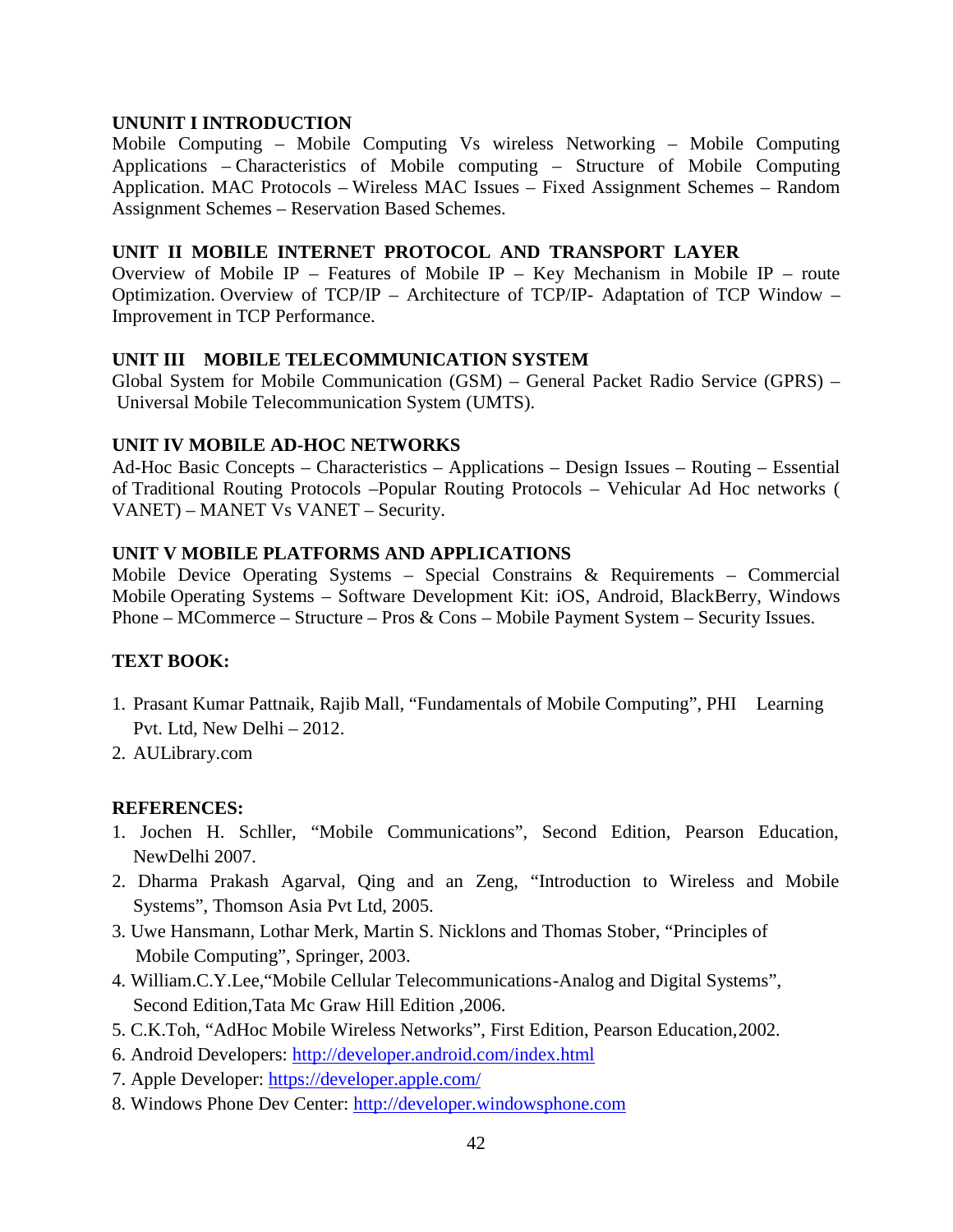**UNUNIT I INTRODUCTION**

Mobile Computing – Mobile Computing Vs wireless Networking – Mobile Computing Applications – Characteristics of Mobile computing – Structure of Mobile Computing Application. MAC Protocols – Wireless MAC Issues – Fixed Assignment Schemes – Random Assignment Schemes – Reservation Based Schemes.

**UNIT II MOBILE INTERNET PROTOCOL AND TRANSPORT LAYER**

Overview of Mobile IP – Features of Mobile IP – Key Mechanism in Mobile IP – route Optimization. Overview of TCP/IP – Architecture of TCP/IP- Adaptation of TCP Window – Improvement in TCP Performance.

**UNIT III MOBILE TELECOMMUNICATION SYSTEM**

Global System for Mobile Communication (GSM) – General Packet Radio Service (GPRS) – Universal Mobile Telecommunication System (UMTS).

**UNIT IV MOBILE AD-HOC NETWORKS**

Ad-Hoc Basic Concepts – Characteristics – Applications – Design Issues – Routing – Essential of Traditional Routing Protocols –Popular Routing Protocols – Vehicular Ad Hoc networks ( VANET) – MANET Vs VANET – Security.

**UNIT V MOBILE PLATFORMS AND APPLICATIONS**

Mobile Device Operating Systems – Special Constrains & Requirements – Commercial Mobile Operating Systems – Software Development Kit: iOS, Android, BlackBerry, Windows Phone – MCommerce – Structure – Pros & Cons – Mobile Payment System – Security Issues.

**TEXT BOOK:**

1. Prasant Kumar Pattnaik, Rajib Mall, “Fundamentals of Mobile Computing”, PHI Learning Pvt. Ltd, New Delhi – 2012.
2. AULibrary.com

**REFERENCES:**

1. Jochen H. Schller, “Mobile Communications”, Second Edition, Pearson Education, NewDelhi 2007.
2. Dharma Prakash Agarval, Qing and an Zeng, “Introduction to Wireless and Mobile Systems”, Thomson Asia Pvt Ltd, 2005.
3. Uwe Hansmann, Lothar Merk, Martin S. Nicklons and Thomas Stober, “Principles of Mobile Computing”, Springer, 2003.
4. William.C.Y.Lee,“Mobile Cellular Telecommunications-Analog and Digital Systems”, Second Edition,Tata Mc Graw Hill Edition ,2006.
5. C.K.Toh, “AdHoc Mobile Wireless Networks”, First Edition, Pearson Education,2002.
6. Android Developers: http://developer.android.com/index.html
7. Apple Developer: https://developer.apple.com/
8. Windows Phone Dev Center: http://developer.windowsphone.com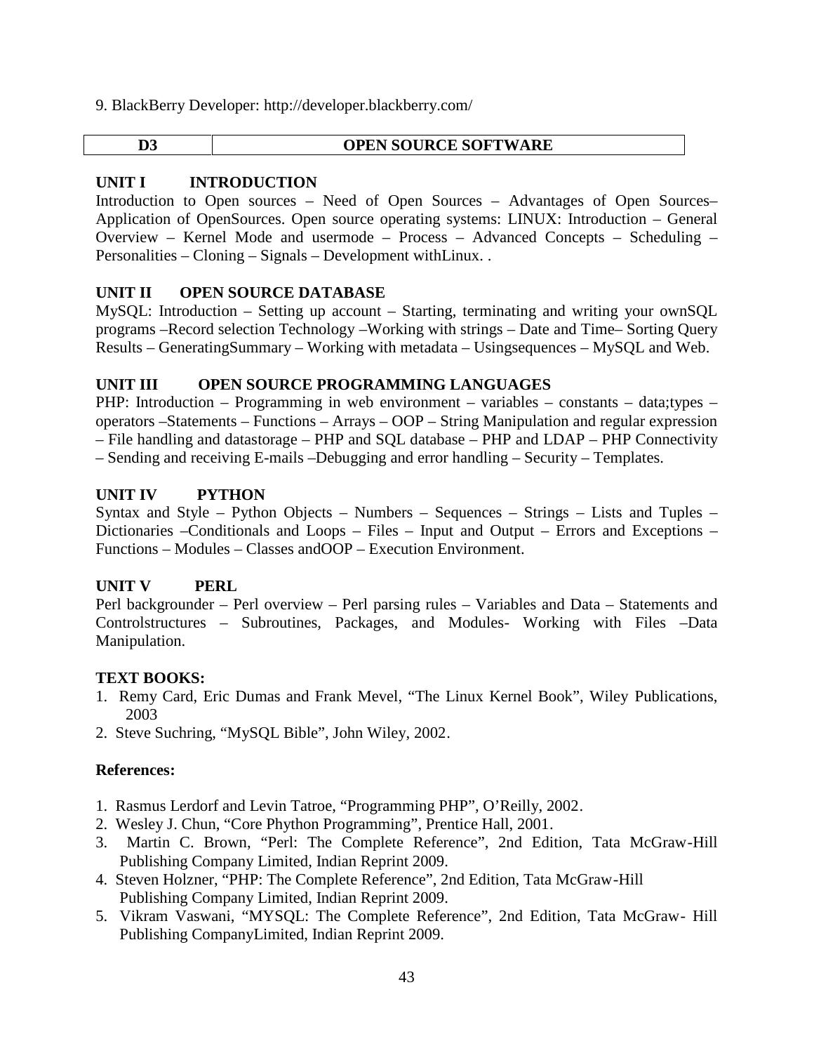9. BlackBerry Developer: http://developer.blackberry.com/

| D3 | OPEN SOURCE SOFTWARE |
|---|---|

**UNIT I INTRODUCTION**

Introduction to Open sources – Need of Open Sources – Advantages of Open Sources– Application of OpenSources. Open source operating systems: LINUX: Introduction – General Overview – Kernel Mode and usermode – Process – Advanced Concepts – Scheduling – Personalities – Cloning – Signals – Development withLinux. .

**UNIT II OPEN SOURCE DATABASE**

MySQL: Introduction – Setting up account – Starting, terminating and writing your ownSQL programs –Record selection Technology –Working with strings – Date and Time– Sorting Query Results – GeneratingSummary – Working with metadata – Usingsequences – MySQL and Web.

**UNIT III OPEN SOURCE PROGRAMMING LANGUAGES**

PHP: Introduction – Programming in web environment – variables – constants – data;types – operators –Statements – Functions – Arrays – OOP – String Manipulation and regular expression – File handling and datastorage – PHP and SQL database – PHP and LDAP – PHP Connectivity – Sending and receiving E-mails –Debugging and error handling – Security – Templates.

**UNIT IV PYTHON**

Syntax and Style – Python Objects – Numbers – Sequences – Strings – Lists and Tuples – Dictionaries –Conditionals and Loops – Files – Input and Output – Errors and Exceptions – Functions – Modules – Classes andOOP – Execution Environment.

**UNIT V PERL**

Perl backgrounder – Perl overview – Perl parsing rules – Variables and Data – Statements and Controlstructures – Subroutines, Packages, and Modules- Working with Files –Data Manipulation.

**TEXT BOOKS:**

1. Remy Card, Eric Dumas and Frank Mevel, "The Linux Kernel Book", Wiley Publications, 2003
2. Steve Suchring, "MySQL Bible", John Wiley, 2002.

**References:**

1. Rasmus Lerdorf and Levin Tatroe, "Programming PHP", O'Reilly, 2002.
2. Wesley J. Chun, "Core Phython Programming", Prentice Hall, 2001.
3. Martin C. Brown, "Perl: The Complete Reference", 2nd Edition, Tata McGraw-Hill Publishing Company Limited, Indian Reprint 2009.
4. Steven Holzner, "PHP: The Complete Reference", 2nd Edition, Tata McGraw-Hill Publishing Company Limited, Indian Reprint 2009.
5. Vikram Vaswani, "MYSQL: The Complete Reference", 2nd Edition, Tata McGraw- Hill Publishing CompanyLimited, Indian Reprint 2009.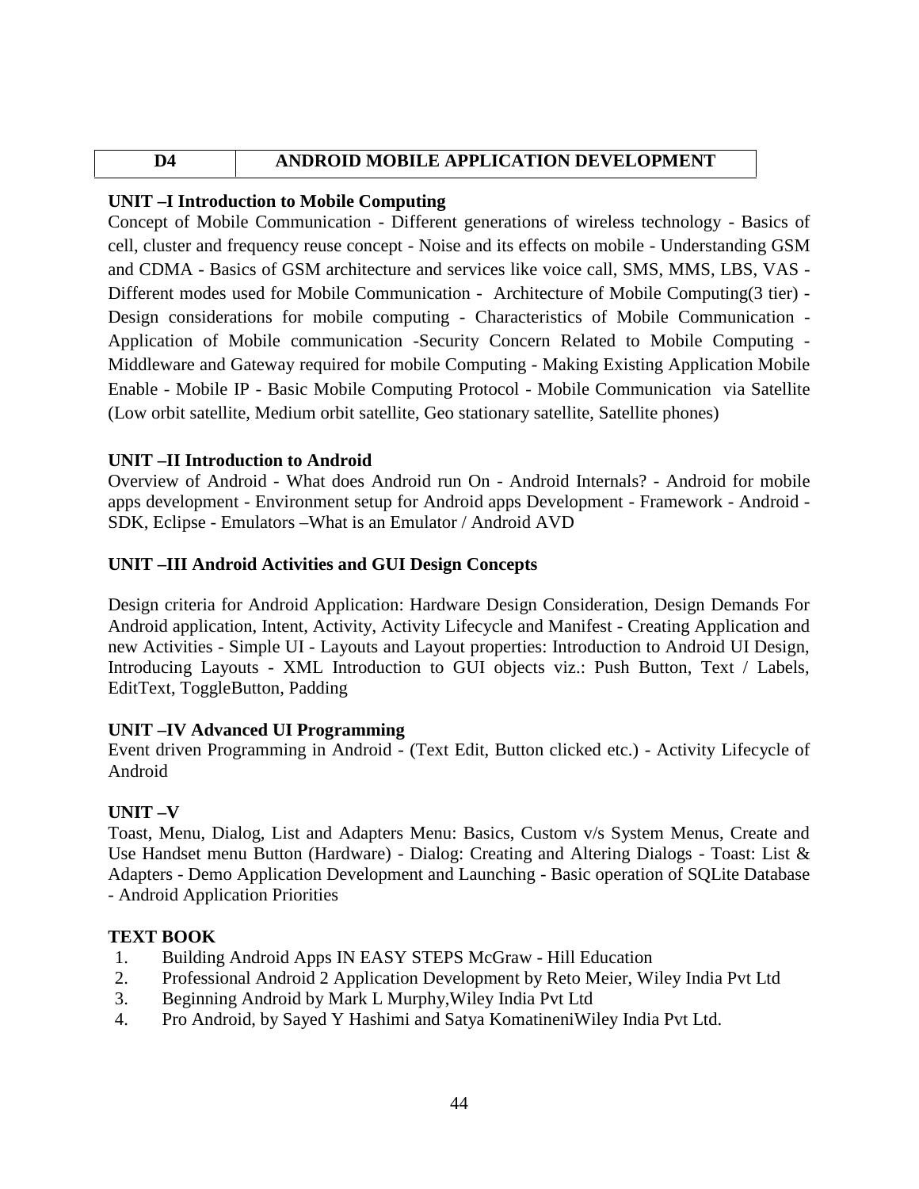| D4 | ANDROID MOBILE APPLICATION DEVELOPMENT |
|---|---|

**UNIT –I Introduction to Mobile Computing**

Concept of Mobile Communication - Different generations of wireless technology - Basics of cell, cluster and frequency reuse concept - Noise and its effects on mobile - Understanding GSM and CDMA - Basics of GSM architecture and services like voice call, SMS, MMS, LBS, VAS - Different modes used for Mobile Communication - Architecture of Mobile Computing(3 tier) - Design considerations for mobile computing - Characteristics of Mobile Communication - Application of Mobile communication -Security Concern Related to Mobile Computing - Middleware and Gateway required for mobile Computing - Making Existing Application Mobile Enable - Mobile IP - Basic Mobile Computing Protocol - Mobile Communication via Satellite (Low orbit satellite, Medium orbit satellite, Geo stationary satellite, Satellite phones)

**UNIT –II Introduction to Android**

Overview of Android - What does Android run On - Android Internals? - Android for mobile apps development - Environment setup for Android apps Development - Framework - Android - SDK, Eclipse - Emulators –What is an Emulator / Android AVD

**UNIT –III Android Activities and GUI Design Concepts**

Design criteria for Android Application: Hardware Design Consideration, Design Demands For Android application, Intent, Activity, Activity Lifecycle and Manifest - Creating Application and new Activities - Simple UI - Layouts and Layout properties: Introduction to Android UI Design, Introducing Layouts - XML Introduction to GUI objects viz.: Push Button, Text / Labels, EditText, ToggleButton, Padding

**UNIT –IV Advanced UI Programming**

Event driven Programming in Android - (Text Edit, Button clicked etc.) - Activity Lifecycle of Android

**UNIT –V**

Toast, Menu, Dialog, List and Adapters Menu: Basics, Custom v/s System Menus, Create and Use Handset menu Button (Hardware) - Dialog: Creating and Altering Dialogs - Toast: List & Adapters - Demo Application Development and Launching - Basic operation of SQLite Database - Android Application Priorities

**TEXT BOOK**

1. Building Android Apps IN EASY STEPS McGraw - Hill Education
2. Professional Android 2 Application Development by Reto Meier, Wiley India Pvt Ltd
3. Beginning Android by Mark L Murphy,Wiley India Pvt Ltd
4. Pro Android, by Sayed Y Hashimi and Satya KomatineniWiley India Pvt Ltd.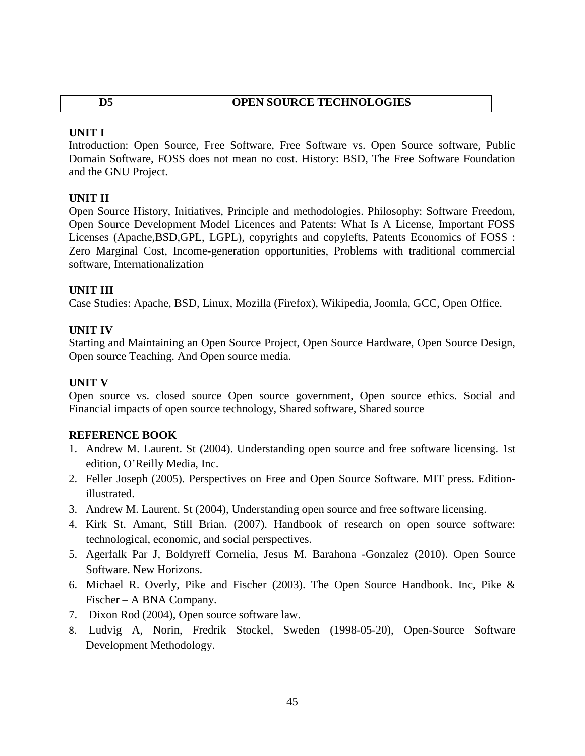| D5 | OPEN SOURCE TECHNOLOGIES |
|---|---|

**UNIT I**

Introduction: Open Source, Free Software, Free Software vs. Open Source software, Public Domain Software, FOSS does not mean no cost. History: BSD, The Free Software Foundation and the GNU Project.

**UNIT II**

Open Source History, Initiatives, Principle and methodologies. Philosophy: Software Freedom, Open Source Development Model Licences and Patents: What Is A License, Important FOSS Licenses (Apache,BSD,GPL, LGPL), copyrights and copylefts, Patents Economics of FOSS : Zero Marginal Cost, Income-generation opportunities, Problems with traditional commercial software, Internationalization

**UNIT III**

Case Studies: Apache, BSD, Linux, Mozilla (Firefox), Wikipedia, Joomla, GCC, Open Office.

**UNIT IV**

Starting and Maintaining an Open Source Project, Open Source Hardware, Open Source Design, Open source Teaching. And Open source media.

**UNIT V**

Open source vs. closed source Open source government, Open source ethics. Social and Financial impacts of open source technology, Shared software, Shared source

**REFERENCE BOOK**

1. Andrew M. Laurent. St (2004). Understanding open source and free software licensing. 1st edition, O'Reilly Media, Inc.
2. Feller Joseph (2005). Perspectives on Free and Open Source Software. MIT press. Edition-illustrated.
3. Andrew M. Laurent. St (2004), Understanding open source and free software licensing.
4. Kirk St. Amant, Still Brian. (2007). Handbook of research on open source software: technological, economic, and social perspectives.
5. Agerfalk Par J, Boldyreff Cornelia, Jesus M. Barahona -Gonzalez (2010). Open Source Software. New Horizons.
6. Michael R. Overly, Pike and Fischer (2003). The Open Source Handbook. Inc, Pike & Fischer – A BNA Company.
7. Dixon Rod (2004), Open source software law.
8. Ludvig A, Norin, Fredrik Stockel, Sweden (1998-05-20), Open-Source Software Development Methodology.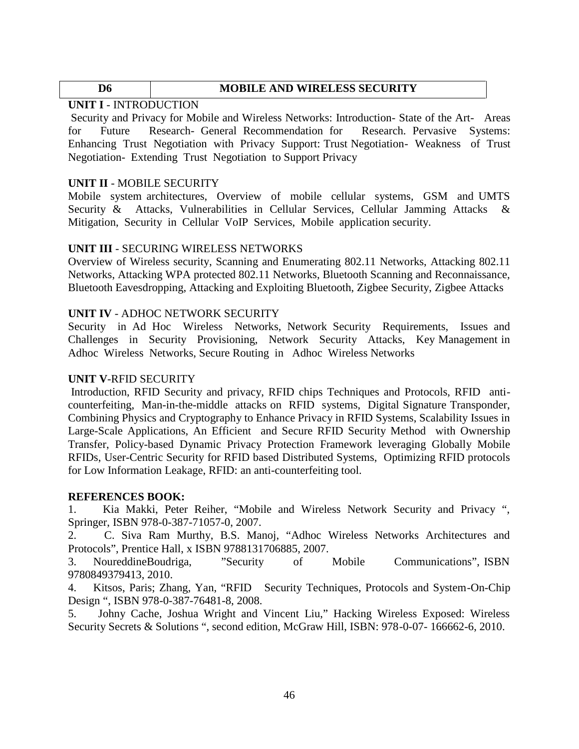| D6 | MOBILE AND WIRELESS SECURITY |
|---|---|

**UNIT I** - INTRODUCTION

Security and Privacy for Mobile and Wireless Networks: Introduction- State of the Art- Areas for Future Research- General Recommendation for Research. Pervasive Systems: Enhancing Trust Negotiation with Privacy Support: Trust Negotiation- Weakness of Trust Negotiation- Extending Trust Negotiation to Support Privacy

**UNIT II** - MOBILE SECURITY

Mobile system architectures, Overview of mobile cellular systems, GSM and UMTS Security & Attacks, Vulnerabilities in Cellular Services, Cellular Jamming Attacks & Mitigation, Security in Cellular VoIP Services, Mobile application security.

**UNIT III** - SECURING WIRELESS NETWORKS

Overview of Wireless security, Scanning and Enumerating 802.11 Networks, Attacking 802.11 Networks, Attacking WPA protected 802.11 Networks, Bluetooth Scanning and Reconnaissance, Bluetooth Eavesdropping, Attacking and Exploiting Bluetooth, Zigbee Security, Zigbee Attacks

**UNIT IV** - ADHOC NETWORK SECURITY

Security in Ad Hoc Wireless Networks, Network Security Requirements, Issues and Challenges in Security Provisioning, Network Security Attacks, Key Management in Adhoc Wireless Networks, Secure Routing in Adhoc Wireless Networks

**UNIT V**-RFID SECURITY

Introduction, RFID Security and privacy, RFID chips Techniques and Protocols, RFID anti-counterfeiting, Man-in-the-middle attacks on RFID systems, Digital Signature Transponder, Combining Physics and Cryptography to Enhance Privacy in RFID Systems, Scalability Issues in Large-Scale Applications, An Efficient and Secure RFID Security Method with Ownership Transfer, Policy-based Dynamic Privacy Protection Framework leveraging Globally Mobile RFIDs, User-Centric Security for RFID based Distributed Systems, Optimizing RFID protocols for Low Information Leakage, RFID: an anti-counterfeiting tool.

**REFERENCES BOOK:**

1. Kia Makki, Peter Reiher, "Mobile and Wireless Network Security and Privacy ", Springer, ISBN 978-0-387-71057-0, 2007.
2. C. Siva Ram Murthy, B.S. Manoj, "Adhoc Wireless Networks Architectures and Protocols", Prentice Hall, x ISBN 9788131706885, 2007.
3. NoureddineBoudriga, "Security of Mobile Communications", ISBN 9780849379413, 2010.
4. Kitsos, Paris; Zhang, Yan, "RFID Security Techniques, Protocols and System-On-Chip Design ", ISBN 978-0-387-76481-8, 2008.
5. Johny Cache, Joshua Wright and Vincent Liu," Hacking Wireless Exposed: Wireless Security Secrets & Solutions ", second edition, McGraw Hill, ISBN: 978-0-07- 166662-6, 2010.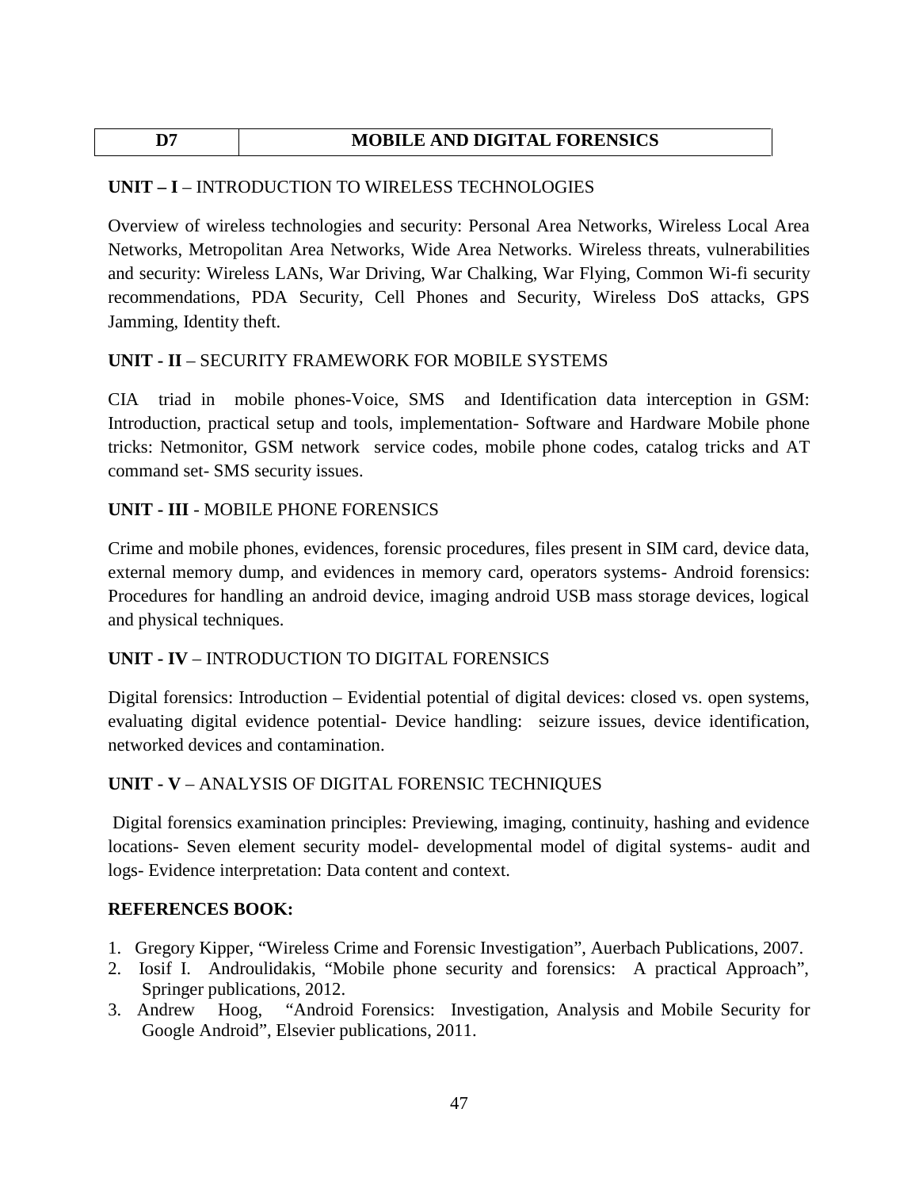| D7 | MOBILE AND DIGITAL FORENSICS |
|---|---|

**UNIT – I** – INTRODUCTION TO WIRELESS TECHNOLOGIES

Overview of wireless technologies and security: Personal Area Networks, Wireless Local Area Networks, Metropolitan Area Networks, Wide Area Networks. Wireless threats, vulnerabilities and security: Wireless LANs, War Driving, War Chalking, War Flying, Common Wi-fi security recommendations, PDA Security, Cell Phones and Security, Wireless DoS attacks, GPS Jamming, Identity theft.

**UNIT - II** – SECURITY FRAMEWORK FOR MOBILE SYSTEMS

CIA triad in mobile phones-Voice, SMS and Identification data interception in GSM: Introduction, practical setup and tools, implementation- Software and Hardware Mobile phone tricks: Netmonitor, GSM network service codes, mobile phone codes, catalog tricks and AT command set- SMS security issues.

**UNIT - III** - MOBILE PHONE FORENSICS

Crime and mobile phones, evidences, forensic procedures, files present in SIM card, device data, external memory dump, and evidences in memory card, operators systems- Android forensics: Procedures for handling an android device, imaging android USB mass storage devices, logical and physical techniques.

**UNIT - IV** – INTRODUCTION TO DIGITAL FORENSICS

Digital forensics: Introduction – Evidential potential of digital devices: closed vs. open systems, evaluating digital evidence potential- Device handling: seizure issues, device identification, networked devices and contamination.

**UNIT - V** – ANALYSIS OF DIGITAL FORENSIC TECHNIQUES

Digital forensics examination principles: Previewing, imaging, continuity, hashing and evidence locations- Seven element security model- developmental model of digital systems- audit and logs- Evidence interpretation: Data content and context.

**REFERENCES BOOK:**

1. Gregory Kipper, "Wireless Crime and Forensic Investigation", Auerbach Publications, 2007.
2. Iosif I. Androulidakis, "Mobile phone security and forensics: A practical Approach", Springer publications, 2012.
3. Andrew Hoog, "Android Forensics: Investigation, Analysis and Mobile Security for Google Android", Elsevier publications, 2011.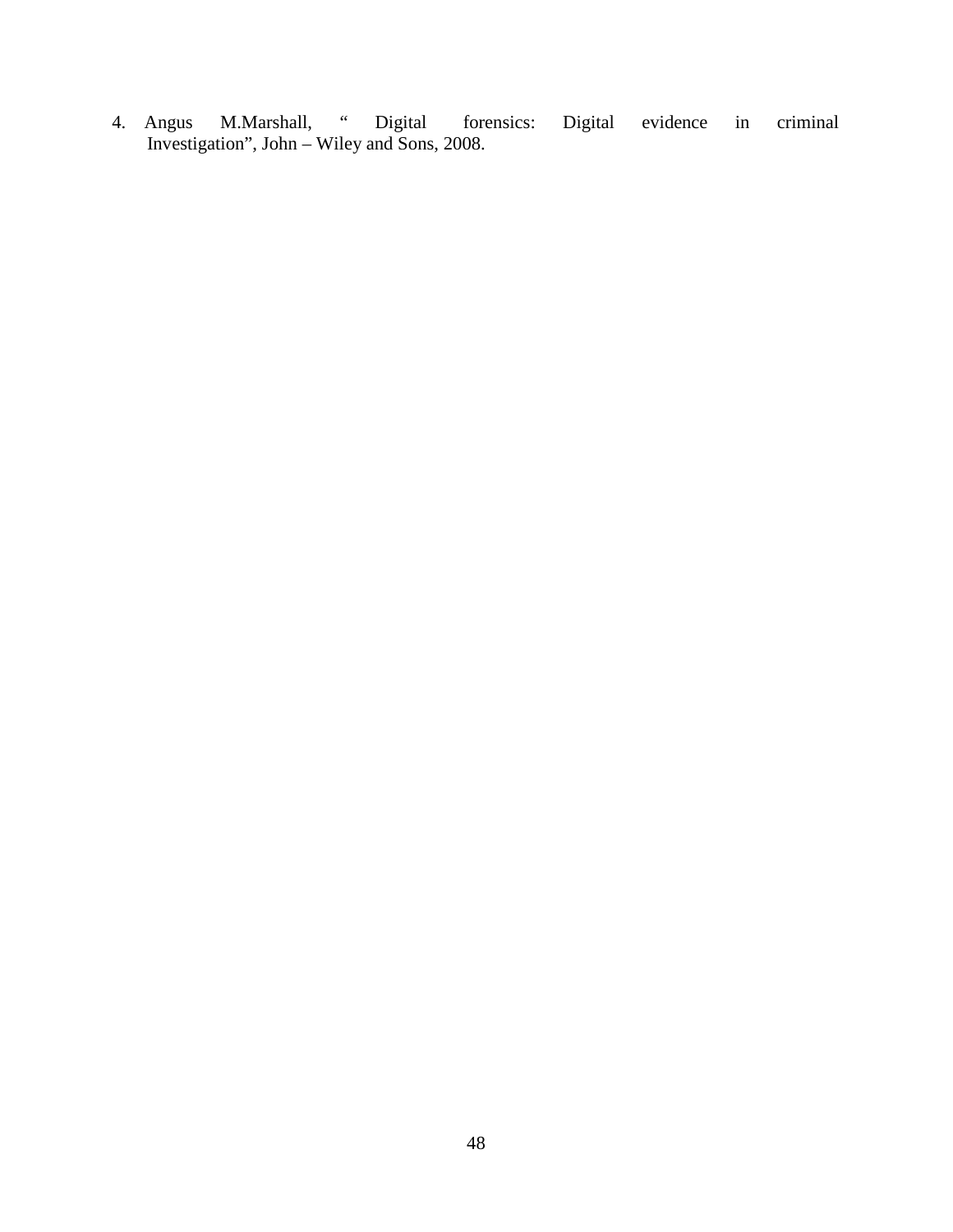4. Angus M.Marshall, " Digital forensics: Digital evidence in criminal Investigation", John – Wiley and Sons, 2008.